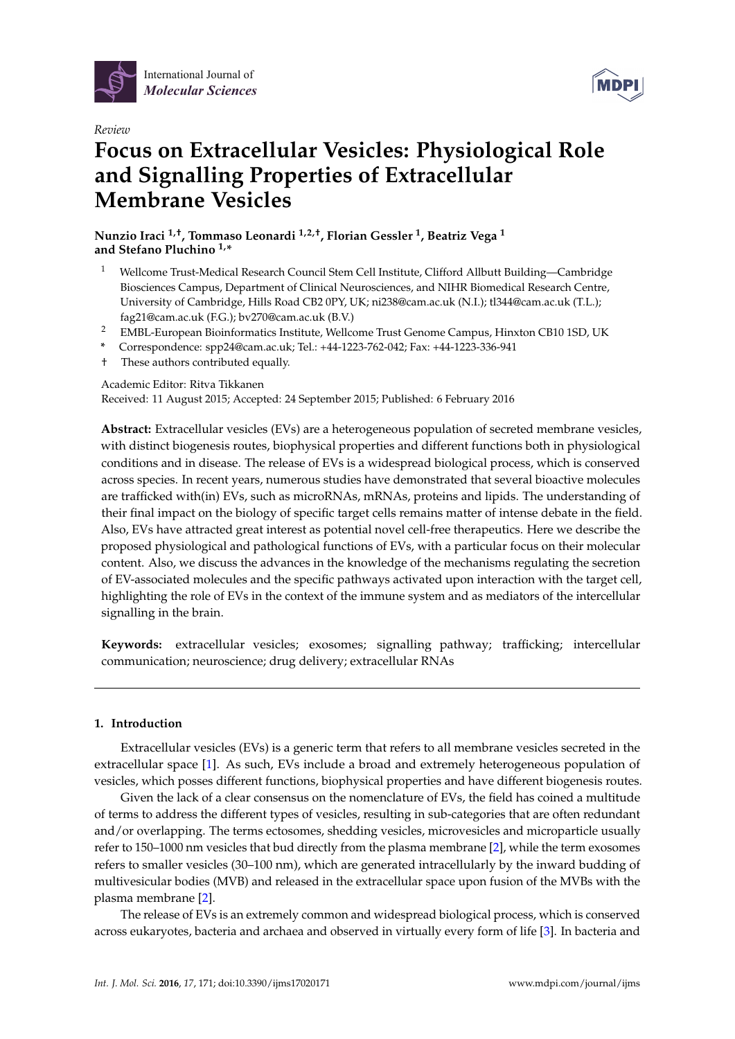International Journal of *Molecular Sciences*

*Review*

# Focus on Extracellular Vesicles: Physiological Role and Signalling Properties of Extracellular Membrane Vesicles

**Nunzio Iraci [1,†], Tommaso Leonardi [1,2,†], Florian Gessler [1], Beatriz Vega [1] and Stefano Pluchino [1,*]**

[1] Wellcome Trust-Medical Research Council Stem Cell Institute, Clifford Allbutt Building—Cambridge Biosciences Campus, Department of Clinical Neurosciences, and NIHR Biomedical Research Centre, University of Cambridge, Hills Road CB2 0PY, UK; ni238@cam.ac.uk (N.I.); tl344@cam.ac.uk (T.L.); fag21@cam.ac.uk (F.G.); bv270@cam.ac.uk (B.V.)

[2] EMBL-European Bioinformatics Institute, Wellcome Trust Genome Campus, Hinxton CB10 1SD, UK

[*] Correspondence: spp24@cam.ac.uk; Tel.: +44-1223-762-042; Fax: +44-1223-336-941

[†] These authors contributed equally.

Academic Editor: Ritva Tikkanen

Received: 11 August 2015; Accepted: 24 September 2015; Published: 6 February 2016

**Abstract:** Extracellular vesicles (EVs) are a heterogeneous population of secreted membrane vesicles, with distinct biogenesis routes, biophysical properties and different functions both in physiological conditions and in disease. The release of EVs is a widespread biological process, which is conserved across species. In recent years, numerous studies have demonstrated that several bioactive molecules are trafficked with(in) EVs, such as microRNAs, mRNAs, proteins and lipids. The understanding of their final impact on the biology of specific target cells remains matter of intense debate in the field. Also, EVs have attracted great interest as potential novel cell-free therapeutics. Here we describe the proposed physiological and pathological functions of EVs, with a particular focus on their molecular content. Also, we discuss the advances in the knowledge of the mechanisms regulating the secretion of EV-associated molecules and the specific pathways activated upon interaction with the target cell, highlighting the role of EVs in the context of the immune system and as mediators of the intercellular signalling in the brain.

**Keywords:** extracellular vesicles; exosomes; signalling pathway; trafficking; intercellular communication; neuroscience; drug delivery; extracellular RNAs

## 1. Introduction

Extracellular vesicles (EVs) is a generic term that refers to all membrane vesicles secreted in the extracellular space [1]. As such, EVs include a broad and extremely heterogeneous population of vesicles, which posses different functions, biophysical properties and have different biogenesis routes.

Given the lack of a clear consensus on the nomenclature of EVs, the field has coined a multitude of terms to address the different types of vesicles, resulting in sub-categories that are often redundant and/or overlapping. The terms ectosomes, shedding vesicles, microvesicles and microparticle usually refer to 150–1000 nm vesicles that bud directly from the plasma membrane [2], while the term exosomes refers to smaller vesicles (30–100 nm), which are generated intracellularly by the inward budding of multivesicular bodies (MVB) and released in the extracellular space upon fusion of the MVBs with the plasma membrane [2].

The release of EVs is an extremely common and widespread biological process, which is conserved across eukaryotes, bacteria and archaea and observed in virtually every form of life [3]. In bacteria and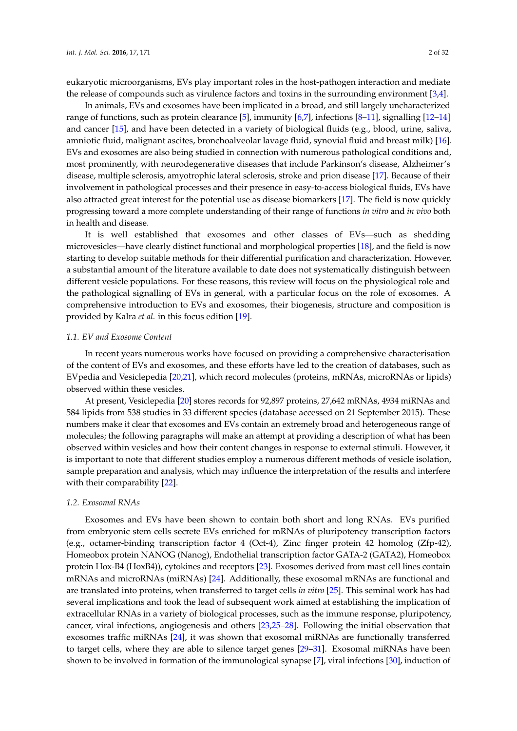eukaryotic microorganisms, EVs play important roles in the host-pathogen interaction and mediate the release of compounds such as virulence factors and toxins in the surrounding environment [3,4].

In animals, EVs and exosomes have been implicated in a broad, and still largely uncharacterized range of functions, such as protein clearance [5], immunity [6,7], infections [8–11], signalling [12–14] and cancer [15], and have been detected in a variety of biological fluids (e.g., blood, urine, saliva, amniotic fluid, malignant ascites, bronchoalveolar lavage fluid, synovial fluid and breast milk) [16]. EVs and exosomes are also being studied in connection with numerous pathological conditions and, most prominently, with neurodegenerative diseases that include Parkinson's disease, Alzheimer's disease, multiple sclerosis, amyotrophic lateral sclerosis, stroke and prion disease [17]. Because of their involvement in pathological processes and their presence in easy-to-access biological fluids, EVs have also attracted great interest for the potential use as disease biomarkers [17]. The field is now quickly progressing toward a more complete understanding of their range of functions *in vitro* and *in vivo* both in health and disease.

It is well established that exosomes and other classes of EVs—such as shedding microvesicles—have clearly distinct functional and morphological properties [18], and the field is now starting to develop suitable methods for their differential purification and characterization. However, a substantial amount of the literature available to date does not systematically distinguish between different vesicle populations. For these reasons, this review will focus on the physiological role and the pathological signalling of EVs in general, with a particular focus on the role of exosomes. A comprehensive introduction to EVs and exosomes, their biogenesis, structure and composition is provided by Kalra *et al.* in this focus edition [19].

### 1.1. EV and Exosome Content

In recent years numerous works have focused on providing a comprehensive characterisation of the content of EVs and exosomes, and these efforts have led to the creation of databases, such as EVpedia and Vesiclepedia [20,21], which record molecules (proteins, mRNAs, microRNAs or lipids) observed within these vesicles.

At present, Vesiclepedia [20] stores records for 92,897 proteins, 27,642 mRNAs, 4934 miRNAs and 584 lipids from 538 studies in 33 different species (database accessed on 21 September 2015). These numbers make it clear that exosomes and EVs contain an extremely broad and heterogeneous range of molecules; the following paragraphs will make an attempt at providing a description of what has been observed within vesicles and how their content changes in response to external stimuli. However, it is important to note that different studies employ a numerous different methods of vesicle isolation, sample preparation and analysis, which may influence the interpretation of the results and interfere with their comparability [22].

### 1.2. Exosomal RNAs

Exosomes and EVs have been shown to contain both short and long RNAs. EVs purified from embryonic stem cells secrete EVs enriched for mRNAs of pluripotency transcription factors (e.g., octamer-binding transcription factor 4 (Oct-4), Zinc finger protein 42 homolog (Zfp-42), Homeobox protein NANOG (Nanog), Endothelial transcription factor GATA-2 (GATA2), Homeobox protein Hox-B4 (HoxB4)), cytokines and receptors [23]. Exosomes derived from mast cell lines contain mRNAs and microRNAs (miRNAs) [24]. Additionally, these exosomal mRNAs are functional and are translated into proteins, when transferred to target cells *in vitro* [25]. This seminal work has had several implications and took the lead of subsequent work aimed at establishing the implication of extracellular RNAs in a variety of biological processes, such as the immune response, pluripotency, cancer, viral infections, angiogenesis and others [23,25–28]. Following the initial observation that exosomes traffic miRNAs [24], it was shown that exosomal miRNAs are functionally transferred to target cells, where they are able to silence target genes [29–31]. Exosomal miRNAs have been shown to be involved in formation of the immunological synapse [7], viral infections [30], induction of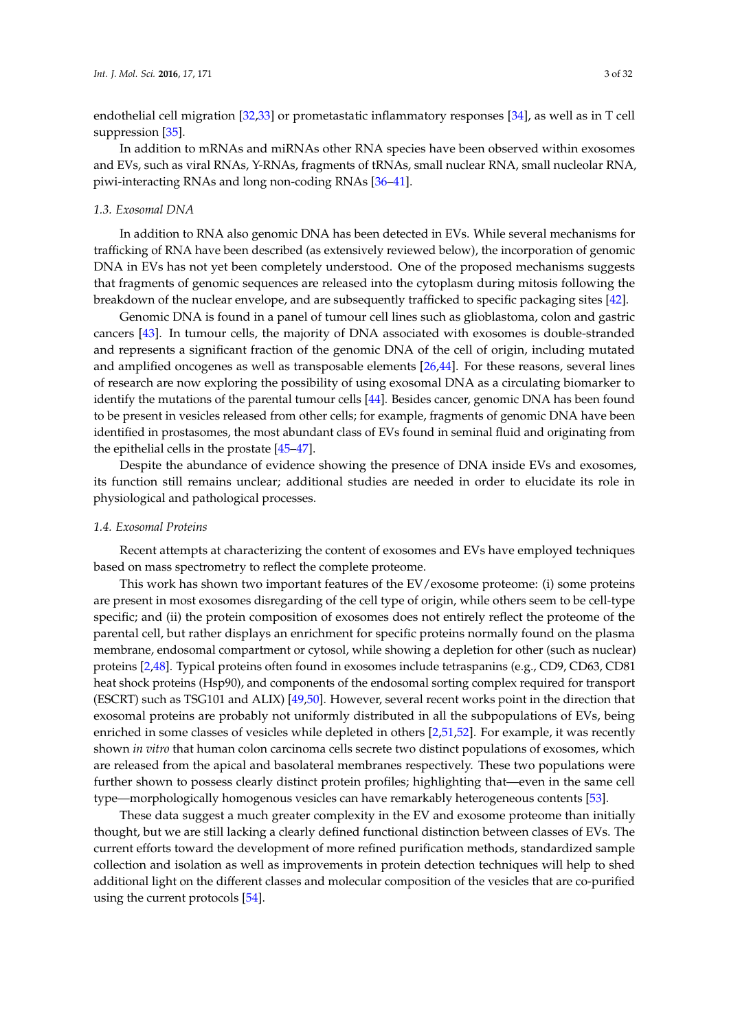endothelial cell migration [32,33] or prometastatic inflammatory responses [34], as well as in T cell suppression [35].

In addition to mRNAs and miRNAs other RNA species have been observed within exosomes and EVs, such as viral RNAs, Y-RNAs, fragments of tRNAs, small nuclear RNA, small nucleolar RNA, piwi-interacting RNAs and long non-coding RNAs [36–41].

### 1.3. Exosomal DNA

In addition to RNA also genomic DNA has been detected in EVs. While several mechanisms for trafficking of RNA have been described (as extensively reviewed below), the incorporation of genomic DNA in EVs has not yet been completely understood. One of the proposed mechanisms suggests that fragments of genomic sequences are released into the cytoplasm during mitosis following the breakdown of the nuclear envelope, and are subsequently trafficked to specific packaging sites [42].

Genomic DNA is found in a panel of tumour cell lines such as glioblastoma, colon and gastric cancers [43]. In tumour cells, the majority of DNA associated with exosomes is double-stranded and represents a significant fraction of the genomic DNA of the cell of origin, including mutated and amplified oncogenes as well as transposable elements [26,44]. For these reasons, several lines of research are now exploring the possibility of using exosomal DNA as a circulating biomarker to identify the mutations of the parental tumour cells [44]. Besides cancer, genomic DNA has been found to be present in vesicles released from other cells; for example, fragments of genomic DNA have been identified in prostasomes, the most abundant class of EVs found in seminal fluid and originating from the epithelial cells in the prostate [45–47].

Despite the abundance of evidence showing the presence of DNA inside EVs and exosomes, its function still remains unclear; additional studies are needed in order to elucidate its role in physiological and pathological processes.

### 1.4. Exosomal Proteins

Recent attempts at characterizing the content of exosomes and EVs have employed techniques based on mass spectrometry to reflect the complete proteome.

This work has shown two important features of the EV/exosome proteome: (i) some proteins are present in most exosomes disregarding of the cell type of origin, while others seem to be cell-type specific; and (ii) the protein composition of exosomes does not entirely reflect the proteome of the parental cell, but rather displays an enrichment for specific proteins normally found on the plasma membrane, endosomal compartment or cytosol, while showing a depletion for other (such as nuclear) proteins [2,48]. Typical proteins often found in exosomes include tetraspanins (e.g., CD9, CD63, CD81 heat shock proteins (Hsp90), and components of the endosomal sorting complex required for transport (ESCRT) such as TSG101 and ALIX) [49,50]. However, several recent works point in the direction that exosomal proteins are probably not uniformly distributed in all the subpopulations of EVs, being enriched in some classes of vesicles while depleted in others [2,51,52]. For example, it was recently shown *in vitro* that human colon carcinoma cells secrete two distinct populations of exosomes, which are released from the apical and basolateral membranes respectively. These two populations were further shown to possess clearly distinct protein profiles; highlighting that—even in the same cell type—morphologically homogenous vesicles can have remarkably heterogeneous contents [53].

These data suggest a much greater complexity in the EV and exosome proteome than initially thought, but we are still lacking a clearly defined functional distinction between classes of EVs. The current efforts toward the development of more refined purification methods, standardized sample collection and isolation as well as improvements in protein detection techniques will help to shed additional light on the different classes and molecular composition of the vesicles that are co-purified using the current protocols [54].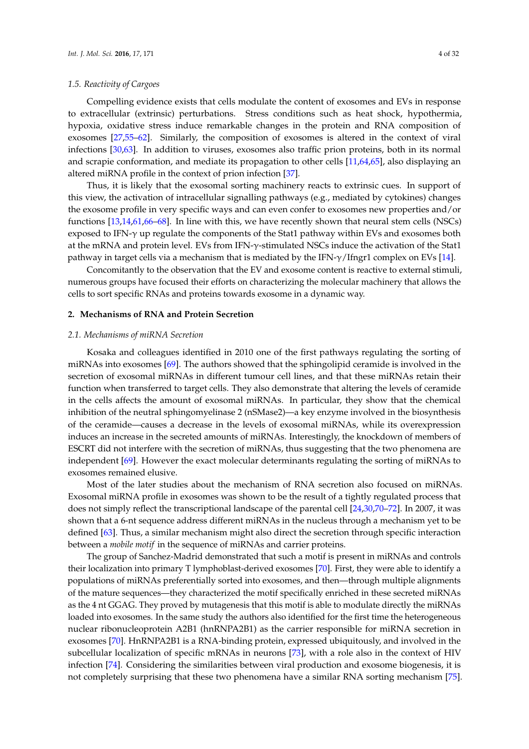### 1.5. Reactivity of Cargoes

Compelling evidence exists that cells modulate the content of exosomes and EVs in response to extracellular (extrinsic) perturbations. Stress conditions such as heat shock, hypothermia, hypoxia, oxidative stress induce remarkable changes in the protein and RNA composition of exosomes [27,55–62]. Similarly, the composition of exosomes is altered in the context of viral infections [30,63]. In addition to viruses, exosomes also traffic prion proteins, both in its normal and scrapie conformation, and mediate its propagation to other cells [11,64,65], also displaying an altered miRNA profile in the context of prion infection [37].

Thus, it is likely that the exosomal sorting machinery reacts to extrinsic cues. In support of this view, the activation of intracellular signalling pathways (e.g., mediated by cytokines) changes the exosome profile in very specific ways and can even confer to exosomes new properties and/or functions [13,14,61,66–68]. In line with this, we have recently shown that neural stem cells (NSCs) exposed to IFN-γ up regulate the components of the Stat1 pathway within EVs and exosomes both at the mRNA and protein level. EVs from IFN-γ-stimulated NSCs induce the activation of the Stat1 pathway in target cells via a mechanism that is mediated by the IFN-γ/Ifngr1 complex on EVs [14].

Concomitantly to the observation that the EV and exosome content is reactive to external stimuli, numerous groups have focused their efforts on characterizing the molecular machinery that allows the cells to sort specific RNAs and proteins towards exosome in a dynamic way.

## 2. Mechanisms of RNA and Protein Secretion

### 2.1. Mechanisms of miRNA Secretion

Kosaka and colleagues identified in 2010 one of the first pathways regulating the sorting of miRNAs into exosomes [69]. The authors showed that the sphingolipid ceramide is involved in the secretion of exosomal miRNAs in different tumour cell lines, and that these miRNAs retain their function when transferred to target cells. They also demonstrate that altering the levels of ceramide in the cells affects the amount of exosomal miRNAs. In particular, they show that the chemical inhibition of the neutral sphingomyelinase 2 (nSMase2)—a key enzyme involved in the biosynthesis of the ceramide—causes a decrease in the levels of exosomal miRNAs, while its overexpression induces an increase in the secreted amounts of miRNAs. Interestingly, the knockdown of members of ESCRT did not interfere with the secretion of miRNAs, thus suggesting that the two phenomena are independent [69]. However the exact molecular determinants regulating the sorting of miRNAs to exosomes remained elusive.

Most of the later studies about the mechanism of RNA secretion also focused on miRNAs. Exosomal miRNA profile in exosomes was shown to be the result of a tightly regulated process that does not simply reflect the transcriptional landscape of the parental cell [24,30,70–72]. In 2007, it was shown that a 6-nt sequence address different miRNAs in the nucleus through a mechanism yet to be defined [63]. Thus, a similar mechanism might also direct the secretion through specific interaction between a *mobile motif* in the sequence of miRNAs and carrier proteins.

The group of Sanchez-Madrid demonstrated that such a motif is present in miRNAs and controls their localization into primary T lymphoblast-derived exosomes [70]. First, they were able to identify a populations of miRNAs preferentially sorted into exosomes, and then—through multiple alignments of the mature sequences—they characterized the motif specifically enriched in these secreted miRNAs as the 4 nt GGAG. They proved by mutagenesis that this motif is able to modulate directly the miRNAs loaded into exosomes. In the same study the authors also identified for the first time the heterogeneous nuclear ribonucleoprotein A2B1 (hnRNPA2B1) as the carrier responsible for miRNA secretion in exosomes [70]. HnRNPA2B1 is a RNA-binding protein, expressed ubiquitously, and involved in the subcellular localization of specific mRNAs in neurons [73], with a role also in the context of HIV infection [74]. Considering the similarities between viral production and exosome biogenesis, it is not completely surprising that these two phenomena have a similar RNA sorting mechanism [75].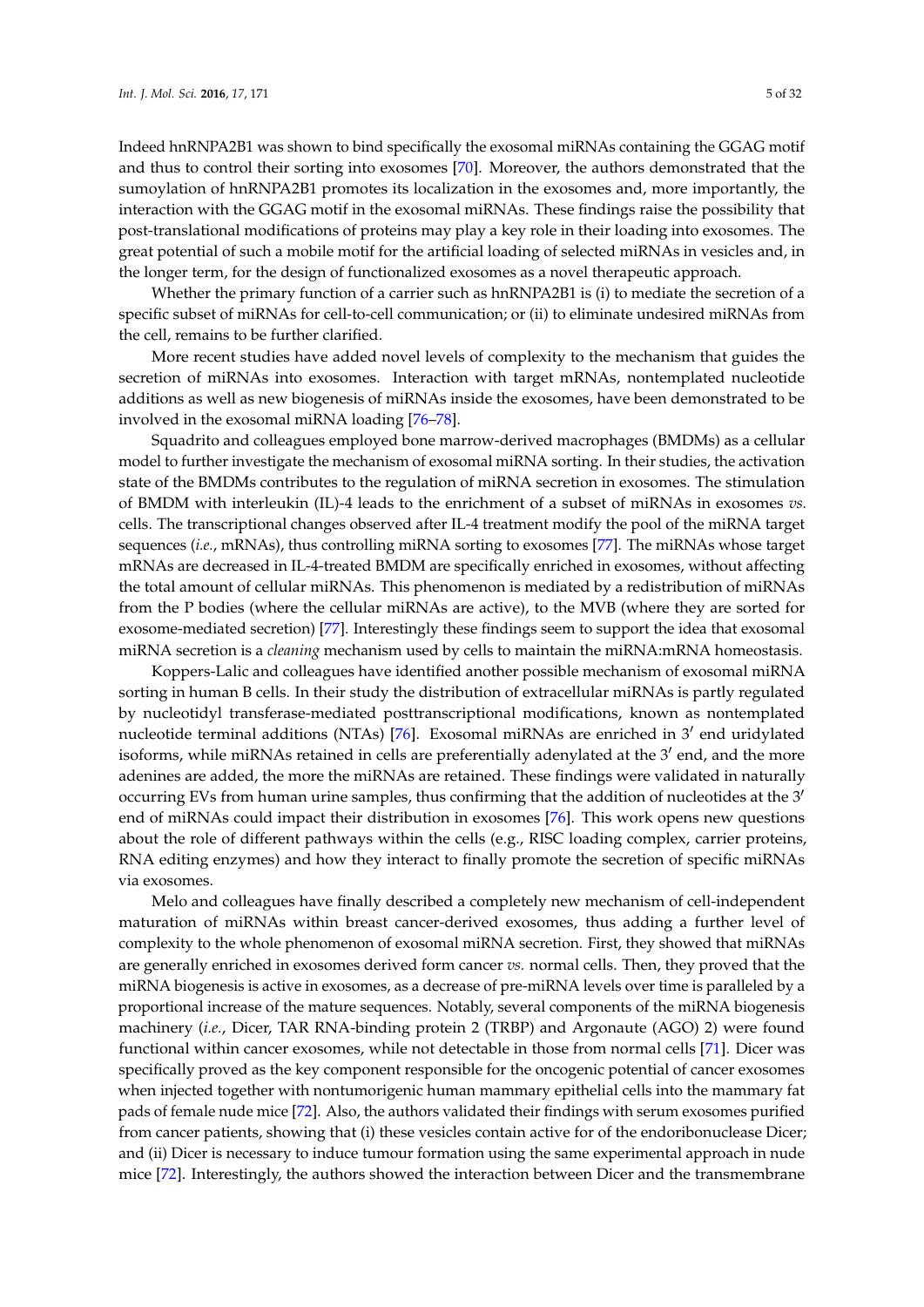Indeed hnRNPA2B1 was shown to bind specifically the exosomal miRNAs containing the GGAG motif and thus to control their sorting into exosomes [70]. Moreover, the authors demonstrated that the sumoylation of hnRNPA2B1 promotes its localization in the exosomes and, more importantly, the interaction with the GGAG motif in the exosomal miRNAs. These findings raise the possibility that post-translational modifications of proteins may play a key role in their loading into exosomes. The great potential of such a mobile motif for the artificial loading of selected miRNAs in vesicles and, in the longer term, for the design of functionalized exosomes as a novel therapeutic approach.

Whether the primary function of a carrier such as hnRNPA2B1 is (i) to mediate the secretion of a specific subset of miRNAs for cell-to-cell communication; or (ii) to eliminate undesired miRNAs from the cell, remains to be further clarified.

More recent studies have added novel levels of complexity to the mechanism that guides the secretion of miRNAs into exosomes. Interaction with target mRNAs, nontemplated nucleotide additions as well as new biogenesis of miRNAs inside the exosomes, have been demonstrated to be involved in the exosomal miRNA loading [76–78].

Squadrito and colleagues employed bone marrow-derived macrophages (BMDMs) as a cellular model to further investigate the mechanism of exosomal miRNA sorting. In their studies, the activation state of the BMDMs contributes to the regulation of miRNA secretion in exosomes. The stimulation of BMDM with interleukin (IL)-4 leads to the enrichment of a subset of miRNAs in exosomes *vs.* cells. The transcriptional changes observed after IL-4 treatment modify the pool of the miRNA target sequences (*i.e.*, mRNAs), thus controlling miRNA sorting to exosomes [77]. The miRNAs whose target mRNAs are decreased in IL-4-treated BMDM are specifically enriched in exosomes, without affecting the total amount of cellular miRNAs. This phenomenon is mediated by a redistribution of miRNAs from the P bodies (where the cellular miRNAs are active), to the MVB (where they are sorted for exosome-mediated secretion) [77]. Interestingly these findings seem to support the idea that exosomal miRNA secretion is a *cleaning* mechanism used by cells to maintain the miRNA:mRNA homeostasis.

Koppers-Lalic and colleagues have identified another possible mechanism of exosomal miRNA sorting in human B cells. In their study the distribution of extracellular miRNAs is partly regulated by nucleotidyl transferase-mediated posttranscriptional modifications, known as nontemplated nucleotide terminal additions (NTAs) [76]. Exosomal miRNAs are enriched in 3′ end uridylated isoforms, while miRNAs retained in cells are preferentially adenylated at the 3′ end, and the more adenines are added, the more the miRNAs are retained. These findings were validated in naturally occurring EVs from human urine samples, thus confirming that the addition of nucleotides at the 3′ end of miRNAs could impact their distribution in exosomes [76]. This work opens new questions about the role of different pathways within the cells (e.g., RISC loading complex, carrier proteins, RNA editing enzymes) and how they interact to finally promote the secretion of specific miRNAs via exosomes.

Melo and colleagues have finally described a completely new mechanism of cell-independent maturation of miRNAs within breast cancer-derived exosomes, thus adding a further level of complexity to the whole phenomenon of exosomal miRNA secretion. First, they showed that miRNAs are generally enriched in exosomes derived form cancer *vs.* normal cells. Then, they proved that the miRNA biogenesis is active in exosomes, as a decrease of pre-miRNA levels over time is paralleled by a proportional increase of the mature sequences. Notably, several components of the miRNA biogenesis machinery (*i.e.*, Dicer, TAR RNA-binding protein 2 (TRBP) and Argonaute (AGO) 2) were found functional within cancer exosomes, while not detectable in those from normal cells [71]. Dicer was specifically proved as the key component responsible for the oncogenic potential of cancer exosomes when injected together with nontumorigenic human mammary epithelial cells into the mammary fat pads of female nude mice [72]. Also, the authors validated their findings with serum exosomes purified from cancer patients, showing that (i) these vesicles contain active for of the endoribonuclease Dicer; and (ii) Dicer is necessary to induce tumour formation using the same experimental approach in nude mice [72]. Interestingly, the authors showed the interaction between Dicer and the transmembrane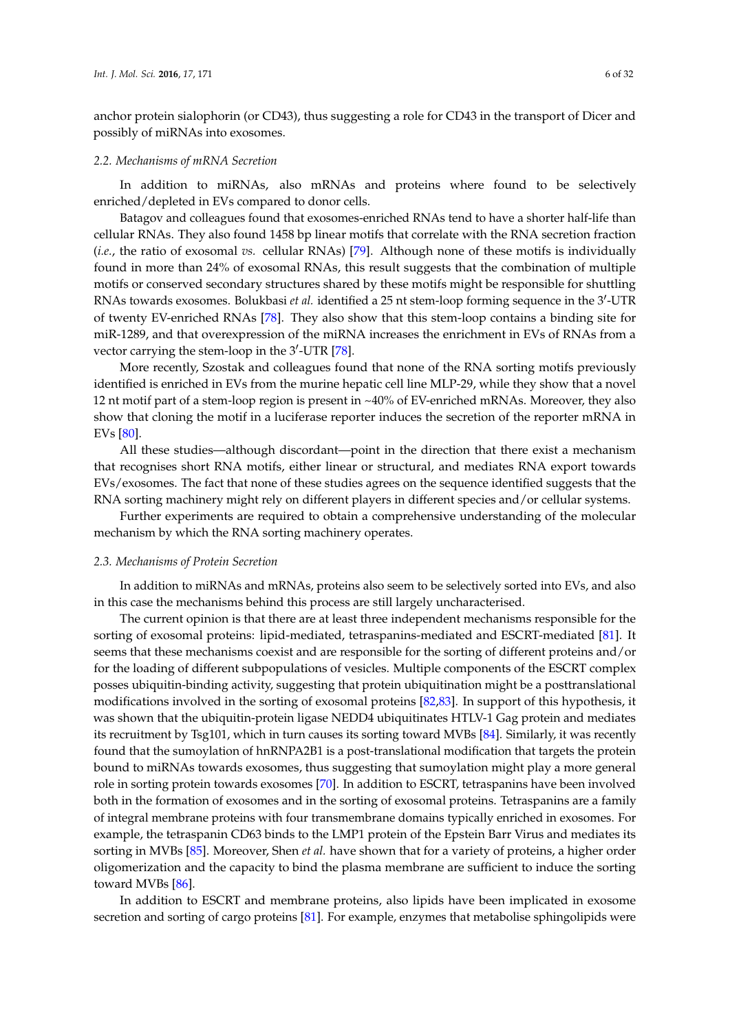anchor protein sialophorin (or CD43), thus suggesting a role for CD43 in the transport of Dicer and possibly of miRNAs into exosomes.

### 2.2. Mechanisms of mRNA Secretion

In addition to miRNAs, also mRNAs and proteins where found to be selectively enriched/depleted in EVs compared to donor cells.

Batagov and colleagues found that exosomes-enriched RNAs tend to have a shorter half-life than cellular RNAs. They also found 1458 bp linear motifs that correlate with the RNA secretion fraction (*i.e.*, the ratio of exosomal *vs.* cellular RNAs) [79]. Although none of these motifs is individually found in more than 24% of exosomal RNAs, this result suggests that the combination of multiple motifs or conserved secondary structures shared by these motifs might be responsible for shuttling RNAs towards exosomes. Bolukbasi *et al.* identified a 25 nt stem-loop forming sequence in the 3′-UTR of twenty EV-enriched RNAs [78]. They also show that this stem-loop contains a binding site for miR-1289, and that overexpression of the miRNA increases the enrichment in EVs of RNAs from a vector carrying the stem-loop in the 3′-UTR [78].

More recently, Szostak and colleagues found that none of the RNA sorting motifs previously identified is enriched in EVs from the murine hepatic cell line MLP-29, while they show that a novel 12 nt motif part of a stem-loop region is present in ~40% of EV-enriched mRNAs. Moreover, they also show that cloning the motif in a luciferase reporter induces the secretion of the reporter mRNA in EVs [80].

All these studies—although discordant—point in the direction that there exist a mechanism that recognises short RNA motifs, either linear or structural, and mediates RNA export towards EVs/exosomes. The fact that none of these studies agrees on the sequence identified suggests that the RNA sorting machinery might rely on different players in different species and/or cellular systems.

Further experiments are required to obtain a comprehensive understanding of the molecular mechanism by which the RNA sorting machinery operates.

### 2.3. Mechanisms of Protein Secretion

In addition to miRNAs and mRNAs, proteins also seem to be selectively sorted into EVs, and also in this case the mechanisms behind this process are still largely uncharacterised.

The current opinion is that there are at least three independent mechanisms responsible for the sorting of exosomal proteins: lipid-mediated, tetraspanins-mediated and ESCRT-mediated [81]. It seems that these mechanisms coexist and are responsible for the sorting of different proteins and/or for the loading of different subpopulations of vesicles. Multiple components of the ESCRT complex posses ubiquitin-binding activity, suggesting that protein ubiquitination might be a posttranslational modifications involved in the sorting of exosomal proteins [82,83]. In support of this hypothesis, it was shown that the ubiquitin-protein ligase NEDD4 ubiquitinates HTLV-1 Gag protein and mediates its recruitment by Tsg101, which in turn causes its sorting toward MVBs [84]. Similarly, it was recently found that the sumoylation of hnRNPA2B1 is a post-translational modification that targets the protein bound to miRNAs towards exosomes, thus suggesting that sumoylation might play a more general role in sorting protein towards exosomes [70]. In addition to ESCRT, tetraspanins have been involved both in the formation of exosomes and in the sorting of exosomal proteins. Tetraspanins are a family of integral membrane proteins with four transmembrane domains typically enriched in exosomes. For example, the tetraspanin CD63 binds to the LMP1 protein of the Epstein Barr Virus and mediates its sorting in MVBs [85]. Moreover, Shen *et al.* have shown that for a variety of proteins, a higher order oligomerization and the capacity to bind the plasma membrane are sufficient to induce the sorting toward MVBs [86].

In addition to ESCRT and membrane proteins, also lipids have been implicated in exosome secretion and sorting of cargo proteins [81]. For example, enzymes that metabolise sphingolipids were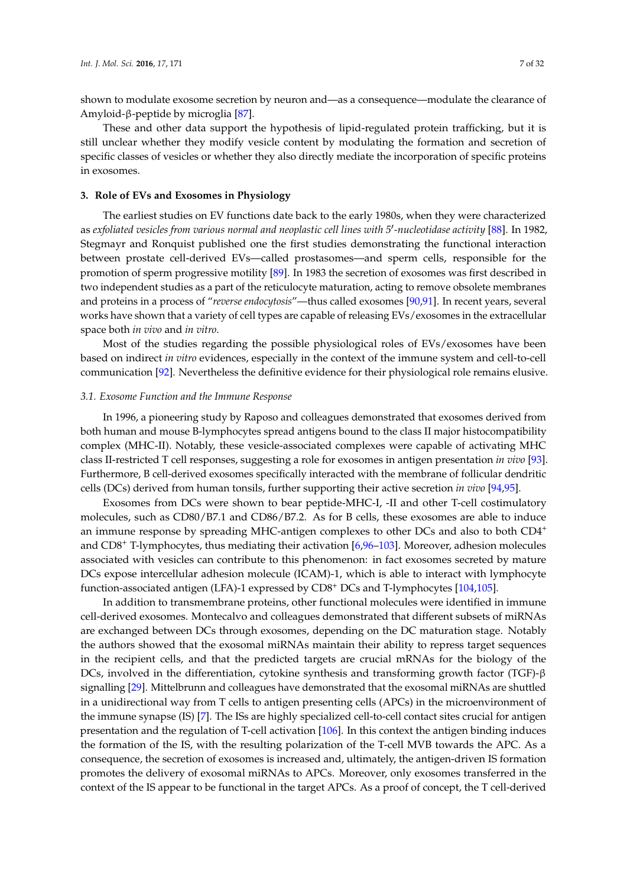shown to modulate exosome secretion by neuron and—as a consequence—modulate the clearance of Amyloid-β-peptide by microglia [87].

These and other data support the hypothesis of lipid-regulated protein trafficking, but it is still unclear whether they modify vesicle content by modulating the formation and secretion of specific classes of vesicles or whether they also directly mediate the incorporation of specific proteins in exosomes.

## 3. Role of EVs and Exosomes in Physiology

The earliest studies on EV functions date back to the early 1980s, when they were characterized as *exfoliated vesicles from various normal and neoplastic cell lines with 5′-nucleotidase activity* [88]. In 1982, Stegmayr and Ronquist published one the first studies demonstrating the functional interaction between prostate cell-derived EVs—called prostasomes—and sperm cells, responsible for the promotion of sperm progressive motility [89]. In 1983 the secretion of exosomes was first described in two independent studies as a part of the reticulocyte maturation, acting to remove obsolete membranes and proteins in a process of "*reverse endocytosis*"—thus called exosomes [90,91]. In recent years, several works have shown that a variety of cell types are capable of releasing EVs/exosomes in the extracellular space both *in vivo* and *in vitro*.

Most of the studies regarding the possible physiological roles of EVs/exosomes have been based on indirect *in vitro* evidences, especially in the context of the immune system and cell-to-cell communication [92]. Nevertheless the definitive evidence for their physiological role remains elusive.

### *3.1. Exosome Function and the Immune Response*

In 1996, a pioneering study by Raposo and colleagues demonstrated that exosomes derived from both human and mouse B-lymphocytes spread antigens bound to the class II major histocompatibility complex (MHC-II). Notably, these vesicle-associated complexes were capable of activating MHC class II-restricted T cell responses, suggesting a role for exosomes in antigen presentation *in vivo* [93]. Furthermore, B cell-derived exosomes specifically interacted with the membrane of follicular dendritic cells (DCs) derived from human tonsils, further supporting their active secretion *in vivo* [94,95].

Exosomes from DCs were shown to bear peptide-MHC-I, -II and other T-cell costimulatory molecules, such as CD80/B7.1 and CD86/B7.2. As for B cells, these exosomes are able to induce an immune response by spreading MHC-antigen complexes to other DCs and also to both $CD4^+$ and $CD8^+$ T-lymphocytes, thus mediating their activation [6,96–103]. Moreover, adhesion molecules associated with vesicles can contribute to this phenomenon: in fact exosomes secreted by mature DCs expose intercellular adhesion molecule (ICAM)-1, which is able to interact with lymphocyte function-associated antigen (LFA)-1 expressed by $CD8^+$ DCs and T-lymphocytes [104,105].

In addition to transmembrane proteins, other functional molecules were identified in immune cell-derived exosomes. Montecalvo and colleagues demonstrated that different subsets of miRNAs are exchanged between DCs through exosomes, depending on the DC maturation stage. Notably the authors showed that the exosomal miRNAs maintain their ability to repress target sequences in the recipient cells, and that the predicted targets are crucial mRNAs for the biology of the DCs, involved in the differentiation, cytokine synthesis and transforming growth factor (TGF)-β signalling [29]. Mittelbrunn and colleagues have demonstrated that the exosomal miRNAs are shuttled in a unidirectional way from T cells to antigen presenting cells (APCs) in the microenvironment of the immune synapse (IS) [7]. The ISs are highly specialized cell-to-cell contact sites crucial for antigen presentation and the regulation of T-cell activation [106]. In this context the antigen binding induces the formation of the IS, with the resulting polarization of the T-cell MVB towards the APC. As a consequence, the secretion of exosomes is increased and, ultimately, the antigen-driven IS formation promotes the delivery of exosomal miRNAs to APCs. Moreover, only exosomes transferred in the context of the IS appear to be functional in the target APCs. As a proof of concept, the T cell-derived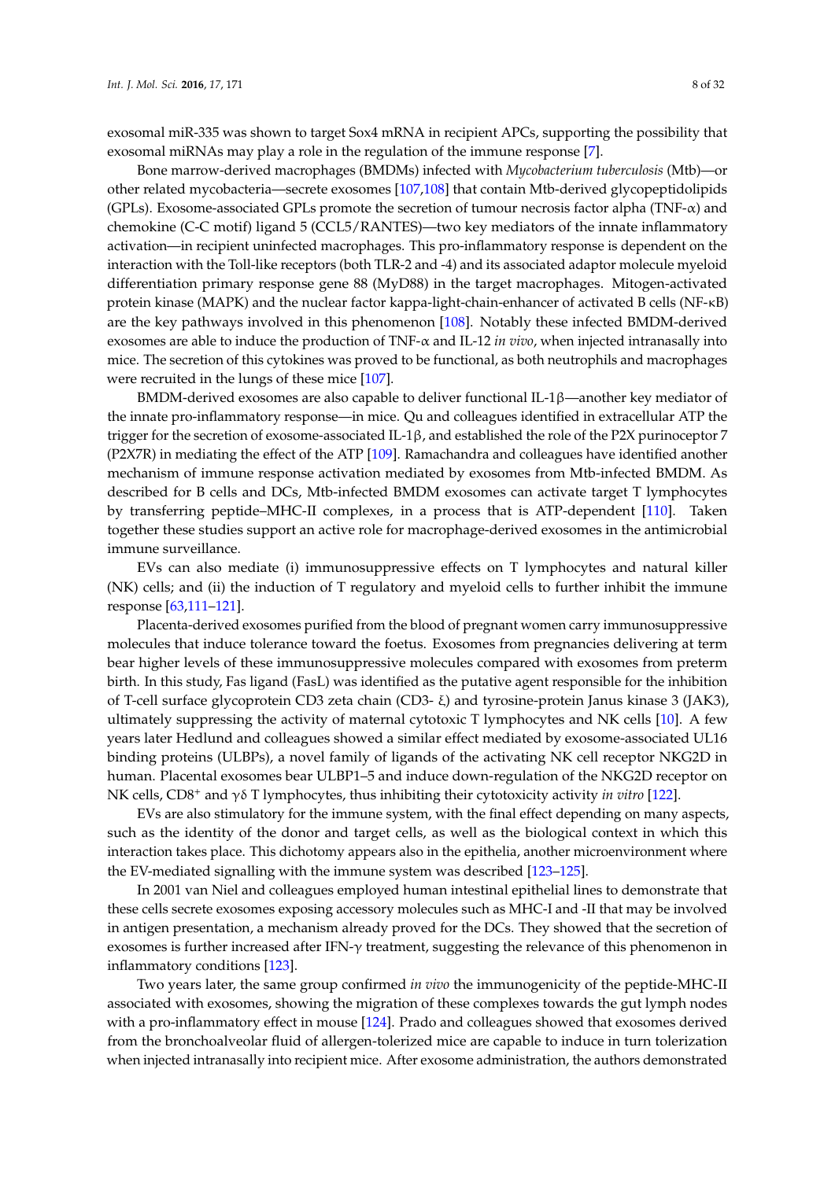exosomal miR-335 was shown to target Sox4 mRNA in recipient APCs, supporting the possibility that exosomal miRNAs may play a role in the regulation of the immune response [7].

Bone marrow-derived macrophages (BMDMs) infected with *Mycobacterium tuberculosis* (Mtb)—or other related mycobacteria—secrete exosomes [107,108] that contain Mtb-derived glycopeptidolipids (GPLs). Exosome-associated GPLs promote the secretion of tumour necrosis factor alpha (TNF-α) and chemokine (C-C motif) ligand 5 (CCL5/RANTES)—two key mediators of the innate inflammatory activation—in recipient uninfected macrophages. This pro-inflammatory response is dependent on the interaction with the Toll-like receptors (both TLR-2 and -4) and its associated adaptor molecule myeloid differentiation primary response gene 88 (MyD88) in the target macrophages. Mitogen-activated protein kinase (MAPK) and the nuclear factor kappa-light-chain-enhancer of activated B cells (NF-κB) are the key pathways involved in this phenomenon [108]. Notably these infected BMDM-derived exosomes are able to induce the production of TNF-α and IL-12 *in vivo*, when injected intranasally into mice. The secretion of this cytokines was proved to be functional, as both neutrophils and macrophages were recruited in the lungs of these mice [107].

BMDM-derived exosomes are also capable to deliver functional IL-1β—another key mediator of the innate pro-inflammatory response—in mice. Qu and colleagues identified in extracellular ATP the trigger for the secretion of exosome-associated IL-1β, and established the role of the P2X purinoceptor 7 (P2X7R) in mediating the effect of the ATP [109]. Ramachandra and colleagues have identified another mechanism of immune response activation mediated by exosomes from Mtb-infected BMDM. As described for B cells and DCs, Mtb-infected BMDM exosomes can activate target T lymphocytes by transferring peptide–MHC-II complexes, in a process that is ATP-dependent [110]. Taken together these studies support an active role for macrophage-derived exosomes in the antimicrobial immune surveillance.

EVs can also mediate (i) immunosuppressive effects on T lymphocytes and natural killer (NK) cells; and (ii) the induction of T regulatory and myeloid cells to further inhibit the immune response [63,111–121].

Placenta-derived exosomes purified from the blood of pregnant women carry immunosuppressive molecules that induce tolerance toward the foetus. Exosomes from pregnancies delivering at term bear higher levels of these immunosuppressive molecules compared with exosomes from preterm birth. In this study, Fas ligand (FasL) was identified as the putative agent responsible for the inhibition of T-cell surface glycoprotein CD3 zeta chain (CD3- ξ) and tyrosine-protein Janus kinase 3 (JAK3), ultimately suppressing the activity of maternal cytotoxic T lymphocytes and NK cells [10]. A few years later Hedlund and colleagues showed a similar effect mediated by exosome-associated UL16 binding proteins (ULBPs), a novel family of ligands of the activating NK cell receptor NKG2D in human. Placental exosomes bear ULBP1–5 and induce down-regulation of the NKG2D receptor on NK cells, $CD8^+$ and γδ T lymphocytes, thus inhibiting their cytotoxicity activity *in vitro* [122].

EVs are also stimulatory for the immune system, with the final effect depending on many aspects, such as the identity of the donor and target cells, as well as the biological context in which this interaction takes place. This dichotomy appears also in the epithelia, another microenvironment where the EV-mediated signalling with the immune system was described [123–125].

In 2001 van Niel and colleagues employed human intestinal epithelial lines to demonstrate that these cells secrete exosomes exposing accessory molecules such as MHC-I and -II that may be involved in antigen presentation, a mechanism already proved for the DCs. They showed that the secretion of exosomes is further increased after IFN-γ treatment, suggesting the relevance of this phenomenon in inflammatory conditions [123].

Two years later, the same group confirmed *in vivo* the immunogenicity of the peptide-MHC-II associated with exosomes, showing the migration of these complexes towards the gut lymph nodes with a pro-inflammatory effect in mouse [124]. Prado and colleagues showed that exosomes derived from the bronchoalveolar fluid of allergen-tolerized mice are capable to induce in turn tolerization when injected intranasally into recipient mice. After exosome administration, the authors demonstrated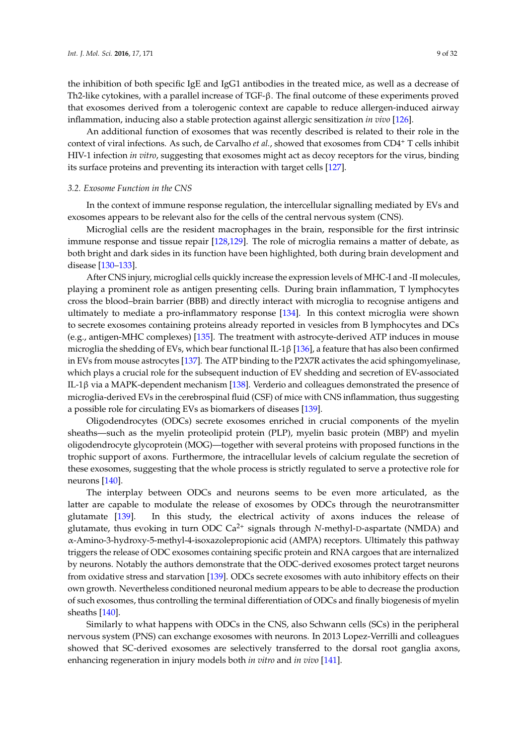the inhibition of both specific IgE and IgG1 antibodies in the treated mice, as well as a decrease of Th2-like cytokines, with a parallel increase of TGF-β. The final outcome of these experiments proved that exosomes derived from a tolerogenic context are capable to reduce allergen-induced airway inflammation, inducing also a stable protection against allergic sensitization *in vivo* [126].

An additional function of exosomes that was recently described is related to their role in the context of viral infections. As such, de Carvalho *et al.*, showed that exosomes from CD4$^+$ T cells inhibit HIV-1 infection *in vitro*, suggesting that exosomes might act as decoy receptors for the virus, binding its surface proteins and preventing its interaction with target cells [127].

### 3.2. Exosome Function in the CNS

In the context of immune response regulation, the intercellular signalling mediated by EVs and exosomes appears to be relevant also for the cells of the central nervous system (CNS).

Microglial cells are the resident macrophages in the brain, responsible for the first intrinsic immune response and tissue repair [128,129]. The role of microglia remains a matter of debate, as both bright and dark sides in its function have been highlighted, both during brain development and disease [130–133].

After CNS injury, microglial cells quickly increase the expression levels of MHC-I and -II molecules, playing a prominent role as antigen presenting cells. During brain inflammation, T lymphocytes cross the blood–brain barrier (BBB) and directly interact with microglia to recognise antigens and ultimately to mediate a pro-inflammatory response [134]. In this context microglia were shown to secrete exosomes containing proteins already reported in vesicles from B lymphocytes and DCs (e.g., antigen-MHC complexes) [135]. The treatment with astrocyte-derived ATP induces in mouse microglia the shedding of EVs, which bear functional IL-1β [136], a feature that has also been confirmed in EVs from mouse astrocytes [137]. The ATP binding to the P2X7R activates the acid sphingomyelinase, which plays a crucial role for the subsequent induction of EV shedding and secretion of EV-associated IL-1β via a MAPK-dependent mechanism [138]. Verderio and colleagues demonstrated the presence of microglia-derived EVs in the cerebrospinal fluid (CSF) of mice with CNS inflammation, thus suggesting a possible role for circulating EVs as biomarkers of diseases [139].

Oligodendrocytes (ODCs) secrete exosomes enriched in crucial components of the myelin sheaths—such as the myelin proteolipid protein (PLP), myelin basic protein (MBP) and myelin oligodendrocyte glycoprotein (MOG)—together with several proteins with proposed functions in the trophic support of axons. Furthermore, the intracellular levels of calcium regulate the secretion of these exosomes, suggesting that the whole process is strictly regulated to serve a protective role for neurons [140].

The interplay between ODCs and neurons seems to be even more articulated, as the latter are capable to modulate the release of exosomes by ODCs through the neurotransmitter glutamate [139]. In this study, the electrical activity of axons induces the release of glutamate, thus evoking in turn ODC $Ca^{2+}$ signals through *N*-methyl-D-aspartate (NMDA) and α-Amino-3-hydroxy-5-methyl-4-isoxazolepropionic acid (AMPA) receptors. Ultimately this pathway triggers the release of ODC exosomes containing specific protein and RNA cargoes that are internalized by neurons. Notably the authors demonstrate that the ODC-derived exosomes protect target neurons from oxidative stress and starvation [139]. ODCs secrete exosomes with auto inhibitory effects on their own growth. Nevertheless conditioned neuronal medium appears to be able to decrease the production of such exosomes, thus controlling the terminal differentiation of ODCs and finally biogenesis of myelin sheaths [140].

Similarly to what happens with ODCs in the CNS, also Schwann cells (SCs) in the peripheral nervous system (PNS) can exchange exosomes with neurons. In 2013 Lopez-Verrilli and colleagues showed that SC-derived exosomes are selectively transferred to the dorsal root ganglia axons, enhancing regeneration in injury models both *in vitro* and *in vivo* [141].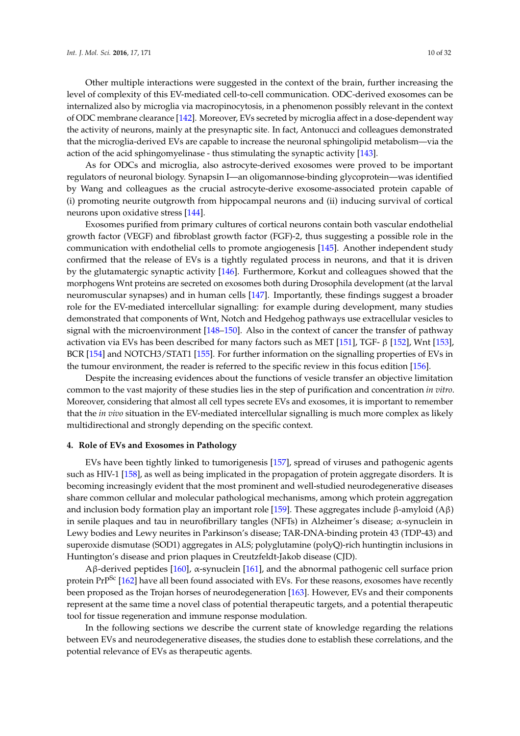Other multiple interactions were suggested in the context of the brain, further increasing the level of complexity of this EV-mediated cell-to-cell communication. ODC-derived exosomes can be internalized also by microglia via macropinocytosis, in a phenomenon possibly relevant in the context of ODC membrane clearance [142]. Moreover, EVs secreted by microglia affect in a dose-dependent way the activity of neurons, mainly at the presynaptic site. In fact, Antonucci and colleagues demonstrated that the microglia-derived EVs are capable to increase the neuronal sphingolipid metabolism—via the action of the acid sphingomyelinase - thus stimulating the synaptic activity [143].

As for ODCs and microglia, also astrocyte-derived exosomes were proved to be important regulators of neuronal biology. Synapsin I—an oligomannose-binding glycoprotein—was identified by Wang and colleagues as the crucial astrocyte-derive exosome-associated protein capable of (i) promoting neurite outgrowth from hippocampal neurons and (ii) inducing survival of cortical neurons upon oxidative stress [144].

Exosomes purified from primary cultures of cortical neurons contain both vascular endothelial growth factor (VEGF) and fibroblast growth factor (FGF)-2, thus suggesting a possible role in the communication with endothelial cells to promote angiogenesis [145]. Another independent study confirmed that the release of EVs is a tightly regulated process in neurons, and that it is driven by the glutamatergic synaptic activity [146]. Furthermore, Korkut and colleagues showed that the morphogens Wnt proteins are secreted on exosomes both during Drosophila development (at the larval neuromuscular synapses) and in human cells [147]. Importantly, these findings suggest a broader role for the EV-mediated intercellular signalling: for example during development, many studies demonstrated that components of Wnt, Notch and Hedgehog pathways use extracellular vesicles to signal with the microenvironment [148–150]. Also in the context of cancer the transfer of pathway activation via EVs has been described for many factors such as MET [151], TGF- β [152], Wnt [153], BCR [154] and NOTCH3/STAT1 [155]. For further information on the signalling properties of EVs in the tumour environment, the reader is referred to the specific review in this focus edition [156].

Despite the increasing evidences about the functions of vesicle transfer an objective limitation common to the vast majority of these studies lies in the step of purification and concentration *in vitro*. Moreover, considering that almost all cell types secrete EVs and exosomes, it is important to remember that the *in vivo* situation in the EV-mediated intercellular signalling is much more complex as likely multidirectional and strongly depending on the specific context.

## 4. Role of EVs and Exosomes in Pathology

EVs have been tightly linked to tumorigenesis [157], spread of viruses and pathogenic agents such as HIV-1 [158], as well as being implicated in the propagation of protein aggregate disorders. It is becoming increasingly evident that the most prominent and well-studied neurodegenerative diseases share common cellular and molecular pathological mechanisms, among which protein aggregation and inclusion body formation play an important role [159]. These aggregates include β-amyloid (Aβ) in senile plaques and tau in neurofibrillary tangles (NFTs) in Alzheimer's disease; α-synuclein in Lewy bodies and Lewy neurites in Parkinson's disease; TAR-DNA-binding protein 43 (TDP-43) and superoxide dismutase (SOD1) aggregates in ALS; polyglutamine (polyQ)-rich huntingtin inclusions in Huntington's disease and prion plaques in Creutzfeldt-Jakob disease (CJD).

Aβ-derived peptides [160], α-synuclein [161], and the abnormal pathogenic cell surface prion protein $PrP^{Sc}$ [162] have all been found associated with EVs. For these reasons, exosomes have recently been proposed as the Trojan horses of neurodegeneration [163]. However, EVs and their components represent at the same time a novel class of potential therapeutic targets, and a potential therapeutic tool for tissue regeneration and immune response modulation.

In the following sections we describe the current state of knowledge regarding the relations between EVs and neurodegenerative diseases, the studies done to establish these correlations, and the potential relevance of EVs as therapeutic agents.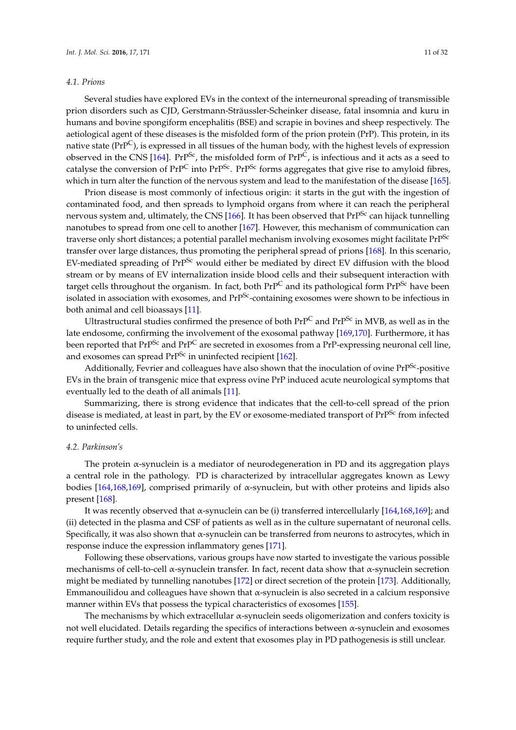### 4.1. Prions

Several studies have explored EVs in the context of the interneuronal spreading of transmissible prion disorders such as CJD, Gerstmann-Sträussler-Scheinker disease, fatal insomnia and kuru in humans and bovine spongiform encephalitis (BSE) and scrapie in bovines and sheep respectively. The aetiological agent of these diseases is the misfolded form of the prion protein (PrP). This protein, in its native state ($PrP^C$), is expressed in all tissues of the human body, with the highest levels of expression observed in the CNS [164]. $PrP^{Sc}$, the misfolded form of $PrP^C$, is infectious and it acts as a seed to catalyse the conversion of $PrP^C$ into $PrP^{Sc}$. $PrP^{Sc}$ forms aggregates that give rise to amyloid fibres, which in turn alter the function of the nervous system and lead to the manifestation of the disease [165].

Prion disease is most commonly of infectious origin: it starts in the gut with the ingestion of contaminated food, and then spreads to lymphoid organs from where it can reach the peripheral nervous system and, ultimately, the CNS [166]. It has been observed that $PrP^{Sc}$ can hijack tunnelling nanotubes to spread from one cell to another [167]. However, this mechanism of communication can traverse only short distances; a potential parallel mechanism involving exosomes might facilitate $PrP^{Sc}$ transfer over large distances, thus promoting the peripheral spread of prions [168]. In this scenario, EV-mediated spreading of $PrP^{Sc}$ would either be mediated by direct EV diffusion with the blood stream or by means of EV internalization inside blood cells and their subsequent interaction with target cells throughout the organism. In fact, both $PrP^C$ and its pathological form $PrP^{Sc}$ have been isolated in association with exosomes, and $PrP^{Sc}$-containing exosomes were shown to be infectious in both animal and cell bioassays [11].

Ultrastructural studies confirmed the presence of both $PrP^C$ and $PrP^{Sc}$ in MVB, as well as in the late endosome, confirming the involvement of the exosomal pathway [169,170]. Furthermore, it has been reported that $PrP^{Sc}$ and $PrP^C$ are secreted in exosomes from a PrP-expressing neuronal cell line, and exosomes can spread $PrP^{Sc}$ in uninfected recipient [162].

Additionally, Fevrier and colleagues have also shown that the inoculation of ovine $PrP^{Sc}$-positive EVs in the brain of transgenic mice that express ovine PrP induced acute neurological symptoms that eventually led to the death of all animals [11].

Summarizing, there is strong evidence that indicates that the cell-to-cell spread of the prion disease is mediated, at least in part, by the EV or exosome-mediated transport of $PrP^{Sc}$ from infected to uninfected cells.

### 4.2. Parkinson's

The protein α-synuclein is a mediator of neurodegeneration in PD and its aggregation plays a central role in the pathology. PD is characterized by intracellular aggregates known as Lewy bodies [164,168,169], comprised primarily of α-synuclein, but with other proteins and lipids also present [168].

It was recently observed that α-synuclein can be (i) transferred intercellularly [164,168,169]; and (ii) detected in the plasma and CSF of patients as well as in the culture supernatant of neuronal cells. Specifically, it was also shown that α-synuclein can be transferred from neurons to astrocytes, which in response induce the expression inflammatory genes [171].

Following these observations, various groups have now started to investigate the various possible mechanisms of cell-to-cell α-synuclein transfer. In fact, recent data show that α-synuclein secretion might be mediated by tunnelling nanotubes [172] or direct secretion of the protein [173]. Additionally, Emmanouilidou and colleagues have shown that α-synuclein is also secreted in a calcium responsive manner within EVs that possess the typical characteristics of exosomes [155].

The mechanisms by which extracellular α-synuclein seeds oligomerization and confers toxicity is not well elucidated. Details regarding the specifics of interactions between α-synuclein and exosomes require further study, and the role and extent that exosomes play in PD pathogenesis is still unclear.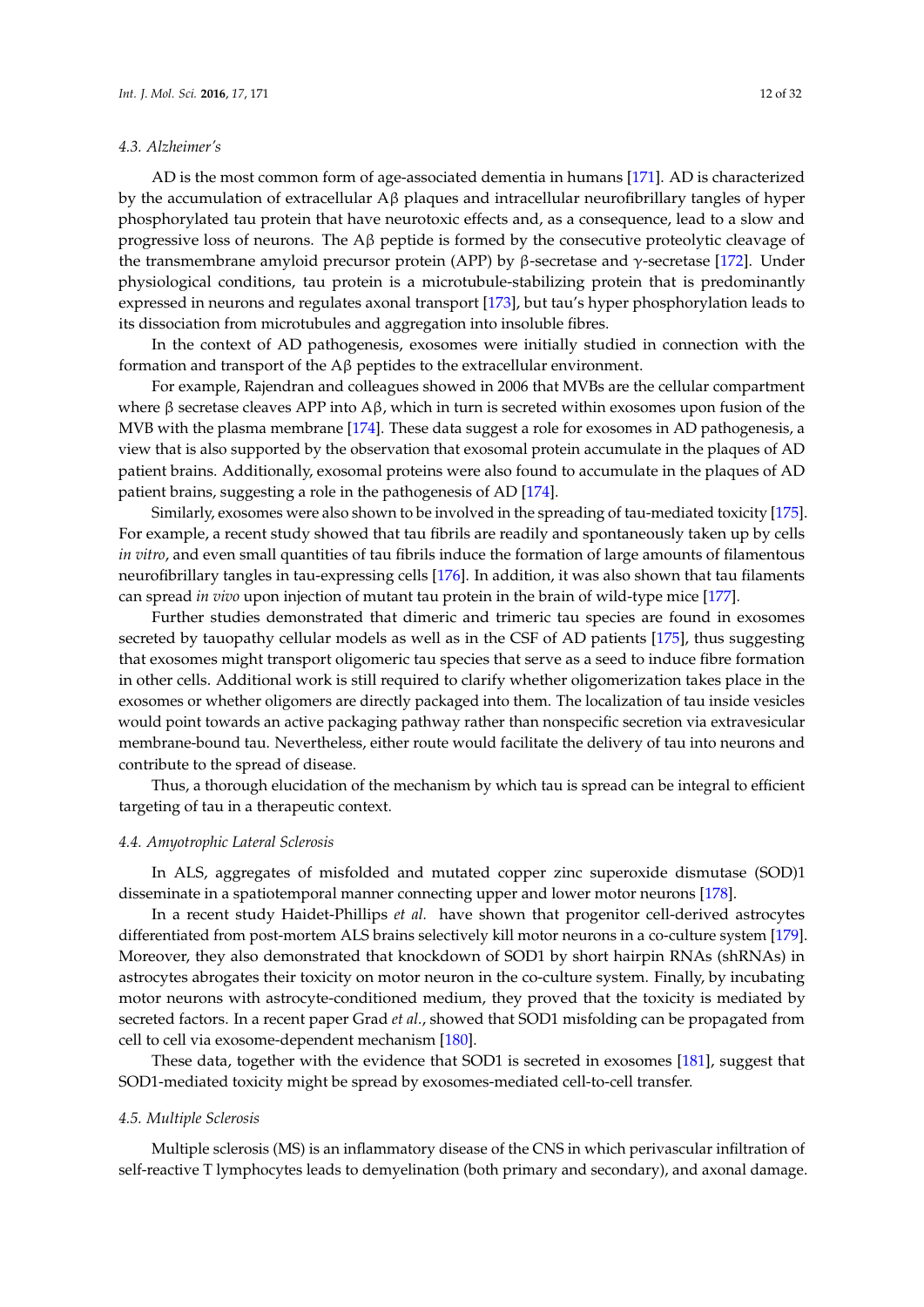### 4.3. Alzheimer's

AD is the most common form of age-associated dementia in humans [171]. AD is characterized by the accumulation of extracellular Aβ plaques and intracellular neurofibrillary tangles of hyper phosphorylated tau protein that have neurotoxic effects and, as a consequence, lead to a slow and progressive loss of neurons. The Aβ peptide is formed by the consecutive proteolytic cleavage of the transmembrane amyloid precursor protein (APP) by β-secretase and γ-secretase [172]. Under physiological conditions, tau protein is a microtubule-stabilizing protein that is predominantly expressed in neurons and regulates axonal transport [173], but tau's hyper phosphorylation leads to its dissociation from microtubules and aggregation into insoluble fibres.

In the context of AD pathogenesis, exosomes were initially studied in connection with the formation and transport of the Aβ peptides to the extracellular environment.

For example, Rajendran and colleagues showed in 2006 that MVBs are the cellular compartment where β secretase cleaves APP into Aβ, which in turn is secreted within exosomes upon fusion of the MVB with the plasma membrane [174]. These data suggest a role for exosomes in AD pathogenesis, a view that is also supported by the observation that exosomal protein accumulate in the plaques of AD patient brains. Additionally, exosomal proteins were also found to accumulate in the plaques of AD patient brains, suggesting a role in the pathogenesis of AD [174].

Similarly, exosomes were also shown to be involved in the spreading of tau-mediated toxicity [175]. For example, a recent study showed that tau fibrils are readily and spontaneously taken up by cells *in vitro*, and even small quantities of tau fibrils induce the formation of large amounts of filamentous neurofibrillary tangles in tau-expressing cells [176]. In addition, it was also shown that tau filaments can spread *in vivo* upon injection of mutant tau protein in the brain of wild-type mice [177].

Further studies demonstrated that dimeric and trimeric tau species are found in exosomes secreted by tauopathy cellular models as well as in the CSF of AD patients [175], thus suggesting that exosomes might transport oligomeric tau species that serve as a seed to induce fibre formation in other cells. Additional work is still required to clarify whether oligomerization takes place in the exosomes or whether oligomers are directly packaged into them. The localization of tau inside vesicles would point towards an active packaging pathway rather than nonspecific secretion via extravesicular membrane-bound tau. Nevertheless, either route would facilitate the delivery of tau into neurons and contribute to the spread of disease.

Thus, a thorough elucidation of the mechanism by which tau is spread can be integral to efficient targeting of tau in a therapeutic context.

### 4.4. Amyotrophic Lateral Sclerosis

In ALS, aggregates of misfolded and mutated copper zinc superoxide dismutase (SOD)1 disseminate in a spatiotemporal manner connecting upper and lower motor neurons [178].

In a recent study Haidet-Phillips *et al.* have shown that progenitor cell-derived astrocytes differentiated from post-mortem ALS brains selectively kill motor neurons in a co-culture system [179]. Moreover, they also demonstrated that knockdown of SOD1 by short hairpin RNAs (shRNAs) in astrocytes abrogates their toxicity on motor neuron in the co-culture system. Finally, by incubating motor neurons with astrocyte-conditioned medium, they proved that the toxicity is mediated by secreted factors. In a recent paper Grad *et al.*, showed that SOD1 misfolding can be propagated from cell to cell via exosome-dependent mechanism [180].

These data, together with the evidence that SOD1 is secreted in exosomes [181], suggest that SOD1-mediated toxicity might be spread by exosomes-mediated cell-to-cell transfer.

### 4.5. Multiple Sclerosis

Multiple sclerosis (MS) is an inflammatory disease of the CNS in which perivascular infiltration of self-reactive T lymphocytes leads to demyelination (both primary and secondary), and axonal damage.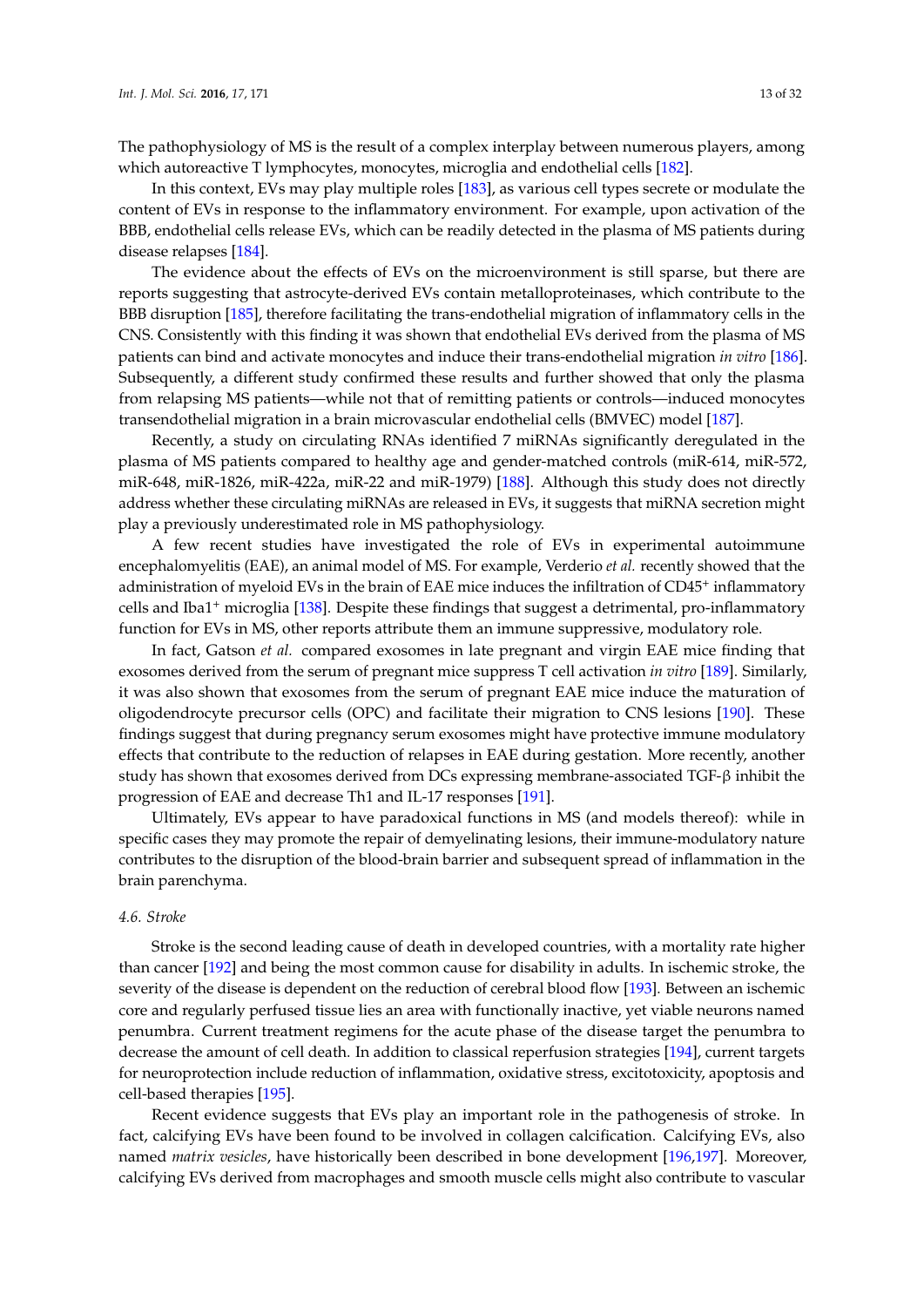The pathophysiology of MS is the result of a complex interplay between numerous players, among which autoreactive T lymphocytes, monocytes, microglia and endothelial cells [182].

In this context, EVs may play multiple roles [183], as various cell types secrete or modulate the content of EVs in response to the inflammatory environment. For example, upon activation of the BBB, endothelial cells release EVs, which can be readily detected in the plasma of MS patients during disease relapses [184].

The evidence about the effects of EVs on the microenvironment is still sparse, but there are reports suggesting that astrocyte-derived EVs contain metalloproteinases, which contribute to the BBB disruption [185], therefore facilitating the trans-endothelial migration of inflammatory cells in the CNS. Consistently with this finding it was shown that endothelial EVs derived from the plasma of MS patients can bind and activate monocytes and induce their trans-endothelial migration *in vitro* [186]. Subsequently, a different study confirmed these results and further showed that only the plasma from relapsing MS patients—while not that of remitting patients or controls—induced monocytes transendothelial migration in a brain microvascular endothelial cells (BMVEC) model [187].

Recently, a study on circulating RNAs identified 7 miRNAs significantly deregulated in the plasma of MS patients compared to healthy age and gender-matched controls (miR-614, miR-572, miR-648, miR-1826, miR-422a, miR-22 and miR-1979) [188]. Although this study does not directly address whether these circulating miRNAs are released in EVs, it suggests that miRNA secretion might play a previously underestimated role in MS pathophysiology.

A few recent studies have investigated the role of EVs in experimental autoimmune encephalomyelitis (EAE), an animal model of MS. For example, Verderio *et al.* recently showed that the administration of myeloid EVs in the brain of EAE mice induces the infiltration of $CD45^+$ inflammatory cells and $Iba1^+$ microglia [138]. Despite these findings that suggest a detrimental, pro-inflammatory function for EVs in MS, other reports attribute them an immune suppressive, modulatory role.

In fact, Gatson *et al.* compared exosomes in late pregnant and virgin EAE mice finding that exosomes derived from the serum of pregnant mice suppress T cell activation *in vitro* [189]. Similarly, it was also shown that exosomes from the serum of pregnant EAE mice induce the maturation of oligodendrocyte precursor cells (OPC) and facilitate their migration to CNS lesions [190]. These findings suggest that during pregnancy serum exosomes might have protective immune modulatory effects that contribute to the reduction of relapses in EAE during gestation. More recently, another study has shown that exosomes derived from DCs expressing membrane-associated TGF-β inhibit the progression of EAE and decrease Th1 and IL-17 responses [191].

Ultimately, EVs appear to have paradoxical functions in MS (and models thereof): while in specific cases they may promote the repair of demyelinating lesions, their immune-modulatory nature contributes to the disruption of the blood-brain barrier and subsequent spread of inflammation in the brain parenchyma.

### 4.6. Stroke

Stroke is the second leading cause of death in developed countries, with a mortality rate higher than cancer [192] and being the most common cause for disability in adults. In ischemic stroke, the severity of the disease is dependent on the reduction of cerebral blood flow [193]. Between an ischemic core and regularly perfused tissue lies an area with functionally inactive, yet viable neurons named penumbra. Current treatment regimens for the acute phase of the disease target the penumbra to decrease the amount of cell death. In addition to classical reperfusion strategies [194], current targets for neuroprotection include reduction of inflammation, oxidative stress, excitotoxicity, apoptosis and cell-based therapies [195].

Recent evidence suggests that EVs play an important role in the pathogenesis of stroke. In fact, calcifying EVs have been found to be involved in collagen calcification. Calcifying EVs, also named *matrix vesicles*, have historically been described in bone development [196,197]. Moreover, calcifying EVs derived from macrophages and smooth muscle cells might also contribute to vascular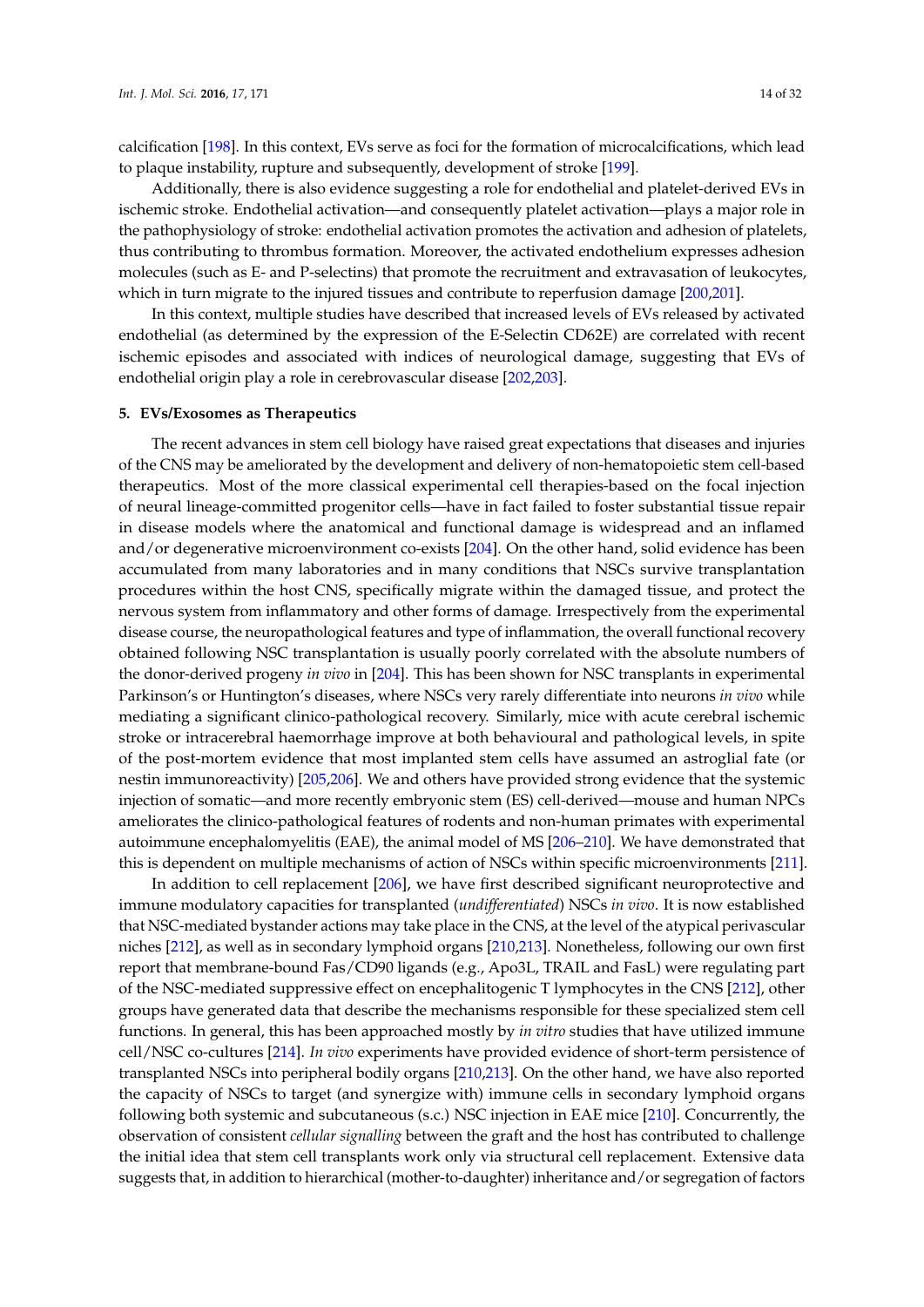calcification [198]. In this context, EVs serve as foci for the formation of microcalcifications, which lead to plaque instability, rupture and subsequently, development of stroke [199].

Additionally, there is also evidence suggesting a role for endothelial and platelet-derived EVs in ischemic stroke. Endothelial activation—and consequently platelet activation—plays a major role in the pathophysiology of stroke: endothelial activation promotes the activation and adhesion of platelets, thus contributing to thrombus formation. Moreover, the activated endothelium expresses adhesion molecules (such as E- and P-selectins) that promote the recruitment and extravasation of leukocytes, which in turn migrate to the injured tissues and contribute to reperfusion damage [200,201].

In this context, multiple studies have described that increased levels of EVs released by activated endothelial (as determined by the expression of the E-Selectin CD62E) are correlated with recent ischemic episodes and associated with indices of neurological damage, suggesting that EVs of endothelial origin play a role in cerebrovascular disease [202,203].

## 5. EVs/Exosomes as Therapeutics

The recent advances in stem cell biology have raised great expectations that diseases and injuries of the CNS may be ameliorated by the development and delivery of non-hematopoietic stem cell-based therapeutics. Most of the more classical experimental cell therapies-based on the focal injection of neural lineage-committed progenitor cells—have in fact failed to foster substantial tissue repair in disease models where the anatomical and functional damage is widespread and an inflamed and/or degenerative microenvironment co-exists [204]. On the other hand, solid evidence has been accumulated from many laboratories and in many conditions that NSCs survive transplantation procedures within the host CNS, specifically migrate within the damaged tissue, and protect the nervous system from inflammatory and other forms of damage. Irrespectively from the experimental disease course, the neuropathological features and type of inflammation, the overall functional recovery obtained following NSC transplantation is usually poorly correlated with the absolute numbers of the donor-derived progeny *in vivo* in [204]. This has been shown for NSC transplants in experimental Parkinson's or Huntington's diseases, where NSCs very rarely differentiate into neurons *in vivo* while mediating a significant clinico-pathological recovery. Similarly, mice with acute cerebral ischemic stroke or intracerebral haemorrhage improve at both behavioural and pathological levels, in spite of the post-mortem evidence that most implanted stem cells have assumed an astroglial fate (or nestin immunoreactivity) [205,206]. We and others have provided strong evidence that the systemic injection of somatic—and more recently embryonic stem (ES) cell-derived—mouse and human NPCs ameliorates the clinico-pathological features of rodents and non-human primates with experimental autoimmune encephalomyelitis (EAE), the animal model of MS [206–210]. We have demonstrated that this is dependent on multiple mechanisms of action of NSCs within specific microenvironments [211].

In addition to cell replacement [206], we have first described significant neuroprotective and immune modulatory capacities for transplanted (*undifferentiated*) NSCs *in vivo*. It is now established that NSC-mediated bystander actions may take place in the CNS, at the level of the atypical perivascular niches [212], as well as in secondary lymphoid organs [210,213]. Nonetheless, following our own first report that membrane-bound Fas/CD90 ligands (e.g., Apo3L, TRAIL and FasL) were regulating part of the NSC-mediated suppressive effect on encephalitogenic T lymphocytes in the CNS [212], other groups have generated data that describe the mechanisms responsible for these specialized stem cell functions. In general, this has been approached mostly by *in vitro* studies that have utilized immune cell/NSC co-cultures [214]. *In vivo* experiments have provided evidence of short-term persistence of transplanted NSCs into peripheral bodily organs [210,213]. On the other hand, we have also reported the capacity of NSCs to target (and synergize with) immune cells in secondary lymphoid organs following both systemic and subcutaneous (s.c.) NSC injection in EAE mice [210]. Concurrently, the observation of consistent *cellular signalling* between the graft and the host has contributed to challenge the initial idea that stem cell transplants work only via structural cell replacement. Extensive data suggests that, in addition to hierarchical (mother-to-daughter) inheritance and/or segregation of factors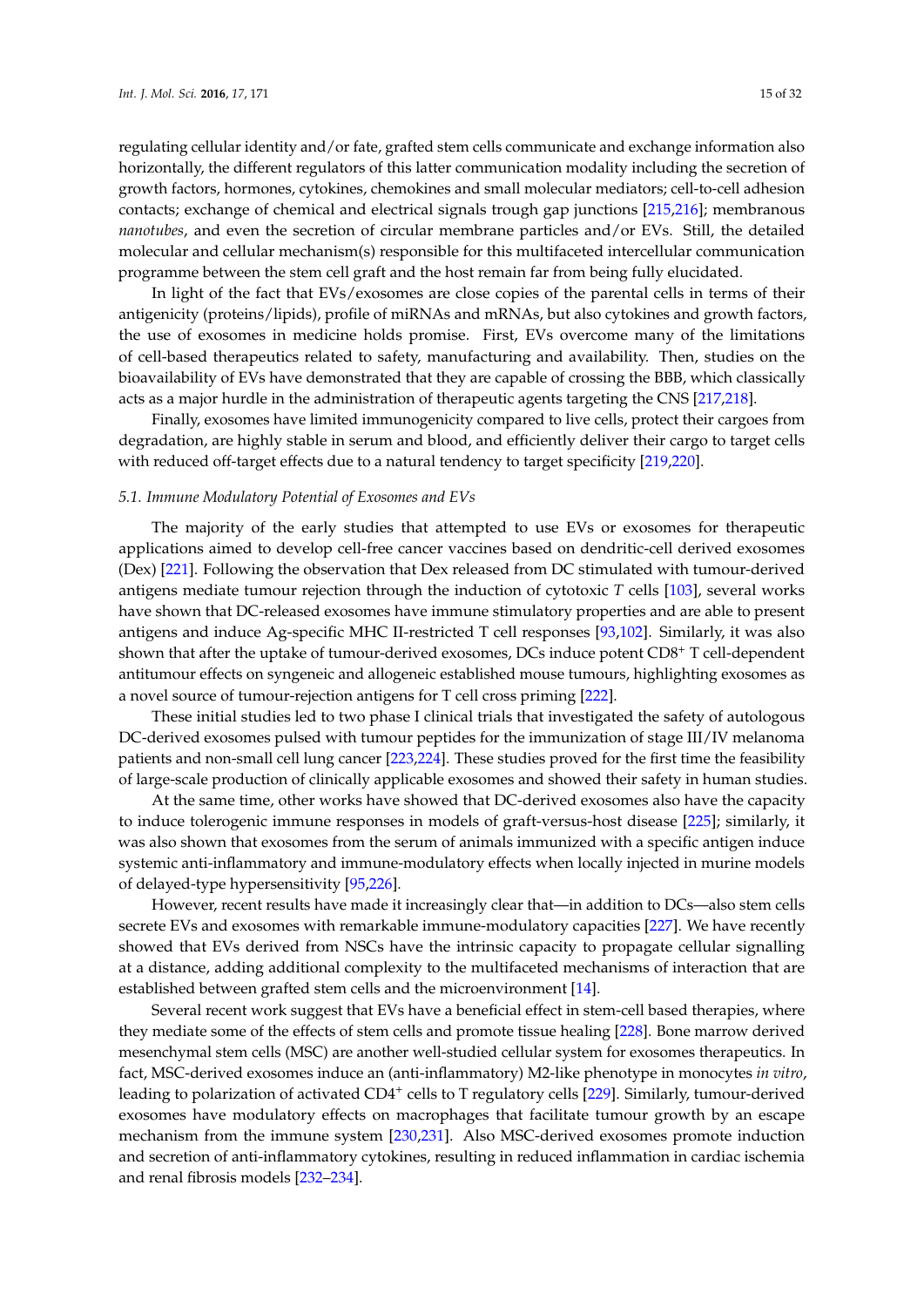regulating cellular identity and/or fate, grafted stem cells communicate and exchange information also horizontally, the different regulators of this latter communication modality including the secretion of growth factors, hormones, cytokines, chemokines and small molecular mediators; cell-to-cell adhesion contacts; exchange of chemical and electrical signals trough gap junctions [215,216]; membranous *nanotubes*, and even the secretion of circular membrane particles and/or EVs. Still, the detailed molecular and cellular mechanism(s) responsible for this multifaceted intercellular communication programme between the stem cell graft and the host remain far from being fully elucidated.

In light of the fact that EVs/exosomes are close copies of the parental cells in terms of their antigenicity (proteins/lipids), profile of miRNAs and mRNAs, but also cytokines and growth factors, the use of exosomes in medicine holds promise. First, EVs overcome many of the limitations of cell-based therapeutics related to safety, manufacturing and availability. Then, studies on the bioavailability of EVs have demonstrated that they are capable of crossing the BBB, which classically acts as a major hurdle in the administration of therapeutic agents targeting the CNS [217,218].

Finally, exosomes have limited immunogenicity compared to live cells, protect their cargoes from degradation, are highly stable in serum and blood, and efficiently deliver their cargo to target cells with reduced off-target effects due to a natural tendency to target specificity [219,220].

### *5.1. Immune Modulatory Potential of Exosomes and EVs*

The majority of the early studies that attempted to use EVs or exosomes for therapeutic applications aimed to develop cell-free cancer vaccines based on dendritic-cell derived exosomes (Dex) [221]. Following the observation that Dex released from DC stimulated with tumour-derived antigens mediate tumour rejection through the induction of cytotoxic *T* cells [103], several works have shown that DC-released exosomes have immune stimulatory properties and are able to present antigens and induce Ag-specific MHC II-restricted T cell responses [93,102]. Similarly, it was also shown that after the uptake of tumour-derived exosomes, DCs induce potent $CD8^+$ T cell-dependent antitumour effects on syngeneic and allogeneic established mouse tumours, highlighting exosomes as a novel source of tumour-rejection antigens for T cell cross priming [222].

These initial studies led to two phase I clinical trials that investigated the safety of autologous DC-derived exosomes pulsed with tumour peptides for the immunization of stage III/IV melanoma patients and non-small cell lung cancer [223,224]. These studies proved for the first time the feasibility of large-scale production of clinically applicable exosomes and showed their safety in human studies.

At the same time, other works have showed that DC-derived exosomes also have the capacity to induce tolerogenic immune responses in models of graft-versus-host disease [225]; similarly, it was also shown that exosomes from the serum of animals immunized with a specific antigen induce systemic anti-inflammatory and immune-modulatory effects when locally injected in murine models of delayed-type hypersensitivity [95,226].

However, recent results have made it increasingly clear that—in addition to DCs—also stem cells secrete EVs and exosomes with remarkable immune-modulatory capacities [227]. We have recently showed that EVs derived from NSCs have the intrinsic capacity to propagate cellular signalling at a distance, adding additional complexity to the multifaceted mechanisms of interaction that are established between grafted stem cells and the microenvironment [14].

Several recent work suggest that EVs have a beneficial effect in stem-cell based therapies, where they mediate some of the effects of stem cells and promote tissue healing [228]. Bone marrow derived mesenchymal stem cells (MSC) are another well-studied cellular system for exosomes therapeutics. In fact, MSC-derived exosomes induce an (anti-inflammatory) M2-like phenotype in monocytes *in vitro*, leading to polarization of activated $CD4^+$ cells to T regulatory cells [229]. Similarly, tumour-derived exosomes have modulatory effects on macrophages that facilitate tumour growth by an escape mechanism from the immune system [230,231]. Also MSC-derived exosomes promote induction and secretion of anti-inflammatory cytokines, resulting in reduced inflammation in cardiac ischemia and renal fibrosis models [232–234].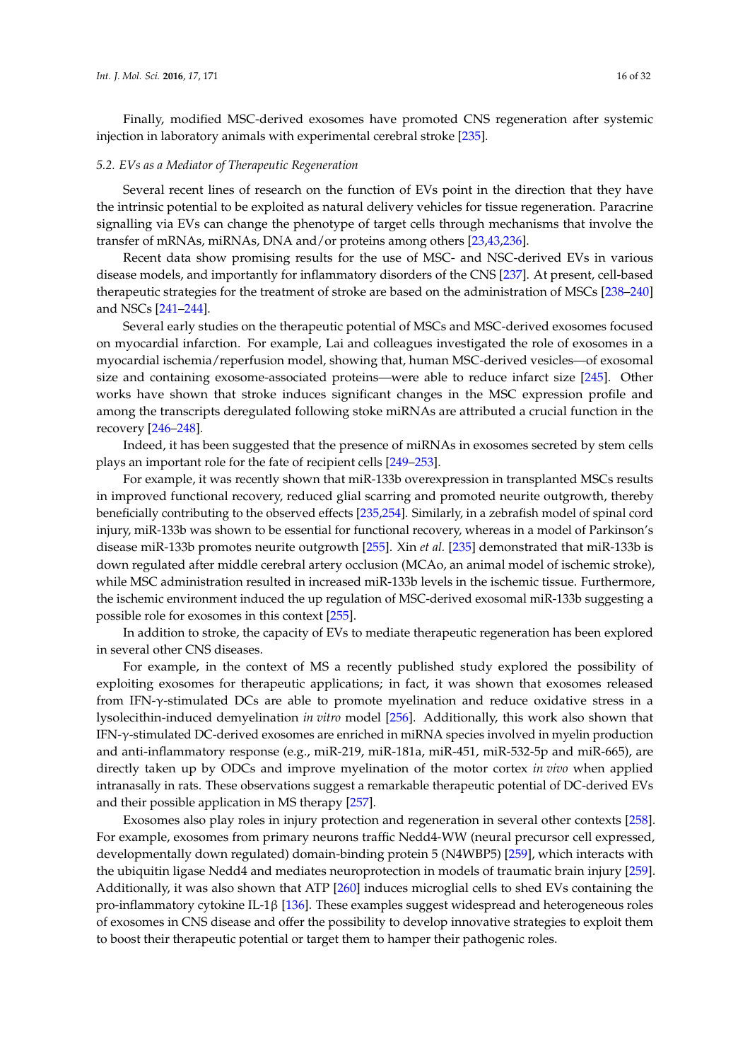Finally, modified MSC-derived exosomes have promoted CNS regeneration after systemic injection in laboratory animals with experimental cerebral stroke [235].

### *5.2. EVs as a Mediator of Therapeutic Regeneration*

Several recent lines of research on the function of EVs point in the direction that they have the intrinsic potential to be exploited as natural delivery vehicles for tissue regeneration. Paracrine signalling via EVs can change the phenotype of target cells through mechanisms that involve the transfer of mRNAs, miRNAs, DNA and/or proteins among others [23,43,236].

Recent data show promising results for the use of MSC- and NSC-derived EVs in various disease models, and importantly for inflammatory disorders of the CNS [237]. At present, cell-based therapeutic strategies for the treatment of stroke are based on the administration of MSCs [238–240] and NSCs [241–244].

Several early studies on the therapeutic potential of MSCs and MSC-derived exosomes focused on myocardial infarction. For example, Lai and colleagues investigated the role of exosomes in a myocardial ischemia/reperfusion model, showing that, human MSC-derived vesicles—of exosomal size and containing exosome-associated proteins—were able to reduce infarct size [245]. Other works have shown that stroke induces significant changes in the MSC expression profile and among the transcripts deregulated following stoke miRNAs are attributed a crucial function in the recovery [246–248].

Indeed, it has been suggested that the presence of miRNAs in exosomes secreted by stem cells plays an important role for the fate of recipient cells [249–253].

For example, it was recently shown that miR-133b overexpression in transplanted MSCs results in improved functional recovery, reduced glial scarring and promoted neurite outgrowth, thereby beneficially contributing to the observed effects [235,254]. Similarly, in a zebrafish model of spinal cord injury, miR-133b was shown to be essential for functional recovery, whereas in a model of Parkinson's disease miR-133b promotes neurite outgrowth [255]. Xin *et al.* [235] demonstrated that miR-133b is down regulated after middle cerebral artery occlusion (MCAo, an animal model of ischemic stroke), while MSC administration resulted in increased miR-133b levels in the ischemic tissue. Furthermore, the ischemic environment induced the up regulation of MSC-derived exosomal miR-133b suggesting a possible role for exosomes in this context [255].

In addition to stroke, the capacity of EVs to mediate therapeutic regeneration has been explored in several other CNS diseases.

For example, in the context of MS a recently published study explored the possibility of exploiting exosomes for therapeutic applications; in fact, it was shown that exosomes released from IFN-γ-stimulated DCs are able to promote myelination and reduce oxidative stress in a lysolecithin-induced demyelination *in vitro* model [256]. Additionally, this work also shown that IFN-γ-stimulated DC-derived exosomes are enriched in miRNA species involved in myelin production and anti-inflammatory response (e.g., miR-219, miR-181a, miR-451, miR-532-5p and miR-665), are directly taken up by ODCs and improve myelination of the motor cortex *in vivo* when applied intranasally in rats. These observations suggest a remarkable therapeutic potential of DC-derived EVs and their possible application in MS therapy [257].

Exosomes also play roles in injury protection and regeneration in several other contexts [258]. For example, exosomes from primary neurons traffic Nedd4-WW (neural precursor cell expressed, developmentally down regulated) domain-binding protein 5 (N4WBP5) [259], which interacts with the ubiquitin ligase Nedd4 and mediates neuroprotection in models of traumatic brain injury [259]. Additionally, it was also shown that ATP [260] induces microglial cells to shed EVs containing the pro-inflammatory cytokine IL-1β [136]. These examples suggest widespread and heterogeneous roles of exosomes in CNS disease and offer the possibility to develop innovative strategies to exploit them to boost their therapeutic potential or target them to hamper their pathogenic roles.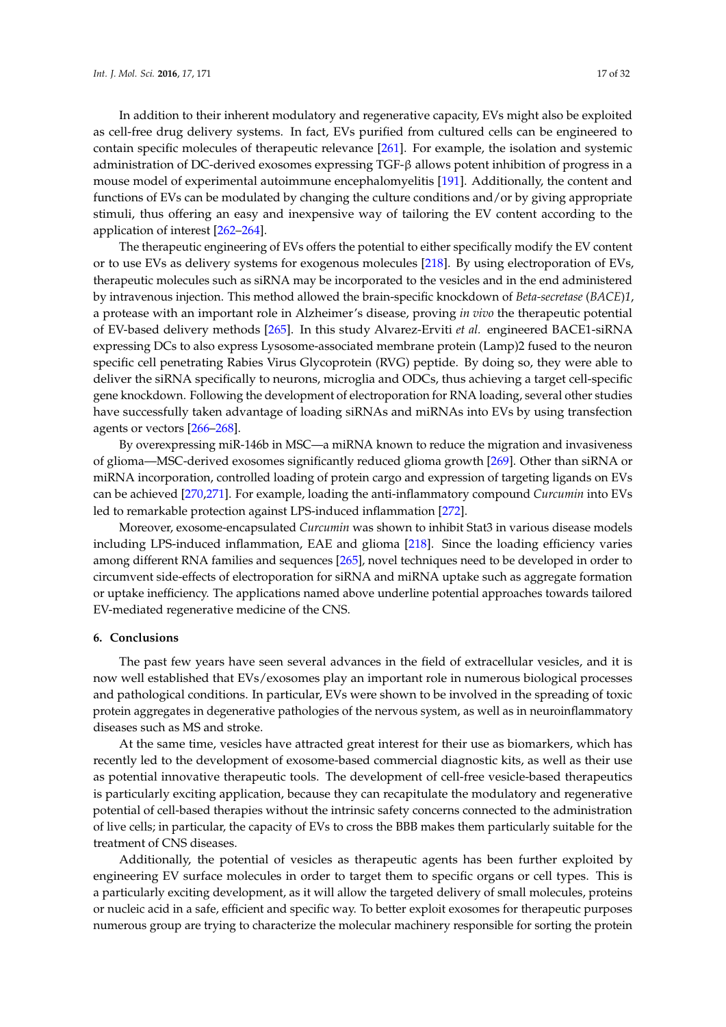In addition to their inherent modulatory and regenerative capacity, EVs might also be exploited as cell-free drug delivery systems. In fact, EVs purified from cultured cells can be engineered to contain specific molecules of therapeutic relevance [261]. For example, the isolation and systemic administration of DC-derived exosomes expressing TGF-β allows potent inhibition of progress in a mouse model of experimental autoimmune encephalomyelitis [191]. Additionally, the content and functions of EVs can be modulated by changing the culture conditions and/or by giving appropriate stimuli, thus offering an easy and inexpensive way of tailoring the EV content according to the application of interest [262–264].

The therapeutic engineering of EVs offers the potential to either specifically modify the EV content or to use EVs as delivery systems for exogenous molecules [218]. By using electroporation of EVs, therapeutic molecules such as siRNA may be incorporated to the vesicles and in the end administered by intravenous injection. This method allowed the brain-specific knockdown of *Beta-secretase* (*BACE*)*1*, a protease with an important role in Alzheimer's disease, proving *in vivo* the therapeutic potential of EV-based delivery methods [265]. In this study Alvarez-Erviti *et al.* engineered BACE1-siRNA expressing DCs to also express Lysosome-associated membrane protein (Lamp)2 fused to the neuron specific cell penetrating Rabies Virus Glycoprotein (RVG) peptide. By doing so, they were able to deliver the siRNA specifically to neurons, microglia and ODCs, thus achieving a target cell-specific gene knockdown. Following the development of electroporation for RNA loading, several other studies have successfully taken advantage of loading siRNAs and miRNAs into EVs by using transfection agents or vectors [266–268].

By overexpressing miR-146b in MSC—a miRNA known to reduce the migration and invasiveness of glioma—MSC-derived exosomes significantly reduced glioma growth [269]. Other than siRNA or miRNA incorporation, controlled loading of protein cargo and expression of targeting ligands on EVs can be achieved [270,271]. For example, loading the anti-inflammatory compound *Curcumin* into EVs led to remarkable protection against LPS-induced inflammation [272].

Moreover, exosome-encapsulated *Curcumin* was shown to inhibit Stat3 in various disease models including LPS-induced inflammation, EAE and glioma [218]. Since the loading efficiency varies among different RNA families and sequences [265], novel techniques need to be developed in order to circumvent side-effects of electroporation for siRNA and miRNA uptake such as aggregate formation or uptake inefficiency. The applications named above underline potential approaches towards tailored EV-mediated regenerative medicine of the CNS.

## 6. Conclusions

The past few years have seen several advances in the field of extracellular vesicles, and it is now well established that EVs/exosomes play an important role in numerous biological processes and pathological conditions. In particular, EVs were shown to be involved in the spreading of toxic protein aggregates in degenerative pathologies of the nervous system, as well as in neuroinflammatory diseases such as MS and stroke.

At the same time, vesicles have attracted great interest for their use as biomarkers, which has recently led to the development of exosome-based commercial diagnostic kits, as well as their use as potential innovative therapeutic tools. The development of cell-free vesicle-based therapeutics is particularly exciting application, because they can recapitulate the modulatory and regenerative potential of cell-based therapies without the intrinsic safety concerns connected to the administration of live cells; in particular, the capacity of EVs to cross the BBB makes them particularly suitable for the treatment of CNS diseases.

Additionally, the potential of vesicles as therapeutic agents has been further exploited by engineering EV surface molecules in order to target them to specific organs or cell types. This is a particularly exciting development, as it will allow the targeted delivery of small molecules, proteins or nucleic acid in a safe, efficient and specific way. To better exploit exosomes for therapeutic purposes numerous group are trying to characterize the molecular machinery responsible for sorting the protein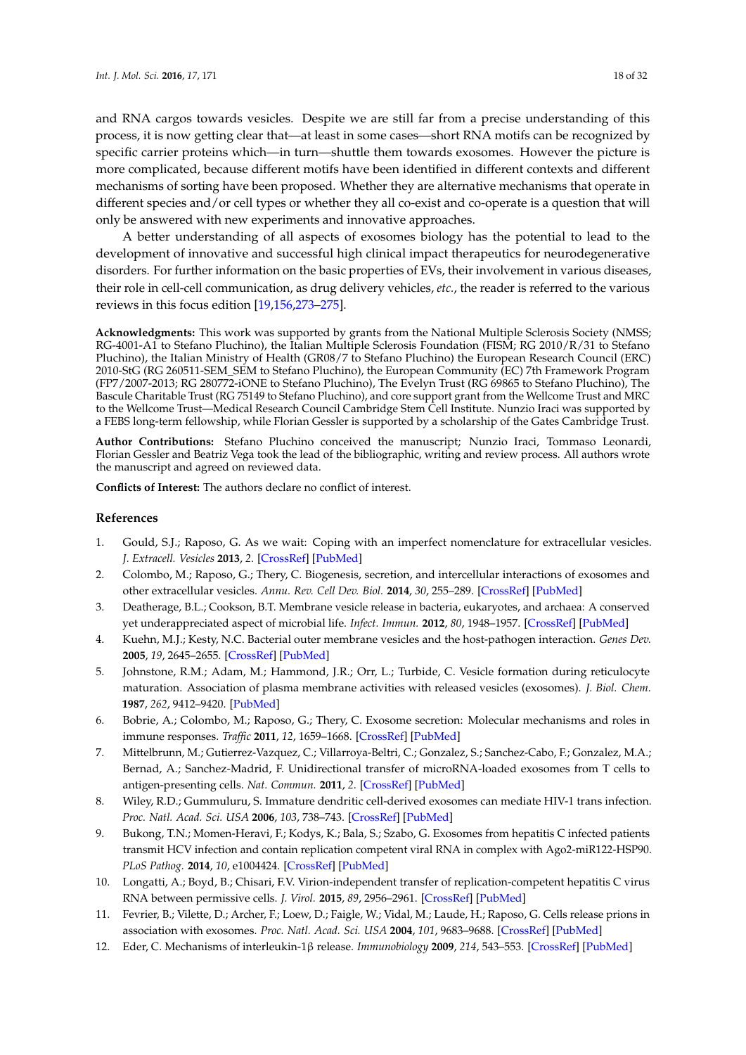and RNA cargos towards vesicles. Despite we are still far from a precise understanding of this process, it is now getting clear that—at least in some cases—short RNA motifs can be recognized by specific carrier proteins which—in turn—shuttle them towards exosomes. However the picture is more complicated, because different motifs have been identified in different contexts and different mechanisms of sorting have been proposed. Whether they are alternative mechanisms that operate in different species and/or cell types or whether they all co-exist and co-operate is a question that will only be answered with new experiments and innovative approaches.

A better understanding of all aspects of exosomes biology has the potential to lead to the development of innovative and successful high clinical impact therapeutics for neurodegenerative disorders. For further information on the basic properties of EVs, their involvement in various diseases, their role in cell-cell communication, as drug delivery vehicles, *etc.*, the reader is referred to the various reviews in this focus edition [19,156,273–275].

**Acknowledgments:** This work was supported by grants from the National Multiple Sclerosis Society (NMSS; RG-4001-A1 to Stefano Pluchino), the Italian Multiple Sclerosis Foundation (FISM; RG 2010/R/31 to Stefano Pluchino), the Italian Ministry of Health (GR08/7 to Stefano Pluchino) the European Research Council (ERC) 2010-StG (RG 260511-SEM_SEM to Stefano Pluchino), the European Community (EC) 7th Framework Program (FP7/2007-2013; RG 280772-iONE to Stefano Pluchino), The Evelyn Trust (RG 69865 to Stefano Pluchino), The Bascule Charitable Trust (RG 75149 to Stefano Pluchino), and core support grant from the Wellcome Trust and MRC to the Wellcome Trust—Medical Research Council Cambridge Stem Cell Institute. Nunzio Iraci was supported by a FEBS long-term fellowship, while Florian Gessler is supported by a scholarship of the Gates Cambridge Trust.

**Author Contributions:** Stefano Pluchino conceived the manuscript; Nunzio Iraci, Tommaso Leonardi, Florian Gessler and Beatriz Vega took the lead of the bibliographic, writing and review process. All authors wrote the manuscript and agreed on reviewed data.

**Conflicts of Interest:** The authors declare no conflict of interest.

## References

1. Gould, S.J.; Raposo, G. As we wait: Coping with an imperfect nomenclature for extracellular vesicles. *J. Extracell. Vesicles* **2013**, *2*. [CrossRef] [PubMed]
2. Colombo, M.; Raposo, G.; Thery, C. Biogenesis, secretion, and intercellular interactions of exosomes and other extracellular vesicles. *Annu. Rev. Cell Dev. Biol.* **2014**, *30*, 255–289. [CrossRef] [PubMed]
3. Deatherage, B.L.; Cookson, B.T. Membrane vesicle release in bacteria, eukaryotes, and archaea: A conserved yet underappreciated aspect of microbial life. *Infect. Immun.* **2012**, *80*, 1948–1957. [CrossRef] [PubMed]
4. Kuehn, M.J.; Kesty, N.C. Bacterial outer membrane vesicles and the host-pathogen interaction. *Genes Dev.* **2005**, *19*, 2645–2655. [CrossRef] [PubMed]
5. Johnstone, R.M.; Adam, M.; Hammond, J.R.; Orr, L.; Turbide, C. Vesicle formation during reticulocyte maturation. Association of plasma membrane activities with released vesicles (exosomes). *J. Biol. Chem.* **1987**, *262*, 9412–9420. [PubMed]
6. Bobrie, A.; Colombo, M.; Raposo, G.; Thery, C. Exosome secretion: Molecular mechanisms and roles in immune responses. *Traffic* **2011**, *12*, 1659–1668. [CrossRef] [PubMed]
7. Mittelbrunn, M.; Gutierrez-Vazquez, C.; Villarroya-Beltri, C.; Gonzalez, S.; Sanchez-Cabo, F.; Gonzalez, M.A.; Bernad, A.; Sanchez-Madrid, F. Unidirectional transfer of microRNA-loaded exosomes from T cells to antigen-presenting cells. *Nat. Commun.* **2011**, *2*. [CrossRef] [PubMed]
8. Wiley, R.D.; Gummuluru, S. Immature dendritic cell-derived exosomes can mediate HIV-1 trans infection. *Proc. Natl. Acad. Sci. USA* **2006**, *103*, 738–743. [CrossRef] [PubMed]
9. Bukong, T.N.; Momen-Heravi, F.; Kodys, K.; Bala, S.; Szabo, G. Exosomes from hepatitis C infected patients transmit HCV infection and contain replication competent viral RNA in complex with Ago2-miR122-HSP90. *PLoS Pathog.* **2014**, *10*, e1004424. [CrossRef] [PubMed]
10. Longatti, A.; Boyd, B.; Chisari, F.V. Virion-independent transfer of replication-competent hepatitis C virus RNA between permissive cells. *J. Virol.* **2015**, *89*, 2956–2961. [CrossRef] [PubMed]
11. Fevrier, B.; Vilette, D.; Archer, F.; Loew, D.; Faigle, W.; Vidal, M.; Laude, H.; Raposo, G. Cells release prions in association with exosomes. *Proc. Natl. Acad. Sci. USA* **2004**, *101*, 9683–9688. [CrossRef] [PubMed]
12. Eder, C. Mechanisms of interleukin-1β release. *Immunobiology* **2009**, *214*, 543–553. [CrossRef] [PubMed]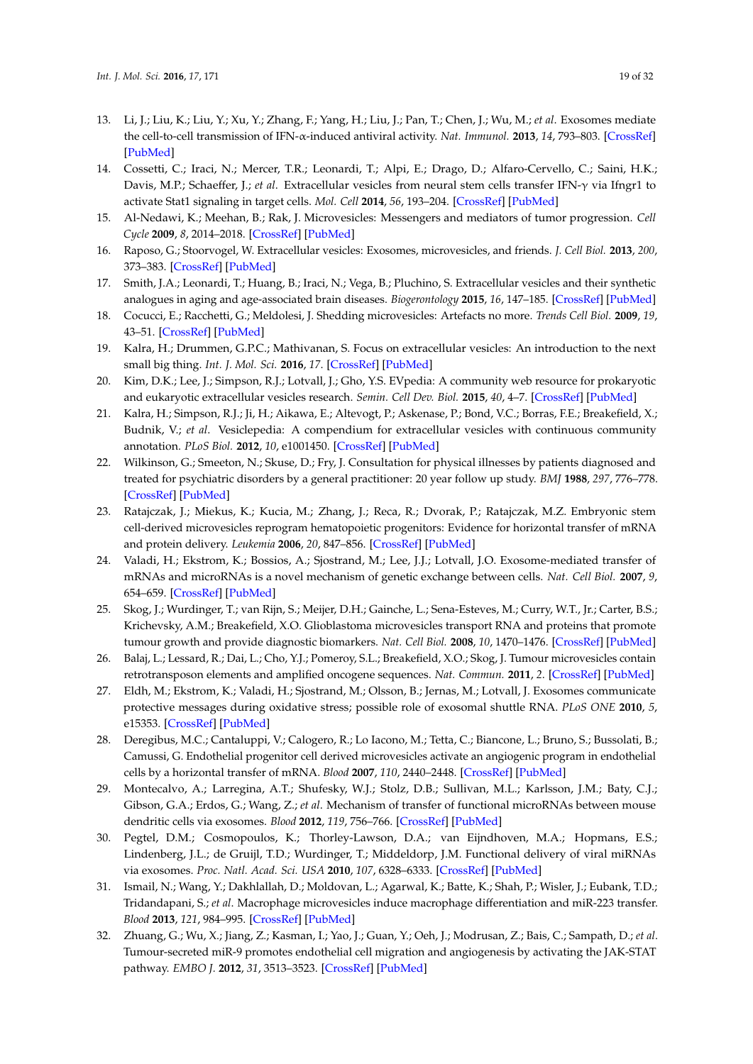13. Li, J.; Liu, K.; Liu, Y.; Xu, Y.; Zhang, F.; Yang, H.; Liu, J.; Pan, T.; Chen, J.; Wu, M.; *et al.* Exosomes mediate the cell-to-cell transmission of IFN-α-induced antiviral activity. *Nat. Immunol.* **2013**, *14*, 793–803. [CrossRef] [PubMed]
14. Cossetti, C.; Iraci, N.; Mercer, T.R.; Leonardi, T.; Alpi, E.; Drago, D.; Alfaro-Cervello, C.; Saini, H.K.; Davis, M.P.; Schaeffer, J.; *et al.* Extracellular vesicles from neural stem cells transfer IFN-γ via Ifngr1 to activate Stat1 signaling in target cells. *Mol. Cell* **2014**, *56*, 193–204. [CrossRef] [PubMed]
15. Al-Nedawi, K.; Meehan, B.; Rak, J. Microvesicles: Messengers and mediators of tumor progression. *Cell Cycle* **2009**, *8*, 2014–2018. [CrossRef] [PubMed]
16. Raposo, G.; Stoorvogel, W. Extracellular vesicles: Exosomes, microvesicles, and friends. *J. Cell Biol.* **2013**, *200*, 373–383. [CrossRef] [PubMed]
17. Smith, J.A.; Leonardi, T.; Huang, B.; Iraci, N.; Vega, B.; Pluchino, S. Extracellular vesicles and their synthetic analogues in aging and age-associated brain diseases. *Biogerontology* **2015**, *16*, 147–185. [CrossRef] [PubMed]
18. Cocucci, E.; Racchetti, G.; Meldolesi, J. Shedding microvesicles: Artefacts no more. *Trends Cell Biol.* **2009**, *19*, 43–51. [CrossRef] [PubMed]
19. Kalra, H.; Drummen, G.P.C.; Mathivanan, S. Focus on extracellular vesicles: An introduction to the next small big thing. *Int. J. Mol. Sci.* **2016**, *17*. [CrossRef] [PubMed]
20. Kim, D.K.; Lee, J.; Simpson, R.J.; Lotvall, J.; Gho, Y.S. EVpedia: A community web resource for prokaryotic and eukaryotic extracellular vesicles research. *Semin. Cell Dev. Biol.* **2015**, *40*, 4–7. [CrossRef] [PubMed]
21. Kalra, H.; Simpson, R.J.; Ji, H.; Aikawa, E.; Altevogt, P.; Askenase, P.; Bond, V.C.; Borras, F.E.; Breakefield, X.; Budnik, V.; *et al*. Vesiclepedia: A compendium for extracellular vesicles with continuous community annotation. *PLoS Biol.* **2012**, *10*, e1001450. [CrossRef] [PubMed]
22. Wilkinson, G.; Smeeton, N.; Skuse, D.; Fry, J. Consultation for physical illnesses by patients diagnosed and treated for psychiatric disorders by a general practitioner: 20 year follow up study. *BMJ* **1988**, *297*, 776–778. [CrossRef] [PubMed]
23. Ratajczak, J.; Miekus, K.; Kucia, M.; Zhang, J.; Reca, R.; Dvorak, P.; Ratajczak, M.Z. Embryonic stem cell-derived microvesicles reprogram hematopoietic progenitors: Evidence for horizontal transfer of mRNA and protein delivery. *Leukemia* **2006**, *20*, 847–856. [CrossRef] [PubMed]
24. Valadi, H.; Ekstrom, K.; Bossios, A.; Sjostrand, M.; Lee, J.J.; Lotvall, J.O. Exosome-mediated transfer of mRNAs and microRNAs is a novel mechanism of genetic exchange between cells. *Nat. Cell Biol.* **2007**, *9*, 654–659. [CrossRef] [PubMed]
25. Skog, J.; Wurdinger, T.; van Rijn, S.; Meijer, D.H.; Gainche, L.; Sena-Esteves, M.; Curry, W.T., Jr.; Carter, B.S.; Krichevsky, A.M.; Breakefield, X.O. Glioblastoma microvesicles transport RNA and proteins that promote tumour growth and provide diagnostic biomarkers. *Nat. Cell Biol.* **2008**, *10*, 1470–1476. [CrossRef] [PubMed]
26. Balaj, L.; Lessard, R.; Dai, L.; Cho, Y.J.; Pomeroy, S.L.; Breakefield, X.O.; Skog, J. Tumour microvesicles contain retrotransposon elements and amplified oncogene sequences. *Nat. Commun.* **2011**, *2*. [CrossRef] [PubMed]
27. Eldh, M.; Ekstrom, K.; Valadi, H.; Sjostrand, M.; Olsson, B.; Jernas, M.; Lotvall, J. Exosomes communicate protective messages during oxidative stress; possible role of exosomal shuttle RNA. *PLoS ONE* **2010**, *5*, e15353. [CrossRef] [PubMed]
28. Deregibus, M.C.; Cantaluppi, V.; Calogero, R.; Lo Iacono, M.; Tetta, C.; Biancone, L.; Bruno, S.; Bussolati, B.; Camussi, G. Endothelial progenitor cell derived microvesicles activate an angiogenic program in endothelial cells by a horizontal transfer of mRNA. *Blood* **2007**, *110*, 2440–2448. [CrossRef] [PubMed]
29. Montecalvo, A.; Larregina, A.T.; Shufesky, W.J.; Stolz, D.B.; Sullivan, M.L.; Karlsson, J.M.; Baty, C.J.; Gibson, G.A.; Erdos, G.; Wang, Z.; *et al*. Mechanism of transfer of functional microRNAs between mouse dendritic cells via exosomes. *Blood* **2012**, *119*, 756–766. [CrossRef] [PubMed]
30. Pegtel, D.M.; Cosmopoulos, K.; Thorley-Lawson, D.A.; van Eijndhoven, M.A.; Hopmans, E.S.; Lindenberg, J.L.; de Gruijl, T.D.; Wurdinger, T.; Middeldorp, J.M. Functional delivery of viral miRNAs via exosomes. *Proc. Natl. Acad. Sci. USA* **2010**, *107*, 6328–6333. [CrossRef] [PubMed]
31. Ismail, N.; Wang, Y.; Dakhlallah, D.; Moldovan, L.; Agarwal, K.; Batte, K.; Shah, P.; Wisler, J.; Eubank, T.D.; Tridandapani, S.; *et al.* Macrophage microvesicles induce macrophage differentiation and miR-223 transfer. *Blood* **2013**, *121*, 984–995. [CrossRef] [PubMed]
32. Zhuang, G.; Wu, X.; Jiang, Z.; Kasman, I.; Yao, J.; Guan, Y.; Oeh, J.; Modrusan, Z.; Bais, C.; Sampath, D.; *et al.* Tumour-secreted miR-9 promotes endothelial cell migration and angiogenesis by activating the JAK-STAT pathway. *EMBO J.* **2012**, *31*, 3513–3523. [CrossRef] [PubMed]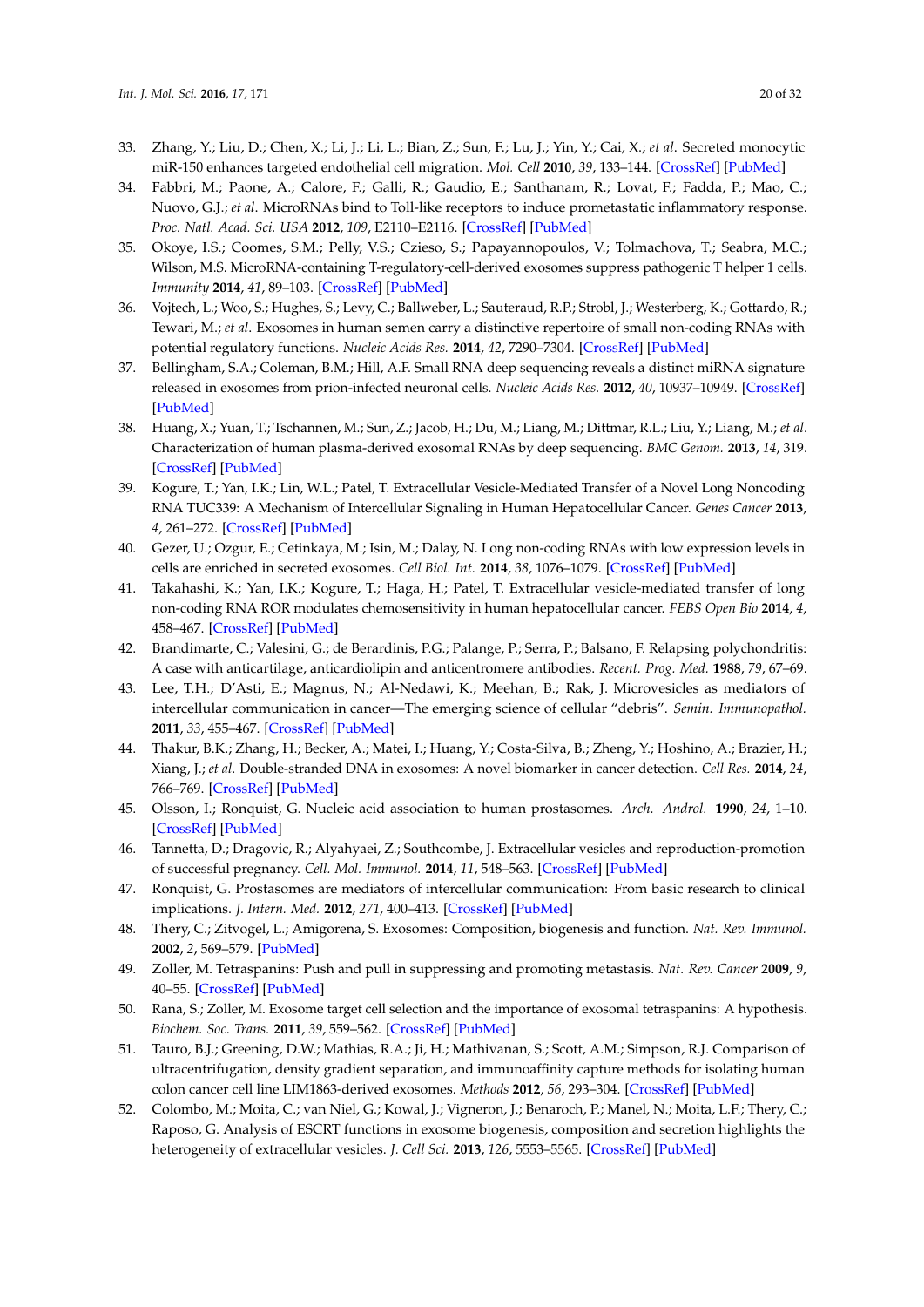33. Zhang, Y.; Liu, D.; Chen, X.; Li, J.; Li, L.; Bian, Z.; Sun, F.; Lu, J.; Yin, Y.; Cai, X.; *et al*. Secreted monocytic miR-150 enhances targeted endothelial cell migration. *Mol. Cell* **2010**, *39*, 133–144. [CrossRef] [PubMed]
34. Fabbri, M.; Paone, A.; Calore, F.; Galli, R.; Gaudio, E.; Santhanam, R.; Lovat, F.; Fadda, P.; Mao, C.; Nuovo, G.J.; *et al*. MicroRNAs bind to Toll-like receptors to induce prometastatic inflammatory response. *Proc. Natl. Acad. Sci. USA* **2012**, *109*, E2110–E2116. [CrossRef] [PubMed]
35. Okoye, I.S.; Coomes, S.M.; Pelly, V.S.; Czieso, S.; Papayannopoulos, V.; Tolmachova, T.; Seabra, M.C.; Wilson, M.S. MicroRNA-containing T-regulatory-cell-derived exosomes suppress pathogenic T helper 1 cells. *Immunity* **2014**, *41*, 89–103. [CrossRef] [PubMed]
36. Vojtech, L.; Woo, S.; Hughes, S.; Levy, C.; Ballweber, L.; Sauteraud, R.P.; Strobl, J.; Westerberg, K.; Gottardo, R.; Tewari, M.; *et al*. Exosomes in human semen carry a distinctive repertoire of small non-coding RNAs with potential regulatory functions. *Nucleic Acids Res.* **2014**, *42*, 7290–7304. [CrossRef] [PubMed]
37. Bellingham, S.A.; Coleman, B.M.; Hill, A.F. Small RNA deep sequencing reveals a distinct miRNA signature released in exosomes from prion-infected neuronal cells. *Nucleic Acids Res.* **2012**, *40*, 10937–10949. [CrossRef] [PubMed]
38. Huang, X.; Yuan, T.; Tschannen, M.; Sun, Z.; Jacob, H.; Du, M.; Liang, M.; Dittmar, R.L.; Liu, Y.; Liang, M.; *et al*. Characterization of human plasma-derived exosomal RNAs by deep sequencing. *BMC Genom.* **2013**, *14*, 319. [CrossRef] [PubMed]
39. Kogure, T.; Yan, I.K.; Lin, W.L.; Patel, T. Extracellular Vesicle-Mediated Transfer of a Novel Long Noncoding RNA TUC339: A Mechanism of Intercellular Signaling in Human Hepatocellular Cancer. *Genes Cancer* **2013**, *4*, 261–272. [CrossRef] [PubMed]
40. Gezer, U.; Ozgur, E.; Cetinkaya, M.; Isin, M.; Dalay, N. Long non-coding RNAs with low expression levels in cells are enriched in secreted exosomes. *Cell Biol. Int.* **2014**, *38*, 1076–1079. [CrossRef] [PubMed]
41. Takahashi, K.; Yan, I.K.; Kogure, T.; Haga, H.; Patel, T. Extracellular vesicle-mediated transfer of long non-coding RNA ROR modulates chemosensitivity in human hepatocellular cancer. *FEBS Open Bio* **2014**, *4*, 458–467. [CrossRef] [PubMed]
42. Brandimarte, C.; Valesini, G.; de Berardinis, P.G.; Palange, P.; Serra, P.; Balsano, F. Relapsing polychondritis: A case with anticartilage, anticardiolipin and anticentromere antibodies. *Recent. Prog. Med.* **1988**, *79*, 67–69.
43. Lee, T.H.; D'Asti, E.; Magnus, N.; Al-Nedawi, K.; Meehan, B.; Rak, J. Microvesicles as mediators of intercellular communication in cancer—The emerging science of cellular "debris". *Semin. Immunopathol.* **2011**, *33*, 455–467. [CrossRef] [PubMed]
44. Thakur, B.K.; Zhang, H.; Becker, A.; Matei, I.; Huang, Y.; Costa-Silva, B.; Zheng, Y.; Hoshino, A.; Brazier, H.; Xiang, J.; *et al*. Double-stranded DNA in exosomes: A novel biomarker in cancer detection. *Cell Res.* **2014**, *24*, 766–769. [CrossRef] [PubMed]
45. Olsson, I.; Ronquist, G. Nucleic acid association to human prostasomes. *Arch. Androl.* **1990**, *24*, 1–10. [CrossRef] [PubMed]
46. Tannetta, D.; Dragovic, R.; Alyahyaei, Z.; Southcombe, J. Extracellular vesicles and reproduction-promotion of successful pregnancy. *Cell. Mol. Immunol.* **2014**, *11*, 548–563. [CrossRef] [PubMed]
47. Ronquist, G. Prostasomes are mediators of intercellular communication: From basic research to clinical implications. *J. Intern. Med.* **2012**, *271*, 400–413. [CrossRef] [PubMed]
48. Thery, C.; Zitvogel, L.; Amigorena, S. Exosomes: Composition, biogenesis and function. *Nat. Rev. Immunol.* **2002**, *2*, 569–579. [PubMed]
49. Zoller, M. Tetraspanins: Push and pull in suppressing and promoting metastasis. *Nat. Rev. Cancer* **2009**, *9*, 40–55. [CrossRef] [PubMed]
50. Rana, S.; Zoller, M. Exosome target cell selection and the importance of exosomal tetraspanins: A hypothesis. *Biochem. Soc. Trans.* **2011**, *39*, 559–562. [CrossRef] [PubMed]
51. Tauro, B.J.; Greening, D.W.; Mathias, R.A.; Ji, H.; Mathivanan, S.; Scott, A.M.; Simpson, R.J. Comparison of ultracentrifugation, density gradient separation, and immunoaffinity capture methods for isolating human colon cancer cell line LIM1863-derived exosomes. *Methods* **2012**, *56*, 293–304. [CrossRef] [PubMed]
52. Colombo, M.; Moita, C.; van Niel, G.; Kowal, J.; Vigneron, J.; Benaroch, P.; Manel, N.; Moita, L.F.; Thery, C.; Raposo, G. Analysis of ESCRT functions in exosome biogenesis, composition and secretion highlights the heterogeneity of extracellular vesicles. *J. Cell Sci.* **2013**, *126*, 5553–5565. [CrossRef] [PubMed]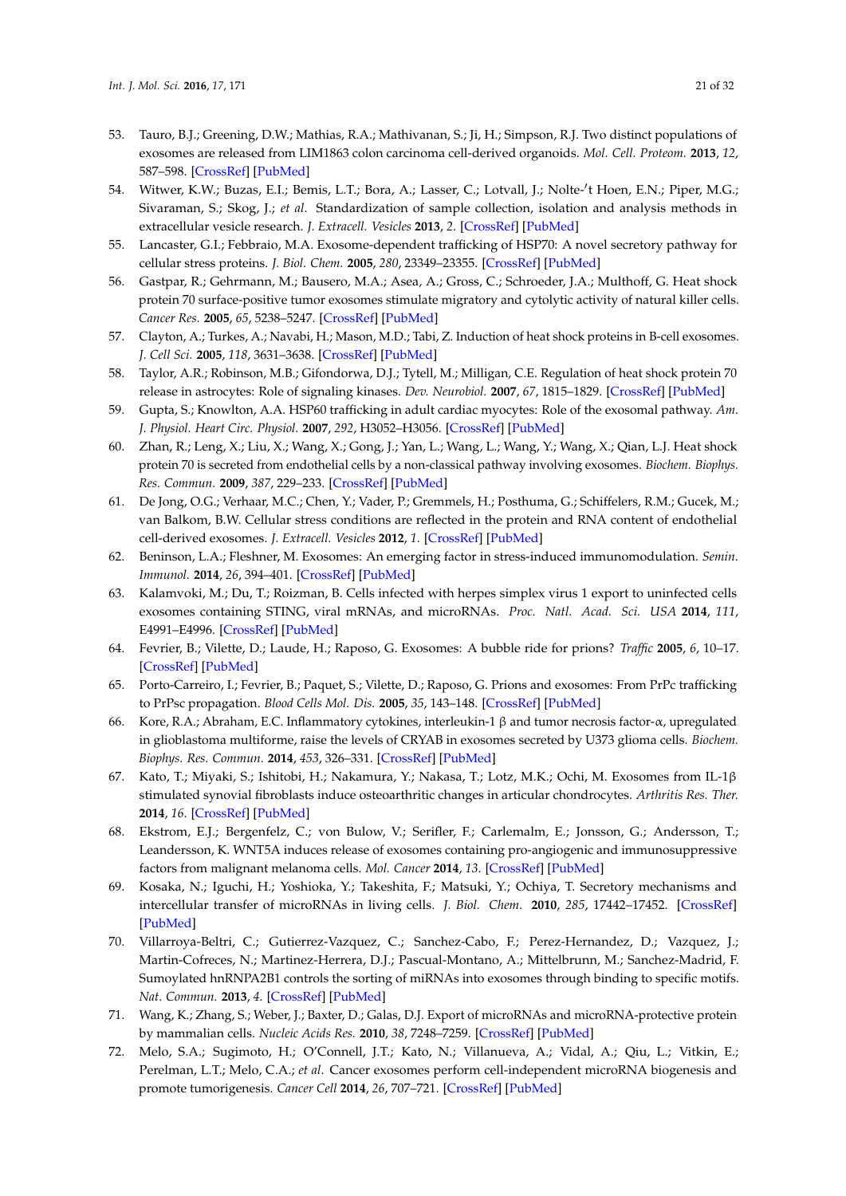53. Tauro, B.J.; Greening, D.W.; Mathias, R.A.; Mathivanan, S.; Ji, H.; Simpson, R.J. Two distinct populations of exosomes are released from LIM1863 colon carcinoma cell-derived organoids. *Mol. Cell. Proteom.* **2013**, *12*, 587–598. [CrossRef] [PubMed]
54. Witwer, K.W.; Buzas, E.I.; Bemis, L.T.; Bora, A.; Lasser, C.; Lotvall, J.; Nolte-'t Hoen, E.N.; Piper, M.G.; Sivaraman, S.; Skog, J.; *et al.* Standardization of sample collection, isolation and analysis methods in extracellular vesicle research. *J. Extracell. Vesicles* **2013**, *2*. [CrossRef] [PubMed]
55. Lancaster, G.I.; Febbraio, M.A. Exosome-dependent trafficking of HSP70: A novel secretory pathway for cellular stress proteins. *J. Biol. Chem.* **2005**, *280*, 23349–23355. [CrossRef] [PubMed]
56. Gastpar, R.; Gehrmann, M.; Bausero, M.A.; Asea, A.; Gross, C.; Schroeder, J.A.; Multhoff, G. Heat shock protein 70 surface-positive tumor exosomes stimulate migratory and cytolytic activity of natural killer cells. *Cancer Res.* **2005**, *65*, 5238–5247. [CrossRef] [PubMed]
57. Clayton, A.; Turkes, A.; Navabi, H.; Mason, M.D.; Tabi, Z. Induction of heat shock proteins in B-cell exosomes. *J. Cell Sci.* **2005**, *118*, 3631–3638. [CrossRef] [PubMed]
58. Taylor, A.R.; Robinson, M.B.; Gifondorwa, D.J.; Tytell, M.; Milligan, C.E. Regulation of heat shock protein 70 release in astrocytes: Role of signaling kinases. *Dev. Neurobiol.* **2007**, *67*, 1815–1829. [CrossRef] [PubMed]
59. Gupta, S.; Knowlton, A.A. HSP60 trafficking in adult cardiac myocytes: Role of the exosomal pathway. *Am. J. Physiol. Heart Circ. Physiol.* **2007**, *292*, H3052–H3056. [CrossRef] [PubMed]
60. Zhan, R.; Leng, X.; Liu, X.; Wang, X.; Gong, J.; Yan, L.; Wang, L.; Wang, Y.; Wang, X.; Qian, L.J. Heat shock protein 70 is secreted from endothelial cells by a non-classical pathway involving exosomes. *Biochem. Biophys. Res. Commun.* **2009**, *387*, 229–233. [CrossRef] [PubMed]
61. De Jong, O.G.; Verhaar, M.C.; Chen, Y.; Vader, P.; Gremmels, H.; Posthuma, G.; Schiffelers, R.M.; Gucek, M.; van Balkom, B.W. Cellular stress conditions are reflected in the protein and RNA content of endothelial cell-derived exosomes. *J. Extracell. Vesicles* **2012**, *1*. [CrossRef] [PubMed]
62. Beninson, L.A.; Fleshner, M. Exosomes: An emerging factor in stress-induced immunomodulation. *Semin. Immunol.* **2014**, *26*, 394–401. [CrossRef] [PubMed]
63. Kalamvoki, M.; Du, T.; Roizman, B. Cells infected with herpes simplex virus 1 export to uninfected cells exosomes containing STING, viral mRNAs, and microRNAs. *Proc. Natl. Acad. Sci. USA* **2014**, *111*, E4991–E4996. [CrossRef] [PubMed]
64. Fevrier, B.; Vilette, D.; Laude, H.; Raposo, G. Exosomes: A bubble ride for prions? *Traffic* **2005**, *6*, 10–17. [CrossRef] [PubMed]
65. Porto-Carreiro, I.; Fevrier, B.; Paquet, S.; Vilette, D.; Raposo, G. Prions and exosomes: From PrPc trafficking to PrPsc propagation. *Blood Cells Mol. Dis.* **2005**, *35*, 143–148. [CrossRef] [PubMed]
66. Kore, R.A.; Abraham, E.C. Inflammatory cytokines, interleukin-1 β and tumor necrosis factor-α, upregulated in glioblastoma multiforme, raise the levels of CRYAB in exosomes secreted by U373 glioma cells. *Biochem. Biophys. Res. Commun.* **2014**, *453*, 326–331. [CrossRef] [PubMed]
67. Kato, T.; Miyaki, S.; Ishitobi, H.; Nakamura, Y.; Nakasa, T.; Lotz, M.K.; Ochi, M. Exosomes from IL-1β stimulated synovial fibroblasts induce osteoarthritic changes in articular chondrocytes. *Arthritis Res. Ther.* **2014**, *16*. [CrossRef] [PubMed]
68. Ekstrom, E.J.; Bergenfelz, C.; von Bulow, V.; Serifler, F.; Carlemalm, E.; Jonsson, G.; Andersson, T.; Leandersson, K. WNT5A induces release of exosomes containing pro-angiogenic and immunosuppressive factors from malignant melanoma cells. *Mol. Cancer* **2014**, *13*. [CrossRef] [PubMed]
69. Kosaka, N.; Iguchi, H.; Yoshioka, Y.; Takeshita, F.; Matsuki, Y.; Ochiya, T. Secretory mechanisms and intercellular transfer of microRNAs in living cells. *J. Biol. Chem.* **2010**, *285*, 17442–17452. [CrossRef] [PubMed]
70. Villarroya-Beltri, C.; Gutierrez-Vazquez, C.; Sanchez-Cabo, F.; Perez-Hernandez, D.; Vazquez, J.; Martin-Cofreces, N.; Martinez-Herrera, D.J.; Pascual-Montano, A.; Mittelbrunn, M.; Sanchez-Madrid, F. Sumoylated hnRNPA2B1 controls the sorting of miRNAs into exosomes through binding to specific motifs. *Nat. Commun.* **2013**, *4*. [CrossRef] [PubMed]
71. Wang, K.; Zhang, S.; Weber, J.; Baxter, D.; Galas, D.J. Export of microRNAs and microRNA-protective protein by mammalian cells. *Nucleic Acids Res.* **2010**, *38*, 7248–7259. [CrossRef] [PubMed]
72. Melo, S.A.; Sugimoto, H.; O'Connell, J.T.; Kato, N.; Villanueva, A.; Vidal, A.; Qiu, L.; Vitkin, E.; Perelman, L.T.; Melo, C.A.; *et al.* Cancer exosomes perform cell-independent microRNA biogenesis and promote tumorigenesis. *Cancer Cell* **2014**, *26*, 707–721. [CrossRef] [PubMed]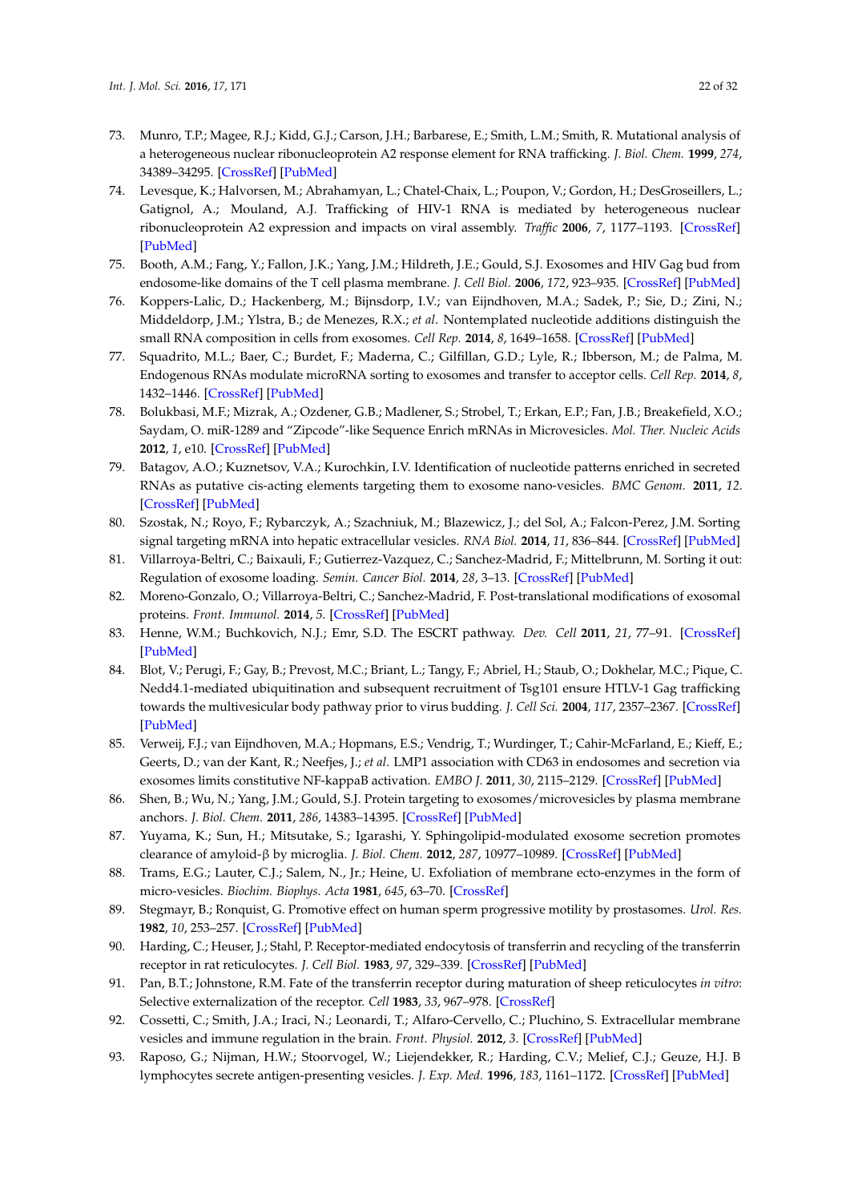73. Munro, T.P.; Magee, R.J.; Kidd, G.J.; Carson, J.H.; Barbarese, E.; Smith, L.M.; Smith, R. Mutational analysis of a heterogeneous nuclear ribonucleoprotein A2 response element for RNA trafficking. *J. Biol. Chem.* **1999**, *274*, 34389–34295. [CrossRef] [PubMed]
74. Levesque, K.; Halvorsen, M.; Abrahamyan, L.; Chatel-Chaix, L.; Poupon, V.; Gordon, H.; DesGroseillers, L.; Gatignol, A.; Mouland, A.J. Trafficking of HIV-1 RNA is mediated by heterogeneous nuclear ribonucleoprotein A2 expression and impacts on viral assembly. *Traffic* **2006**, *7*, 1177–1193. [CrossRef] [PubMed]
75. Booth, A.M.; Fang, Y.; Fallon, J.K.; Yang, J.M.; Hildreth, J.E.; Gould, S.J. Exosomes and HIV Gag bud from endosome-like domains of the T cell plasma membrane. *J. Cell Biol.* **2006**, *172*, 923–935. [CrossRef] [PubMed]
76. Koppers-Lalic, D.; Hackenberg, M.; Bijnsdorp, I.V.; van Eijndhoven, M.A.; Sadek, P.; Sie, D.; Zini, N.; Middeldorp, J.M.; Ylstra, B.; de Menezes, R.X.; *et al.* Nontemplated nucleotide additions distinguish the small RNA composition in cells from exosomes. *Cell Rep.* **2014**, *8*, 1649–1658. [CrossRef] [PubMed]
77. Squadrito, M.L.; Baer, C.; Burdet, F.; Maderna, C.; Gilfillan, G.D.; Lyle, R.; Ibberson, M.; de Palma, M. Endogenous RNAs modulate microRNA sorting to exosomes and transfer to acceptor cells. *Cell Rep.* **2014**, *8*, 1432–1446. [CrossRef] [PubMed]
78. Bolukbasi, M.F.; Mizrak, A.; Ozdener, G.B.; Madlener, S.; Strobel, T.; Erkan, E.P.; Fan, J.B.; Breakefield, X.O.; Saydam, O. miR-1289 and "Zipcode"-like Sequence Enrich mRNAs in Microvesicles. *Mol. Ther. Nucleic Acids* **2012**, *1*, e10. [CrossRef] [PubMed]
79. Batagov, A.O.; Kuznetsov, V.A.; Kurochkin, I.V. Identification of nucleotide patterns enriched in secreted RNAs as putative cis-acting elements targeting them to exosome nano-vesicles. *BMC Genom.* **2011**, *12*. [CrossRef] [PubMed]
80. Szostak, N.; Royo, F.; Rybarczyk, A.; Szachniuk, M.; Blazewicz, J.; del Sol, A.; Falcon-Perez, J.M. Sorting signal targeting mRNA into hepatic extracellular vesicles. *RNA Biol.* **2014**, *11*, 836–844. [CrossRef] [PubMed]
81. Villarroya-Beltri, C.; Baixauli, F.; Gutierrez-Vazquez, C.; Sanchez-Madrid, F.; Mittelbrunn, M. Sorting it out: Regulation of exosome loading. *Semin. Cancer Biol.* **2014**, *28*, 3–13. [CrossRef] [PubMed]
82. Moreno-Gonzalo, O.; Villarroya-Beltri, C.; Sanchez-Madrid, F. Post-translational modifications of exosomal proteins. *Front. Immunol.* **2014**, *5*. [CrossRef] [PubMed]
83. Henne, W.M.; Buchkovich, N.J.; Emr, S.D. The ESCRT pathway. *Dev. Cell* **2011**, *21*, 77–91. [CrossRef] [PubMed]
84. Blot, V.; Perugi, F.; Gay, B.; Prevost, M.C.; Briant, L.; Tangy, F.; Abriel, H.; Staub, O.; Dokhelar, M.C.; Pique, C. Nedd4.1-mediated ubiquitination and subsequent recruitment of Tsg101 ensure HTLV-1 Gag trafficking towards the multivesicular body pathway prior to virus budding. *J. Cell Sci.* **2004**, *117*, 2357–2367. [CrossRef] [PubMed]
85. Verweij, F.J.; van Eijndhoven, M.A.; Hopmans, E.S.; Vendrig, T.; Wurdinger, T.; Cahir-McFarland, E.; Kieff, E.; Geerts, D.; van der Kant, R.; Neefjes, J.; *et al.* LMP1 association with CD63 in endosomes and secretion via exosomes limits constitutive NF-kappaB activation. *EMBO J.* **2011**, *30*, 2115–2129. [CrossRef] [PubMed]
86. Shen, B.; Wu, N.; Yang, J.M.; Gould, S.J. Protein targeting to exosomes/microvesicles by plasma membrane anchors. *J. Biol. Chem.* **2011**, *286*, 14383–14395. [CrossRef] [PubMed]
87. Yuyama, K.; Sun, H.; Mitsutake, S.; Igarashi, Y. Sphingolipid-modulated exosome secretion promotes clearance of amyloid-β by microglia. *J. Biol. Chem.* **2012**, *287*, 10977–10989. [CrossRef] [PubMed]
88. Trams, E.G.; Lauter, C.J.; Salem, N., Jr.; Heine, U. Exfoliation of membrane ecto-enzymes in the form of micro-vesicles. *Biochim. Biophys. Acta* **1981**, *645*, 63–70. [CrossRef]
89. Stegmayr, B.; Ronquist, G. Promotive effect on human sperm progressive motility by prostasomes. *Urol. Res.* **1982**, *10*, 253–257. [CrossRef] [PubMed]
90. Harding, C.; Heuser, J.; Stahl, P. Receptor-mediated endocytosis of transferrin and recycling of the transferrin receptor in rat reticulocytes. *J. Cell Biol.* **1983**, *97*, 329–339. [CrossRef] [PubMed]
91. Pan, B.T.; Johnstone, R.M. Fate of the transferrin receptor during maturation of sheep reticulocytes *in vitro*: Selective externalization of the receptor. *Cell* **1983**, *33*, 967–978. [CrossRef]
92. Cossetti, C.; Smith, J.A.; Iraci, N.; Leonardi, T.; Alfaro-Cervello, C.; Pluchino, S. Extracellular membrane vesicles and immune regulation in the brain. *Front. Physiol.* **2012**, *3*. [CrossRef] [PubMed]
93. Raposo, G.; Nijman, H.W.; Stoorvogel, W.; Liejendekker, R.; Harding, C.V.; Melief, C.J.; Geuze, H.J. B lymphocytes secrete antigen-presenting vesicles. *J. Exp. Med.* **1996**, *183*, 1161–1172. [CrossRef] [PubMed]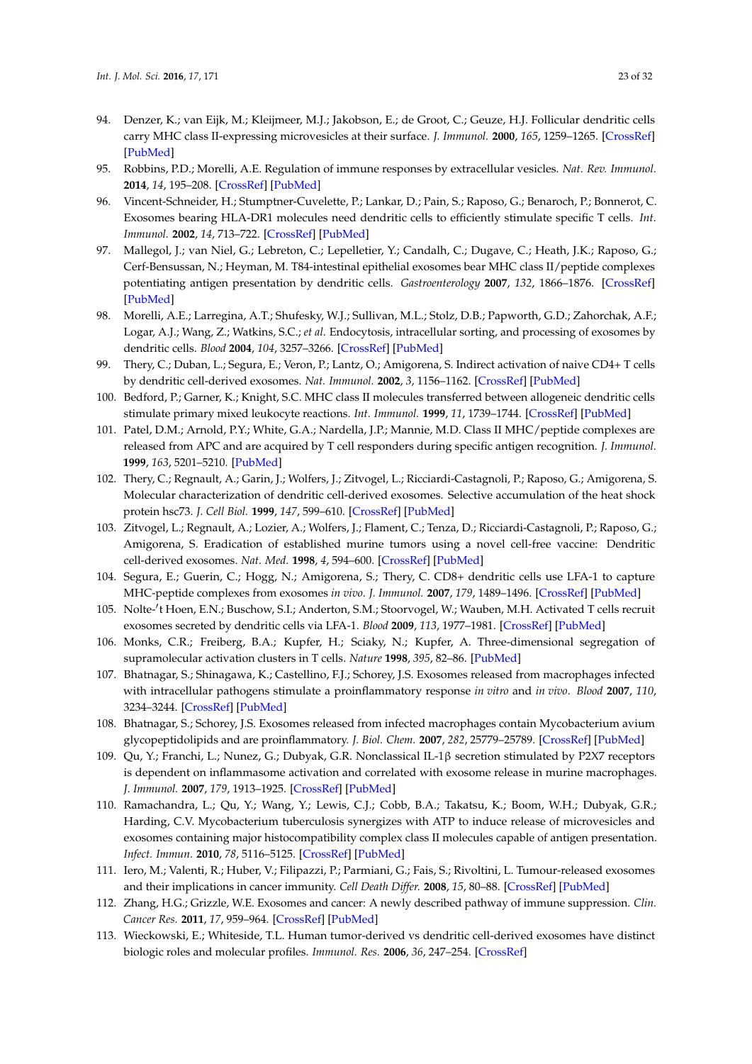94. Denzer, K.; van Eijk, M.; Kleijmeer, M.J.; Jakobson, E.; de Groot, C.; Geuze, H.J. Follicular dendritic cells carry MHC class II-expressing microvesicles at their surface. *J. Immunol.* **2000**, *165*, 1259–1265. [CrossRef] [PubMed]
95. Robbins, P.D.; Morelli, A.E. Regulation of immune responses by extracellular vesicles. *Nat. Rev. Immunol.* **2014**, *14*, 195–208. [CrossRef] [PubMed]
96. Vincent-Schneider, H.; Stumptner-Cuvelette, P.; Lankar, D.; Pain, S.; Raposo, G.; Benaroch, P.; Bonnerot, C. Exosomes bearing HLA-DR1 molecules need dendritic cells to efficiently stimulate specific T cells. *Int. Immunol.* **2002**, *14*, 713–722. [CrossRef] [PubMed]
97. Mallegol, J.; van Niel, G.; Lebreton, C.; Lepelletier, Y.; Candalh, C.; Dugave, C.; Heath, J.K.; Raposo, G.; Cerf-Bensussan, N.; Heyman, M. T84-intestinal epithelial exosomes bear MHC class II/peptide complexes potentiating antigen presentation by dendritic cells. *Gastroenterology* **2007**, *132*, 1866–1876. [CrossRef] [PubMed]
98. Morelli, A.E.; Larregina, A.T.; Shufesky, W.J.; Sullivan, M.L.; Stolz, D.B.; Papworth, G.D.; Zahorchak, A.F.; Logar, A.J.; Wang, Z.; Watkins, S.C.; *et al.* Endocytosis, intracellular sorting, and processing of exosomes by dendritic cells. *Blood* **2004**, *104*, 3257–3266. [CrossRef] [PubMed]
99. Thery, C.; Duban, L.; Segura, E.; Veron, P.; Lantz, O.; Amigorena, S. Indirect activation of naive CD4+ T cells by dendritic cell-derived exosomes. *Nat. Immunol.* **2002**, *3*, 1156–1162. [CrossRef] [PubMed]
100. Bedford, P.; Garner, K.; Knight, S.C. MHC class II molecules transferred between allogeneic dendritic cells stimulate primary mixed leukocyte reactions. *Int. Immunol.* **1999**, *11*, 1739–1744. [CrossRef] [PubMed]
101. Patel, D.M.; Arnold, P.Y.; White, G.A.; Nardella, J.P.; Mannie, M.D. Class II MHC/peptide complexes are released from APC and are acquired by T cell responders during specific antigen recognition. *J. Immunol.* **1999**, *163*, 5201–5210. [PubMed]
102. Thery, C.; Regnault, A.; Garin, J.; Wolfers, J.; Zitvogel, L.; Ricciardi-Castagnoli, P.; Raposo, G.; Amigorena, S. Molecular characterization of dendritic cell-derived exosomes. Selective accumulation of the heat shock protein hsc73. *J. Cell Biol.* **1999**, *147*, 599–610. [CrossRef] [PubMed]
103. Zitvogel, L.; Regnault, A.; Lozier, A.; Wolfers, J.; Flament, C.; Tenza, D.; Ricciardi-Castagnoli, P.; Raposo, G.; Amigorena, S. Eradication of established murine tumors using a novel cell-free vaccine: Dendritic cell-derived exosomes. *Nat. Med.* **1998**, *4*, 594–600. [CrossRef] [PubMed]
104. Segura, E.; Guerin, C.; Hogg, N.; Amigorena, S.; Thery, C. CD8+ dendritic cells use LFA-1 to capture MHC-peptide complexes from exosomes *in vivo*. *J. Immunol.* **2007**, *179*, 1489–1496. [CrossRef] [PubMed]
105. Nolte-'t Hoen, E.N.; Buschow, S.I.; Anderton, S.M.; Stoorvogel, W.; Wauben, M.H. Activated T cells recruit exosomes secreted by dendritic cells via LFA-1. *Blood* **2009**, *113*, 1977–1981. [CrossRef] [PubMed]
106. Monks, C.R.; Freiberg, B.A.; Kupfer, H.; Sciaky, N.; Kupfer, A. Three-dimensional segregation of supramolecular activation clusters in T cells. *Nature* **1998**, *395*, 82–86. [PubMed]
107. Bhatnagar, S.; Shinagawa, K.; Castellino, F.J.; Schorey, J.S. Exosomes released from macrophages infected with intracellular pathogens stimulate a proinflammatory response *in vitro* and *in vivo*. *Blood* **2007**, *110*, 3234–3244. [CrossRef] [PubMed]
108. Bhatnagar, S.; Schorey, J.S. Exosomes released from infected macrophages contain Mycobacterium avium glycopeptidolipids and are proinflammatory. *J. Biol. Chem.* **2007**, *282*, 25779–25789. [CrossRef] [PubMed]
109. Qu, Y.; Franchi, L.; Nunez, G.; Dubyak, G.R. Nonclassical IL-1β secretion stimulated by P2X7 receptors is dependent on inflammasome activation and correlated with exosome release in murine macrophages. *J. Immunol.* **2007**, *179*, 1913–1925. [CrossRef] [PubMed]
110. Ramachandra, L.; Qu, Y.; Wang, Y.; Lewis, C.J.; Cobb, B.A.; Takatsu, K.; Boom, W.H.; Dubyak, G.R.; Harding, C.V. Mycobacterium tuberculosis synergizes with ATP to induce release of microvesicles and exosomes containing major histocompatibility complex class II molecules capable of antigen presentation. *Infect. Immun.* **2010**, *78*, 5116–5125. [CrossRef] [PubMed]
111. Iero, M.; Valenti, R.; Huber, V.; Filipazzi, P.; Parmiani, G.; Fais, S.; Rivoltini, L. Tumour-released exosomes and their implications in cancer immunity. *Cell Death Differ.* **2008**, *15*, 80–88. [CrossRef] [PubMed]
112. Zhang, H.G.; Grizzle, W.E. Exosomes and cancer: A newly described pathway of immune suppression. *Clin. Cancer Res.* **2011**, *17*, 959–964. [CrossRef] [PubMed]
113. Wieckowski, E.; Whiteside, T.L. Human tumor-derived vs dendritic cell-derived exosomes have distinct biologic roles and molecular profiles. *Immunol. Res.* **2006**, *36*, 247–254. [CrossRef]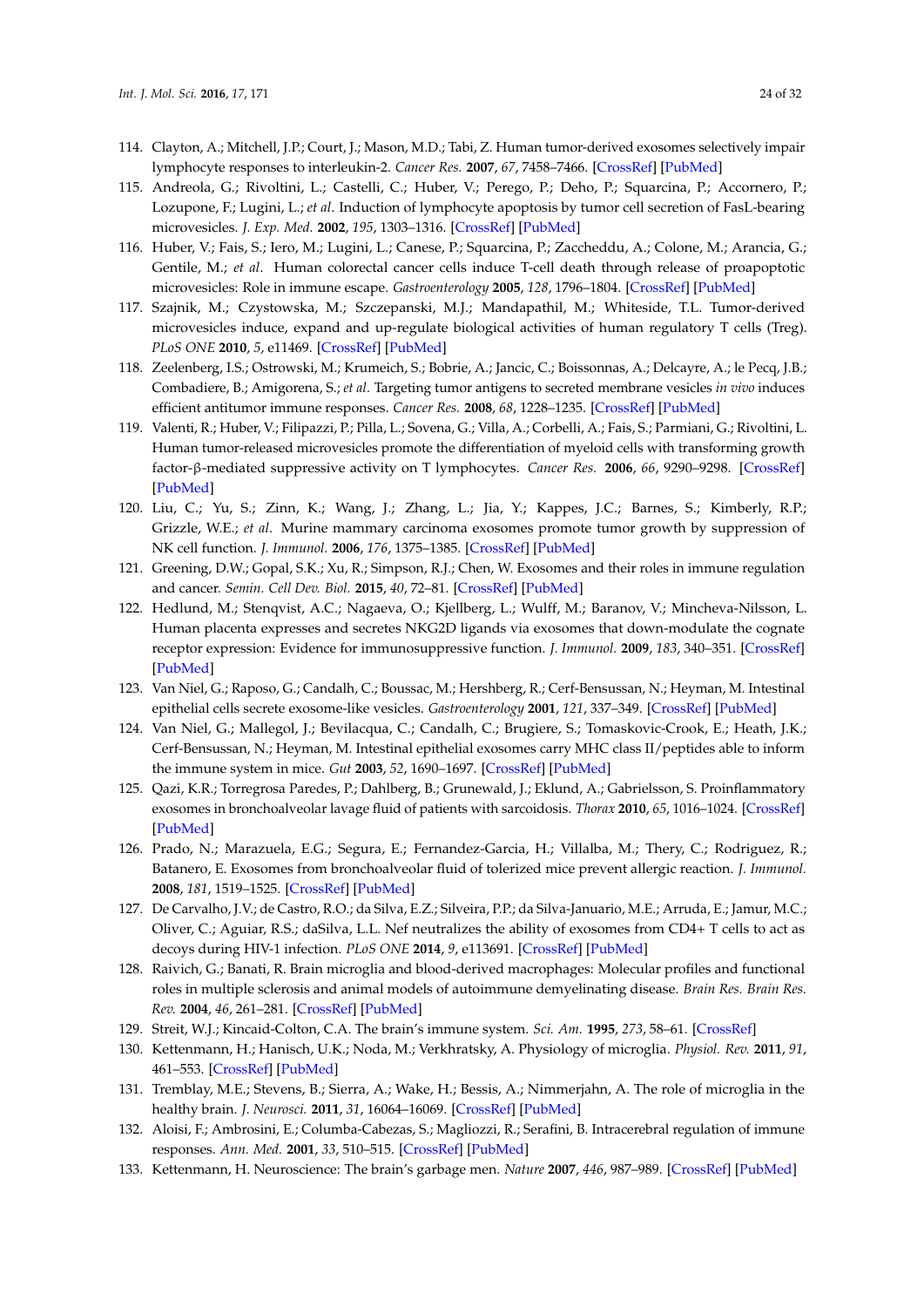114. Clayton, A.; Mitchell, J.P.; Court, J.; Mason, M.D.; Tabi, Z. Human tumor-derived exosomes selectively impair lymphocyte responses to interleukin-2. *Cancer Res.* **2007**, *67*, 7458–7466. [CrossRef] [PubMed]
115. Andreola, G.; Rivoltini, L.; Castelli, C.; Huber, V.; Perego, P.; Deho, P.; Squarcina, P.; Accornero, P.; Lozupone, F.; Lugini, L.; *et al.* Induction of lymphocyte apoptosis by tumor cell secretion of FasL-bearing microvesicles. *J. Exp. Med.* **2002**, *195*, 1303–1316. [CrossRef] [PubMed]
116. Huber, V.; Fais, S.; Iero, M.; Lugini, L.; Canese, P.; Squarcina, P.; Zaccheddu, A.; Colone, M.; Arancia, G.; Gentile, M.; *et al.* Human colorectal cancer cells induce T-cell death through release of proapoptotic microvesicles: Role in immune escape. *Gastroenterology* **2005**, *128*, 1796–1804. [CrossRef] [PubMed]
117. Szajnik, M.; Czystowska, M.; Szczepanski, M.J.; Mandapathil, M.; Whiteside, T.L. Tumor-derived microvesicles induce, expand and up-regulate biological activities of human regulatory T cells (Treg). *PLoS ONE* **2010**, *5*, e11469. [CrossRef] [PubMed]
118. Zeelenberg, I.S.; Ostrowski, M.; Krumeich, S.; Bobrie, A.; Jancic, C.; Boissonnas, A.; Delcayre, A.; le Pecq, J.B.; Combadiere, B.; Amigorena, S.; *et al.* Targeting tumor antigens to secreted membrane vesicles *in vivo* induces efficient antitumor immune responses. *Cancer Res.* **2008**, *68*, 1228–1235. [CrossRef] [PubMed]
119. Valenti, R.; Huber, V.; Filipazzi, P.; Pilla, L.; Sovena, G.; Villa, A.; Corbelli, A.; Fais, S.; Parmiani, G.; Rivoltini, L. Human tumor-released microvesicles promote the differentiation of myeloid cells with transforming growth factor-β-mediated suppressive activity on T lymphocytes. *Cancer Res.* **2006**, *66*, 9290–9298. [CrossRef] [PubMed]
120. Liu, C.; Yu, S.; Zinn, K.; Wang, J.; Zhang, L.; Jia, Y.; Kappes, J.C.; Barnes, S.; Kimberly, R.P.; Grizzle, W.E.; *et al.* Murine mammary carcinoma exosomes promote tumor growth by suppression of NK cell function. *J. Immunol.* **2006**, *176*, 1375–1385. [CrossRef] [PubMed]
121. Greening, D.W.; Gopal, S.K.; Xu, R.; Simpson, R.J.; Chen, W. Exosomes and their roles in immune regulation and cancer. *Semin. Cell Dev. Biol.* **2015**, *40*, 72–81. [CrossRef] [PubMed]
122. Hedlund, M.; Stenqvist, A.C.; Nagaeva, O.; Kjellberg, L.; Wulff, M.; Baranov, V.; Mincheva-Nilsson, L. Human placenta expresses and secretes NKG2D ligands via exosomes that down-modulate the cognate receptor expression: Evidence for immunosuppressive function. *J. Immunol.* **2009**, *183*, 340–351. [CrossRef] [PubMed]
123. Van Niel, G.; Raposo, G.; Candalh, C.; Boussac, M.; Hershberg, R.; Cerf-Bensussan, N.; Heyman, M. Intestinal epithelial cells secrete exosome-like vesicles. *Gastroenterology* **2001**, *121*, 337–349. [CrossRef] [PubMed]
124. Van Niel, G.; Mallegol, J.; Bevilacqua, C.; Candalh, C.; Brugiere, S.; Tomaskovic-Crook, E.; Heath, J.K.; Cerf-Bensussan, N.; Heyman, M. Intestinal epithelial exosomes carry MHC class II/peptides able to inform the immune system in mice. *Gut* **2003**, *52*, 1690–1697. [CrossRef] [PubMed]
125. Qazi, K.R.; Torregrosa Paredes, P.; Dahlberg, B.; Grunewald, J.; Eklund, A.; Gabrielsson, S. Proinflammatory exosomes in bronchoalveolar lavage fluid of patients with sarcoidosis. *Thorax* **2010**, *65*, 1016–1024. [CrossRef] [PubMed]
126. Prado, N.; Marazuela, E.G.; Segura, E.; Fernandez-Garcia, H.; Villalba, M.; Thery, C.; Rodriguez, R.; Batanero, E. Exosomes from bronchoalveolar fluid of tolerized mice prevent allergic reaction. *J. Immunol.* **2008**, *181*, 1519–1525. [CrossRef] [PubMed]
127. De Carvalho, J.V.; de Castro, R.O.; da Silva, E.Z.; Silveira, P.P.; da Silva-Januario, M.E.; Arruda, E.; Jamur, M.C.; Oliver, C.; Aguiar, R.S.; daSilva, L.L. Nef neutralizes the ability of exosomes from CD4+ T cells to act as decoys during HIV-1 infection. *PLoS ONE* **2014**, *9*, e113691. [CrossRef] [PubMed]
128. Raivich, G.; Banati, R. Brain microglia and blood-derived macrophages: Molecular profiles and functional roles in multiple sclerosis and animal models of autoimmune demyelinating disease. *Brain Res. Brain Res. Rev.* **2004**, *46*, 261–281. [CrossRef] [PubMed]
129. Streit, W.J.; Kincaid-Colton, C.A. The brain's immune system. *Sci. Am.* **1995**, *273*, 58–61. [CrossRef]
130. Kettenmann, H.; Hanisch, U.K.; Noda, M.; Verkhratsky, A. Physiology of microglia. *Physiol. Rev.* **2011**, *91*, 461–553. [CrossRef] [PubMed]
131. Tremblay, M.E.; Stevens, B.; Sierra, A.; Wake, H.; Bessis, A.; Nimmerjahn, A. The role of microglia in the healthy brain. *J. Neurosci.* **2011**, *31*, 16064–16069. [CrossRef] [PubMed]
132. Aloisi, F.; Ambrosini, E.; Columba-Cabezas, S.; Magliozzi, R.; Serafini, B. Intracerebral regulation of immune responses. *Ann. Med.* **2001**, *33*, 510–515. [CrossRef] [PubMed]
133. Kettenmann, H. Neuroscience: The brain's garbage men. *Nature* **2007**, *446*, 987–989. [CrossRef] [PubMed]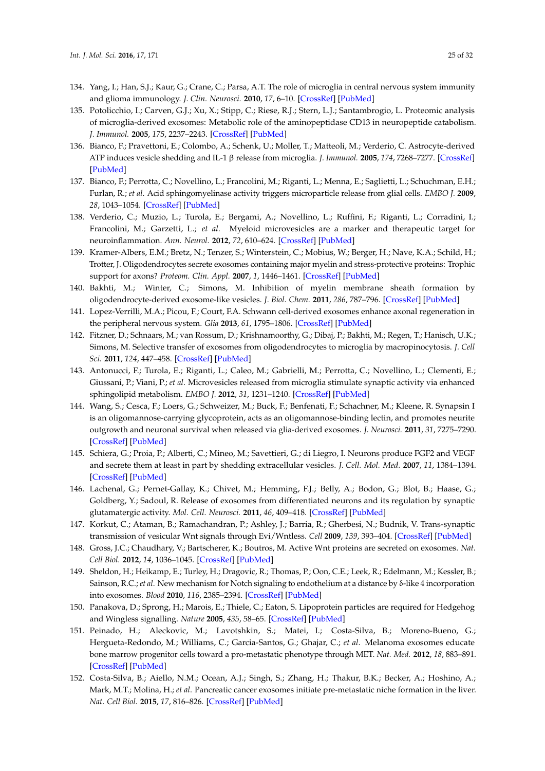134. Yang, I.; Han, S.J.; Kaur, G.; Crane, C.; Parsa, A.T. The role of microglia in central nervous system immunity and glioma immunology. *J. Clin. Neurosci.* **2010**, *17*, 6–10. [CrossRef] [PubMed]
135. Potolicchio, I.; Carven, G.J.; Xu, X.; Stipp, C.; Riese, R.J.; Stern, L.J.; Santambrogio, L. Proteomic analysis of microglia-derived exosomes: Metabolic role of the aminopeptidase CD13 in neuropeptide catabolism. *J. Immunol.* **2005**, *175*, 2237–2243. [CrossRef] [PubMed]
136. Bianco, F.; Pravettoni, E.; Colombo, A.; Schenk, U.; Moller, T.; Matteoli, M.; Verderio, C. Astrocyte-derived ATP induces vesicle shedding and IL-1 β release from microglia. *J. Immunol.* **2005**, *174*, 7268–7277. [CrossRef] [PubMed]
137. Bianco, F.; Perrotta, C.; Novellino, L.; Francolini, M.; Riganti, L.; Menna, E.; Saglietti, L.; Schuchman, E.H.; Furlan, R.; *et al.* Acid sphingomyelinase activity triggers microparticle release from glial cells. *EMBO J.* **2009**, *28*, 1043–1054. [CrossRef] [PubMed]
138. Verderio, C.; Muzio, L.; Turola, E.; Bergami, A.; Novellino, L.; Ruffini, F.; Riganti, L.; Corradini, I.; Francolini, M.; Garzetti, L.; *et al.* Myeloid microvesicles are a marker and therapeutic target for neuroinflammation. *Ann. Neurol.* **2012**, *72*, 610–624. [CrossRef] [PubMed]
139. Kramer-Albers, E.M.; Bretz, N.; Tenzer, S.; Winterstein, C.; Mobius, W.; Berger, H.; Nave, K.A.; Schild, H.; Trotter, J. Oligodendrocytes secrete exosomes containing major myelin and stress-protective proteins: Trophic support for axons? *Proteom. Clin. Appl.* **2007**, *1*, 1446–1461. [CrossRef] [PubMed]
140. Bakhti, M.; Winter, C.; Simons, M. Inhibition of myelin membrane sheath formation by oligodendrocyte-derived exosome-like vesicles. *J. Biol. Chem.* **2011**, *286*, 787–796. [CrossRef] [PubMed]
141. Lopez-Verrilli, M.A.; Picou, F.; Court, F.A. Schwann cell-derived exosomes enhance axonal regeneration in the peripheral nervous system. *Glia* **2013**, *61*, 1795–1806. [CrossRef] [PubMed]
142. Fitzner, D.; Schnaars, M.; van Rossum, D.; Krishnamoorthy, G.; Dibaj, P.; Bakhti, M.; Regen, T.; Hanisch, U.K.; Simons, M. Selective transfer of exosomes from oligodendrocytes to microglia by macropinocytosis. *J. Cell Sci.* **2011**, *124*, 447–458. [CrossRef] [PubMed]
143. Antonucci, F.; Turola, E.; Riganti, L.; Caleo, M.; Gabrielli, M.; Perrotta, C.; Novellino, L.; Clementi, E.; Giussani, P.; Viani, P.; *et al.* Microvesicles released from microglia stimulate synaptic activity via enhanced sphingolipid metabolism. *EMBO J.* **2012**, *31*, 1231–1240. [CrossRef] [PubMed]
144. Wang, S.; Cesca, F.; Loers, G.; Schweizer, M.; Buck, F.; Benfenati, F.; Schachner, M.; Kleene, R. Synapsin I is an oligomannose-carrying glycoprotein, acts as an oligomannose-binding lectin, and promotes neurite outgrowth and neuronal survival when released via glia-derived exosomes. *J. Neurosci.* **2011**, *31*, 7275–7290. [CrossRef] [PubMed]
145. Schiera, G.; Proia, P.; Alberti, C.; Mineo, M.; Savettieri, G.; di Liegro, I. Neurons produce FGF2 and VEGF and secrete them at least in part by shedding extracellular vesicles. *J. Cell. Mol. Med.* **2007**, *11*, 1384–1394. [CrossRef] [PubMed]
146. Lachenal, G.; Pernet-Gallay, K.; Chivet, M.; Hemming, F.J.; Belly, A.; Bodon, G.; Blot, B.; Haase, G.; Goldberg, Y.; Sadoul, R. Release of exosomes from differentiated neurons and its regulation by synaptic glutamatergic activity. *Mol. Cell. Neurosci.* **2011**, *46*, 409–418. [CrossRef] [PubMed]
147. Korkut, C.; Ataman, B.; Ramachandran, P.; Ashley, J.; Barria, R.; Gherbesi, N.; Budnik, V. Trans-synaptic transmission of vesicular Wnt signals through Evi/Wntless. *Cell* **2009**, *139*, 393–404. [CrossRef] [PubMed]
148. Gross, J.C.; Chaudhary, V.; Bartscherer, K.; Boutros, M. Active Wnt proteins are secreted on exosomes. *Nat. Cell Biol.* **2012**, *14*, 1036–1045. [CrossRef] [PubMed]
149. Sheldon, H.; Heikamp, E.; Turley, H.; Dragovic, R.; Thomas, P.; Oon, C.E.; Leek, R.; Edelmann, M.; Kessler, B.; Sainson, R.C.; *et al.* New mechanism for Notch signaling to endothelium at a distance by δ-like 4 incorporation into exosomes. *Blood* **2010**, *116*, 2385–2394. [CrossRef] [PubMed]
150. Panakova, D.; Sprong, H.; Marois, E.; Thiele, C.; Eaton, S. Lipoprotein particles are required for Hedgehog and Wingless signalling. *Nature* **2005**, *435*, 58–65. [CrossRef] [PubMed]
151. Peinado, H.; Aleckovic, M.; Lavotshkin, S.; Matei, I.; Costa-Silva, B.; Moreno-Bueno, G.; Hergueta-Redondo, M.; Williams, C.; Garcia-Santos, G.; Ghajar, C.; *et al.* Melanoma exosomes educate bone marrow progenitor cells toward a pro-metastatic phenotype through MET. *Nat. Med.* **2012**, *18*, 883–891. [CrossRef] [PubMed]
152. Costa-Silva, B.; Aiello, N.M.; Ocean, A.J.; Singh, S.; Zhang, H.; Thakur, B.K.; Becker, A.; Hoshino, A.; Mark, M.T.; Molina, H.; *et al.* Pancreatic cancer exosomes initiate pre-metastatic niche formation in the liver. *Nat. Cell Biol.* **2015**, *17*, 816–826. [CrossRef] [PubMed]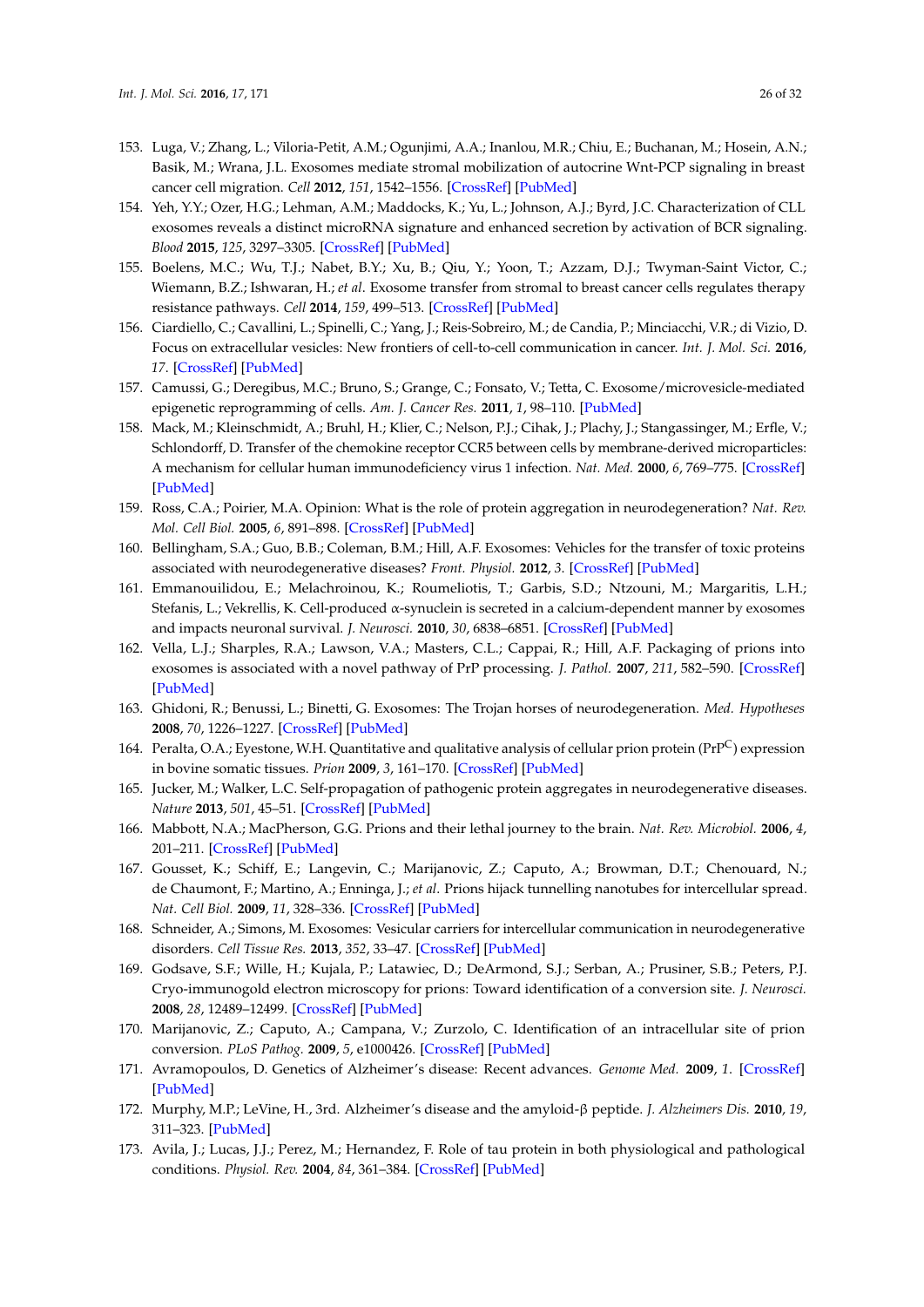153. Luga, V.; Zhang, L.; Viloria-Petit, A.M.; Ogunjimi, A.A.; Inanlou, M.R.; Chiu, E.; Buchanan, M.; Hosein, A.N.; Basik, M.; Wrana, J.L. Exosomes mediate stromal mobilization of autocrine Wnt-PCP signaling in breast cancer cell migration. *Cell* **2012**, *151*, 1542–1556. [CrossRef] [PubMed]
154. Yeh, Y.Y.; Ozer, H.G.; Lehman, A.M.; Maddocks, K.; Yu, L.; Johnson, A.J.; Byrd, J.C. Characterization of CLL exosomes reveals a distinct microRNA signature and enhanced secretion by activation of BCR signaling. *Blood* **2015**, *125*, 3297–3305. [CrossRef] [PubMed]
155. Boelens, M.C.; Wu, T.J.; Nabet, B.Y.; Xu, B.; Qiu, Y.; Yoon, T.; Azzam, D.J.; Twyman-Saint Victor, C.; Wiemann, B.Z.; Ishwaran, H.; *et al.* Exosome transfer from stromal to breast cancer cells regulates therapy resistance pathways. *Cell* **2014**, *159*, 499–513. [CrossRef] [PubMed]
156. Ciardiello, C.; Cavallini, L.; Spinelli, C.; Yang, J.; Reis-Sobreiro, M.; de Candia, P.; Minciacchi, V.R.; di Vizio, D. Focus on extracellular vesicles: New frontiers of cell-to-cell communication in cancer. *Int. J. Mol. Sci.* **2016**, *17*. [CrossRef] [PubMed]
157. Camussi, G.; Deregibus, M.C.; Bruno, S.; Grange, C.; Fonsato, V.; Tetta, C. Exosome/microvesicle-mediated epigenetic reprogramming of cells. *Am. J. Cancer Res.* **2011**, *1*, 98–110. [PubMed]
158. Mack, M.; Kleinschmidt, A.; Bruhl, H.; Klier, C.; Nelson, P.J.; Cihak, J.; Plachy, J.; Stangassinger, M.; Erfle, V.; Schlondorff, D. Transfer of the chemokine receptor CCR5 between cells by membrane-derived microparticles: A mechanism for cellular human immunodeficiency virus 1 infection. *Nat. Med.* **2000**, *6*, 769–775. [CrossRef] [PubMed]
159. Ross, C.A.; Poirier, M.A. Opinion: What is the role of protein aggregation in neurodegeneration? *Nat. Rev. Mol. Cell Biol.* **2005**, *6*, 891–898. [CrossRef] [PubMed]
160. Bellingham, S.A.; Guo, B.B.; Coleman, B.M.; Hill, A.F. Exosomes: Vehicles for the transfer of toxic proteins associated with neurodegenerative diseases? *Front. Physiol.* **2012**, *3*. [CrossRef] [PubMed]
161. Emmanouilidou, E.; Melachroinou, K.; Roumeliotis, T.; Garbis, S.D.; Ntzouni, M.; Margaritis, L.H.; Stefanis, L.; Vekrellis, K. Cell-produced α-synuclein is secreted in a calcium-dependent manner by exosomes and impacts neuronal survival. *J. Neurosci.* **2010**, *30*, 6838–6851. [CrossRef] [PubMed]
162. Vella, L.J.; Sharples, R.A.; Lawson, V.A.; Masters, C.L.; Cappai, R.; Hill, A.F. Packaging of prions into exosomes is associated with a novel pathway of PrP processing. *J. Pathol.* **2007**, *211*, 582–590. [CrossRef] [PubMed]
163. Ghidoni, R.; Benussi, L.; Binetti, G. Exosomes: The Trojan horses of neurodegeneration. *Med. Hypotheses* **2008**, *70*, 1226–1227. [CrossRef] [PubMed]
164. Peralta, O.A.; Eyestone, W.H. Quantitative and qualitative analysis of cellular prion protein ($PrP^C$) expression in bovine somatic tissues. *Prion* **2009**, *3*, 161–170. [CrossRef] [PubMed]
165. Jucker, M.; Walker, L.C. Self-propagation of pathogenic protein aggregates in neurodegenerative diseases. *Nature* **2013**, *501*, 45–51. [CrossRef] [PubMed]
166. Mabbott, N.A.; MacPherson, G.G. Prions and their lethal journey to the brain. *Nat. Rev. Microbiol.* **2006**, *4*, 201–211. [CrossRef] [PubMed]
167. Gousset, K.; Schiff, E.; Langevin, C.; Marijanovic, Z.; Caputo, A.; Browman, D.T.; Chenouard, N.; de Chaumont, F.; Martino, A.; Enninga, J.; *et al.* Prions hijack tunnelling nanotubes for intercellular spread. *Nat. Cell Biol.* **2009**, *11*, 328–336. [CrossRef] [PubMed]
168. Schneider, A.; Simons, M. Exosomes: Vesicular carriers for intercellular communication in neurodegenerative disorders. *Cell Tissue Res.* **2013**, *352*, 33–47. [CrossRef] [PubMed]
169. Godsave, S.F.; Wille, H.; Kujala, P.; Latawiec, D.; DeArmond, S.J.; Serban, A.; Prusiner, S.B.; Peters, P.J. Cryo-immunogold electron microscopy for prions: Toward identification of a conversion site. *J. Neurosci.* **2008**, *28*, 12489–12499. [CrossRef] [PubMed]
170. Marijanovic, Z.; Caputo, A.; Campana, V.; Zurzolo, C. Identification of an intracellular site of prion conversion. *PLoS Pathog.* **2009**, *5*, e1000426. [CrossRef] [PubMed]
171. Avramopoulos, D. Genetics of Alzheimer's disease: Recent advances. *Genome Med.* **2009**, *1*. [CrossRef] [PubMed]
172. Murphy, M.P.; LeVine, H., 3rd. Alzheimer's disease and the amyloid-β peptide. *J. Alzheimers Dis.* **2010**, *19*, 311–323. [PubMed]
173. Avila, J.; Lucas, J.J.; Perez, M.; Hernandez, F. Role of tau protein in both physiological and pathological conditions. *Physiol. Rev.* **2004**, *84*, 361–384. [CrossRef] [PubMed]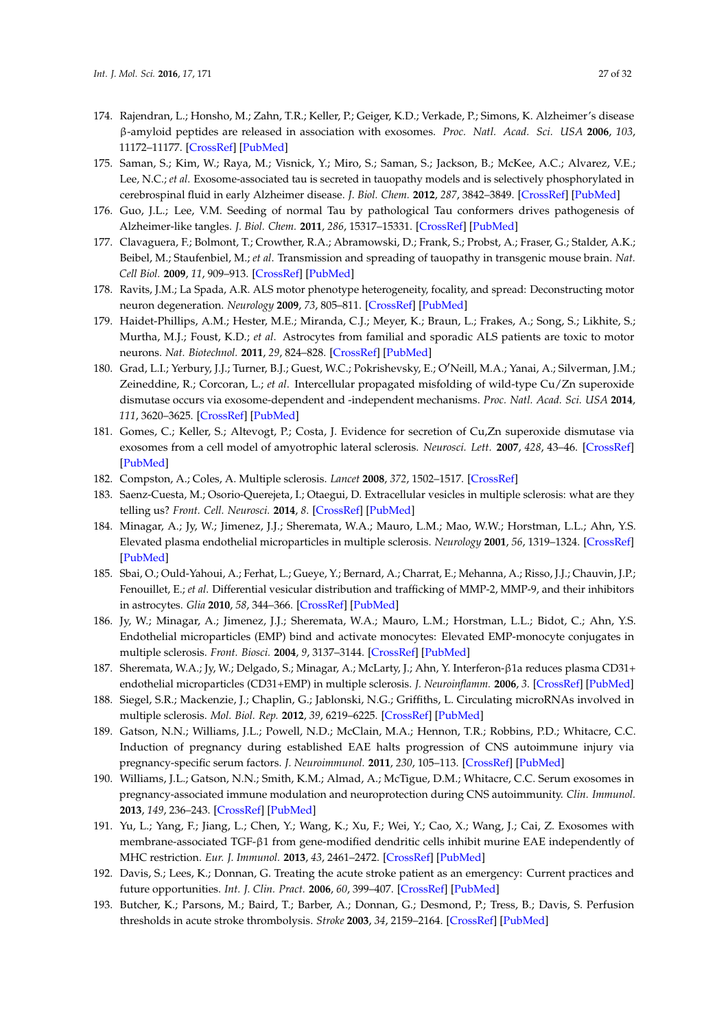174. Rajendran, L.; Honsho, M.; Zahn, T.R.; Keller, P.; Geiger, K.D.; Verkade, P.; Simons, K. Alzheimer's disease β-amyloid peptides are released in association with exosomes. *Proc. Natl. Acad. Sci. USA* **2006**, *103*, 11172–11177. [CrossRef] [PubMed]
175. Saman, S.; Kim, W.; Raya, M.; Visnick, Y.; Miro, S.; Saman, S.; Jackson, B.; McKee, A.C.; Alvarez, V.E.; Lee, N.C.; *et al.* Exosome-associated tau is secreted in tauopathy models and is selectively phosphorylated in cerebrospinal fluid in early Alzheimer disease. *J. Biol. Chem.* **2012**, *287*, 3842–3849. [CrossRef] [PubMed]
176. Guo, J.L.; Lee, V.M. Seeding of normal Tau by pathological Tau conformers drives pathogenesis of Alzheimer-like tangles. *J. Biol. Chem.* **2011**, *286*, 15317–15331. [CrossRef] [PubMed]
177. Clavaguera, F.; Bolmont, T.; Crowther, R.A.; Abramowski, D.; Frank, S.; Probst, A.; Fraser, G.; Stalder, A.K.; Beibel, M.; Staufenbiel, M.; *et al.* Transmission and spreading of tauopathy in transgenic mouse brain. *Nat. Cell Biol.* **2009**, *11*, 909–913. [CrossRef] [PubMed]
178. Ravits, J.M.; La Spada, A.R. ALS motor phenotype heterogeneity, focality, and spread: Deconstructing motor neuron degeneration. *Neurology* **2009**, *73*, 805–811. [CrossRef] [PubMed]
179. Haidet-Phillips, A.M.; Hester, M.E.; Miranda, C.J.; Meyer, K.; Braun, L.; Frakes, A.; Song, S.; Likhite, S.; Murtha, M.J.; Foust, K.D.; *et al.* Astrocytes from familial and sporadic ALS patients are toxic to motor neurons. *Nat. Biotechnol.* **2011**, *29*, 824–828. [CrossRef] [PubMed]
180. Grad, L.I.; Yerbury, J.J.; Turner, B.J.; Guest, W.C.; Pokrishevsky, E.; O'Neill, M.A.; Yanai, A.; Silverman, J.M.; Zeineddine, R.; Corcoran, L.; *et al.* Intercellular propagated misfolding of wild-type Cu/Zn superoxide dismutase occurs via exosome-dependent and -independent mechanisms. *Proc. Natl. Acad. Sci. USA* **2014**, *111*, 3620–3625. [CrossRef] [PubMed]
181. Gomes, C.; Keller, S.; Altevogt, P.; Costa, J. Evidence for secretion of Cu,Zn superoxide dismutase via exosomes from a cell model of amyotrophic lateral sclerosis. *Neurosci. Lett.* **2007**, *428*, 43–46. [CrossRef] [PubMed]
182. Compston, A.; Coles, A. Multiple sclerosis. *Lancet* **2008**, *372*, 1502–1517. [CrossRef]
183. Saenz-Cuesta, M.; Osorio-Querejeta, I.; Otaegui, D. Extracellular vesicles in multiple sclerosis: what are they telling us? *Front. Cell. Neurosci.* **2014**, *8*. [CrossRef] [PubMed]
184. Minagar, A.; Jy, W.; Jimenez, J.J.; Sheremata, W.A.; Mauro, L.M.; Mao, W.W.; Horstman, L.L.; Ahn, Y.S. Elevated plasma endothelial microparticles in multiple sclerosis. *Neurology* **2001**, *56*, 1319–1324. [CrossRef] [PubMed]
185. Sbai, O.; Ould-Yahoui, A.; Ferhat, L.; Gueye, Y.; Bernard, A.; Charrat, E.; Mehanna, A.; Risso, J.J.; Chauvin, J.P.; Fenouillet, E.; *et al.* Differential vesicular distribution and trafficking of MMP-2, MMP-9, and their inhibitors in astrocytes. *Glia* **2010**, *58*, 344–366. [CrossRef] [PubMed]
186. Jy, W.; Minagar, A.; Jimenez, J.J.; Sheremata, W.A.; Mauro, L.M.; Horstman, L.L.; Bidot, C.; Ahn, Y.S. Endothelial microparticles (EMP) bind and activate monocytes: Elevated EMP-monocyte conjugates in multiple sclerosis. *Front. Biosci.* **2004**, *9*, 3137–3144. [CrossRef] [PubMed]
187. Sheremata, W.A.; Jy, W.; Delgado, S.; Minagar, A.; McLarty, J.; Ahn, Y. Interferon-β1a reduces plasma CD31+ endothelial microparticles (CD31+EMP) in multiple sclerosis. *J. Neuroinflamm.* **2006**, *3*. [CrossRef] [PubMed]
188. Siegel, S.R.; Mackenzie, J.; Chaplin, G.; Jablonski, N.G.; Griffiths, L. Circulating microRNAs involved in multiple sclerosis. *Mol. Biol. Rep.* **2012**, *39*, 6219–6225. [CrossRef] [PubMed]
189. Gatson, N.N.; Williams, J.L.; Powell, N.D.; McClain, M.A.; Hennon, T.R.; Robbins, P.D.; Whitacre, C.C. Induction of pregnancy during established EAE halts progression of CNS autoimmune injury via pregnancy-specific serum factors. *J. Neuroimmunol.* **2011**, *230*, 105–113. [CrossRef] [PubMed]
190. Williams, J.L.; Gatson, N.N.; Smith, K.M.; Almad, A.; McTigue, D.M.; Whitacre, C.C. Serum exosomes in pregnancy-associated immune modulation and neuroprotection during CNS autoimmunity. *Clin. Immunol.* **2013**, *149*, 236–243. [CrossRef] [PubMed]
191. Yu, L.; Yang, F.; Jiang, L.; Chen, Y.; Wang, K.; Xu, F.; Wei, Y.; Cao, X.; Wang, J.; Cai, Z. Exosomes with membrane-associated TGF-β1 from gene-modified dendritic cells inhibit murine EAE independently of MHC restriction. *Eur. J. Immunol.* **2013**, *43*, 2461–2472. [CrossRef] [PubMed]
192. Davis, S.; Lees, K.; Donnan, G. Treating the acute stroke patient as an emergency: Current practices and future opportunities. *Int. J. Clin. Pract.* **2006**, *60*, 399–407. [CrossRef] [PubMed]
193. Butcher, K.; Parsons, M.; Baird, T.; Barber, A.; Donnan, G.; Desmond, P.; Tress, B.; Davis, S. Perfusion thresholds in acute stroke thrombolysis. *Stroke* **2003**, *34*, 2159–2164. [CrossRef] [PubMed]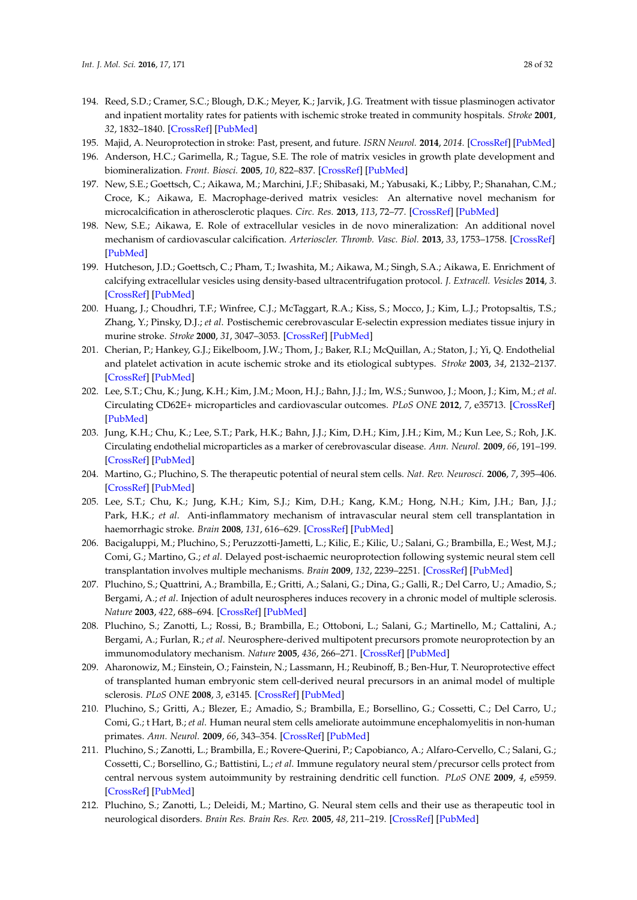194. Reed, S.D.; Cramer, S.C.; Blough, D.K.; Meyer, K.; Jarvik, J.G. Treatment with tissue plasminogen activator and inpatient mortality rates for patients with ischemic stroke treated in community hospitals. *Stroke* **2001**, *32*, 1832–1840. [CrossRef] [PubMed]
195. Majid, A. Neuroprotection in stroke: Past, present, and future. *ISRN Neurol.* **2014**, *2014*. [CrossRef] [PubMed]
196. Anderson, H.C.; Garimella, R.; Tague, S.E. The role of matrix vesicles in growth plate development and biomineralization. *Front. Biosci.* **2005**, *10*, 822–837. [CrossRef] [PubMed]
197. New, S.E.; Goettsch, C.; Aikawa, M.; Marchini, J.F.; Shibasaki, M.; Yabusaki, K.; Libby, P.; Shanahan, C.M.; Croce, K.; Aikawa, E. Macrophage-derived matrix vesicles: An alternative novel mechanism for microcalcification in atherosclerotic plaques. *Circ. Res.* **2013**, *113*, 72–77. [CrossRef] [PubMed]
198. New, S.E.; Aikawa, E. Role of extracellular vesicles in de novo mineralization: An additional novel mechanism of cardiovascular calcification. *Arterioscler. Thromb. Vasc. Biol.* **2013**, *33*, 1753–1758. [CrossRef] [PubMed]
199. Hutcheson, J.D.; Goettsch, C.; Pham, T.; Iwashita, M.; Aikawa, M.; Singh, S.A.; Aikawa, E. Enrichment of calcifying extracellular vesicles using density-based ultracentrifugation protocol. *J. Extracell. Vesicles* **2014**, *3*. [CrossRef] [PubMed]
200. Huang, J.; Choudhri, T.F.; Winfree, C.J.; McTaggart, R.A.; Kiss, S.; Mocco, J.; Kim, L.J.; Protopsaltis, T.S.; Zhang, Y.; Pinsky, D.J.; *et al.* Postischemic cerebrovascular E-selectin expression mediates tissue injury in murine stroke. *Stroke* **2000**, *31*, 3047–3053. [CrossRef] [PubMed]
201. Cherian, P.; Hankey, G.J.; Eikelboom, J.W.; Thom, J.; Baker, R.I.; McQuillan, A.; Staton, J.; Yi, Q. Endothelial and platelet activation in acute ischemic stroke and its etiological subtypes. *Stroke* **2003**, *34*, 2132–2137. [CrossRef] [PubMed]
202. Lee, S.T.; Chu, K.; Jung, K.H.; Kim, J.M.; Moon, H.J.; Bahn, J.J.; Im, W.S.; Sunwoo, J.; Moon, J.; Kim, M.; *et al.* Circulating CD62E+ microparticles and cardiovascular outcomes. *PLoS ONE* **2012**, *7*, e35713. [CrossRef] [PubMed]
203. Jung, K.H.; Chu, K.; Lee, S.T.; Park, H.K.; Bahn, J.J.; Kim, D.H.; Kim, J.H.; Kim, M.; Kun Lee, S.; Roh, J.K. Circulating endothelial microparticles as a marker of cerebrovascular disease. *Ann. Neurol.* **2009**, *66*, 191–199. [CrossRef] [PubMed]
204. Martino, G.; Pluchino, S. The therapeutic potential of neural stem cells. *Nat. Rev. Neurosci.* **2006**, *7*, 395–406. [CrossRef] [PubMed]
205. Lee, S.T.; Chu, K.; Jung, K.H.; Kim, S.J.; Kim, D.H.; Kang, K.M.; Hong, N.H.; Kim, J.H.; Ban, J.J.; Park, H.K.; *et al.* Anti-inflammatory mechanism of intravascular neural stem cell transplantation in haemorrhagic stroke. *Brain* **2008**, *131*, 616–629. [CrossRef] [PubMed]
206. Bacigaluppi, M.; Pluchino, S.; Peruzzotti-Jametti, L.; Kilic, E.; Kilic, U.; Salani, G.; Brambilla, E.; West, M.J.; Comi, G.; Martino, G.; *et al.* Delayed post-ischaemic neuroprotection following systemic neural stem cell transplantation involves multiple mechanisms. *Brain* **2009**, *132*, 2239–2251. [CrossRef] [PubMed]
207. Pluchino, S.; Quattrini, A.; Brambilla, E.; Gritti, A.; Salani, G.; Dina, G.; Galli, R.; Del Carro, U.; Amadio, S.; Bergami, A.; *et al.* Injection of adult neurospheres induces recovery in a chronic model of multiple sclerosis. *Nature* **2003**, *422*, 688–694. [CrossRef] [PubMed]
208. Pluchino, S.; Zanotti, L.; Rossi, B.; Brambilla, E.; Ottoboni, L.; Salani, G.; Martinello, M.; Cattalini, A.; Bergami, A.; Furlan, R.; *et al.* Neurosphere-derived multipotent precursors promote neuroprotection by an immunomodulatory mechanism. *Nature* **2005**, *436*, 266–271. [CrossRef] [PubMed]
209. Aharonowiz, M.; Einstein, O.; Fainstein, N.; Lassmann, H.; Reubinoff, B.; Ben-Hur, T. Neuroprotective effect of transplanted human embryonic stem cell-derived neural precursors in an animal model of multiple sclerosis. *PLoS ONE* **2008**, *3*, e3145. [CrossRef] [PubMed]
210. Pluchino, S.; Gritti, A.; Blezer, E.; Amadio, S.; Brambilla, E.; Borsellino, G.; Cossetti, C.; Del Carro, U.; Comi, G.; t Hart, B.; *et al.* Human neural stem cells ameliorate autoimmune encephalomyelitis in non-human primates. *Ann. Neurol.* **2009**, *66*, 343–354. [CrossRef] [PubMed]
211. Pluchino, S.; Zanotti, L.; Brambilla, E.; Rovere-Querini, P.; Capobianco, A.; Alfaro-Cervello, C.; Salani, G.; Cossetti, C.; Borsellino, G.; Battistini, L.; *et al.* Immune regulatory neural stem/precursor cells protect from central nervous system autoimmunity by restraining dendritic cell function. *PLoS ONE* **2009**, *4*, e5959. [CrossRef] [PubMed]
212. Pluchino, S.; Zanotti, L.; Deleidi, M.; Martino, G. Neural stem cells and their use as therapeutic tool in neurological disorders. *Brain Res. Brain Res. Rev.* **2005**, *48*, 211–219. [CrossRef] [PubMed]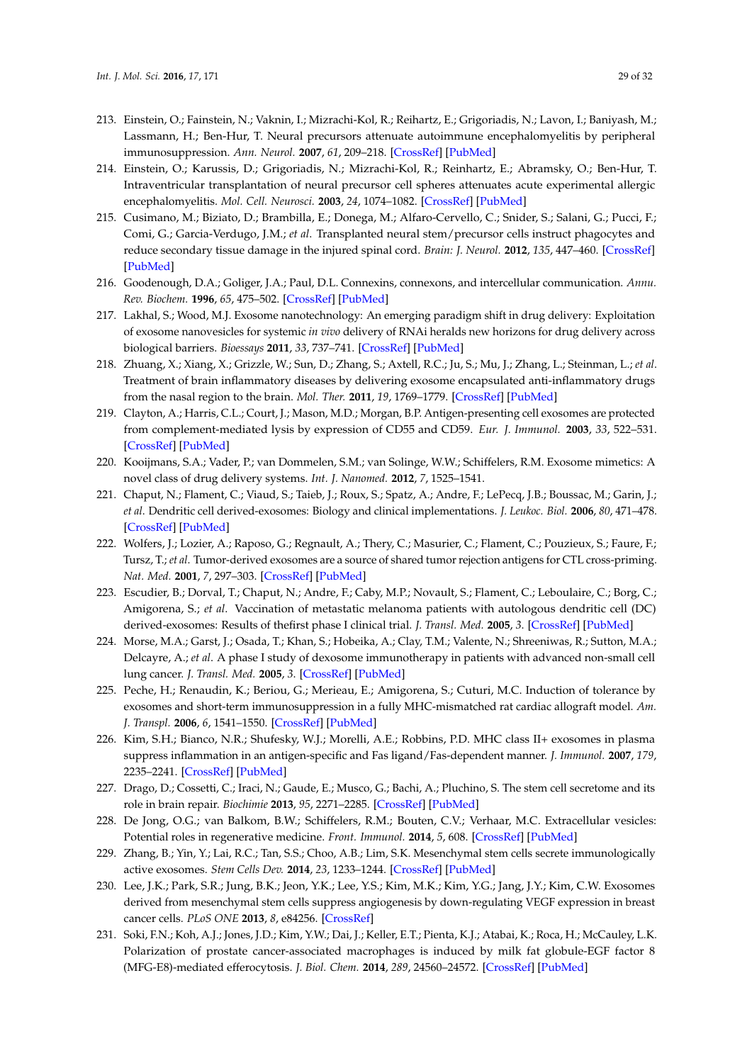213. Einstein, O.; Fainstein, N.; Vaknin, I.; Mizrachi-Kol, R.; Reihartz, E.; Grigoriadis, N.; Lavon, I.; Baniyash, M.; Lassmann, H.; Ben-Hur, T. Neural precursors attenuate autoimmune encephalomyelitis by peripheral immunosuppression. *Ann. Neurol.* **2007**, *61*, 209–218. [CrossRef] [PubMed]
214. Einstein, O.; Karussis, D.; Grigoriadis, N.; Mizrachi-Kol, R.; Reinhartz, E.; Abramsky, O.; Ben-Hur, T. Intraventricular transplantation of neural precursor cell spheres attenuates acute experimental allergic encephalomyelitis. *Mol. Cell. Neurosci.* **2003**, *24*, 1074–1082. [CrossRef] [PubMed]
215. Cusimano, M.; Biziato, D.; Brambilla, E.; Donega, M.; Alfaro-Cervello, C.; Snider, S.; Salani, G.; Pucci, F.; Comi, G.; Garcia-Verdugo, J.M.; *et al.* Transplanted neural stem/precursor cells instruct phagocytes and reduce secondary tissue damage in the injured spinal cord. *Brain: J. Neurol.* **2012**, *135*, 447–460. [CrossRef] [PubMed]
216. Goodenough, D.A.; Goliger, J.A.; Paul, D.L. Connexins, connexons, and intercellular communication. *Annu. Rev. Biochem.* **1996**, *65*, 475–502. [CrossRef] [PubMed]
217. Lakhal, S.; Wood, M.J. Exosome nanotechnology: An emerging paradigm shift in drug delivery: Exploitation of exosome nanovesicles for systemic *in vivo* delivery of RNAi heralds new horizons for drug delivery across biological barriers. *Bioessays* **2011**, *33*, 737–741. [CrossRef] [PubMed]
218. Zhuang, X.; Xiang, X.; Grizzle, W.; Sun, D.; Zhang, S.; Axtell, R.C.; Ju, S.; Mu, J.; Zhang, L.; Steinman, L.; *et al.* Treatment of brain inflammatory diseases by delivering exosome encapsulated anti-inflammatory drugs from the nasal region to the brain. *Mol. Ther.* **2011**, *19*, 1769–1779. [CrossRef] [PubMed]
219. Clayton, A.; Harris, C.L.; Court, J.; Mason, M.D.; Morgan, B.P. Antigen-presenting cell exosomes are protected from complement-mediated lysis by expression of CD55 and CD59. *Eur. J. Immunol.* **2003**, *33*, 522–531. [CrossRef] [PubMed]
220. Kooijmans, S.A.; Vader, P.; van Dommelen, S.M.; van Solinge, W.W.; Schiffelers, R.M. Exosome mimetics: A novel class of drug delivery systems. *Int. J. Nanomed.* **2012**, *7*, 1525–1541.
221. Chaput, N.; Flament, C.; Viaud, S.; Taieb, J.; Roux, S.; Spatz, A.; Andre, F.; LePecq, J.B.; Boussac, M.; Garin, J.; *et al.* Dendritic cell derived-exosomes: Biology and clinical implementations. *J. Leukoc. Biol.* **2006**, *80*, 471–478. [CrossRef] [PubMed]
222. Wolfers, J.; Lozier, A.; Raposo, G.; Regnault, A.; Thery, C.; Masurier, C.; Flament, C.; Pouzieux, S.; Faure, F.; Tursz, T.; *et al.* Tumor-derived exosomes are a source of shared tumor rejection antigens for CTL cross-priming. *Nat. Med.* **2001**, *7*, 297–303. [CrossRef] [PubMed]
223. Escudier, B.; Dorval, T.; Chaput, N.; Andre, F.; Caby, M.P.; Novault, S.; Flament, C.; Leboulaire, C.; Borg, C.; Amigorena, S.; *et al.* Vaccination of metastatic melanoma patients with autologous dendritic cell (DC) derived-exosomes: Results of thefirst phase I clinical trial. *J. Transl. Med.* **2005**, *3*. [CrossRef] [PubMed]
224. Morse, M.A.; Garst, J.; Osada, T.; Khan, S.; Hobeika, A.; Clay, T.M.; Valente, N.; Shreeniwas, R.; Sutton, M.A.; Delcayre, A.; *et al.* A phase I study of dexosome immunotherapy in patients with advanced non-small cell lung cancer. *J. Transl. Med.* **2005**, *3*. [CrossRef] [PubMed]
225. Peche, H.; Renaudin, K.; Beriou, G.; Merieau, E.; Amigorena, S.; Cuturi, M.C. Induction of tolerance by exosomes and short-term immunosuppression in a fully MHC-mismatched rat cardiac allograft model. *Am. J. Transpl.* **2006**, *6*, 1541–1550. [CrossRef] [PubMed]
226. Kim, S.H.; Bianco, N.R.; Shufesky, W.J.; Morelli, A.E.; Robbins, P.D. MHC class II+ exosomes in plasma suppress inflammation in an antigen-specific and Fas ligand/Fas-dependent manner. *J. Immunol.* **2007**, *179*, 2235–2241. [CrossRef] [PubMed]
227. Drago, D.; Cossetti, C.; Iraci, N.; Gaude, E.; Musco, G.; Bachi, A.; Pluchino, S. The stem cell secretome and its role in brain repair. *Biochimie* **2013**, *95*, 2271–2285. [CrossRef] [PubMed]
228. De Jong, O.G.; van Balkom, B.W.; Schiffelers, R.M.; Bouten, C.V.; Verhaar, M.C. Extracellular vesicles: Potential roles in regenerative medicine. *Front. Immunol.* **2014**, *5*, 608. [CrossRef] [PubMed]
229. Zhang, B.; Yin, Y.; Lai, R.C.; Tan, S.S.; Choo, A.B.; Lim, S.K. Mesenchymal stem cells secrete immunologically active exosomes. *Stem Cells Dev.* **2014**, *23*, 1233–1244. [CrossRef] [PubMed]
230. Lee, J.K.; Park, S.R.; Jung, B.K.; Jeon, Y.K.; Lee, Y.S.; Kim, M.K.; Kim, Y.G.; Jang, J.Y.; Kim, C.W. Exosomes derived from mesenchymal stem cells suppress angiogenesis by down-regulating VEGF expression in breast cancer cells. *PLoS ONE* **2013**, *8*, e84256. [CrossRef]
231. Soki, F.N.; Koh, A.J.; Jones, J.D.; Kim, Y.W.; Dai, J.; Keller, E.T.; Pienta, K.J.; Atabai, K.; Roca, H.; McCauley, L.K. Polarization of prostate cancer-associated macrophages is induced by milk fat globule-EGF factor 8 (MFG-E8)-mediated efferocytosis. *J. Biol. Chem.* **2014**, *289*, 24560–24572. [CrossRef] [PubMed]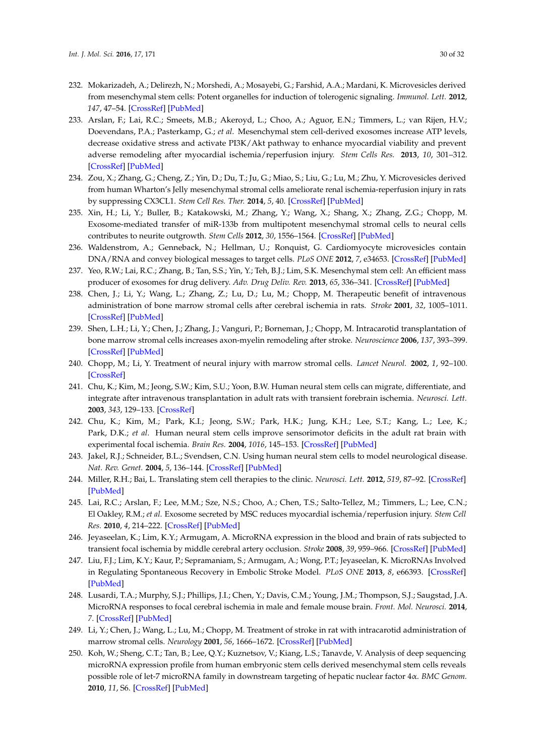232. Mokarizadeh, A.; Delirezh, N.; Morshedi, A.; Mosayebi, G.; Farshid, A.A.; Mardani, K. Microvesicles derived from mesenchymal stem cells: Potent organelles for induction of tolerogenic signaling. *Immunol. Lett.* **2012**, *147*, 47–54. [CrossRef] [PubMed]
233. Arslan, F.; Lai, R.C.; Smeets, M.B.; Akeroyd, L.; Choo, A.; Aguor, E.N.; Timmers, L.; van Rijen, H.V.; Doevendans, P.A.; Pasterkamp, G.; *et al.* Mesenchymal stem cell-derived exosomes increase ATP levels, decrease oxidative stress and activate PI3K/Akt pathway to enhance myocardial viability and prevent adverse remodeling after myocardial ischemia/reperfusion injury. *Stem Cells Res.* **2013**, *10*, 301–312. [CrossRef] [PubMed]
234. Zou, X.; Zhang, G.; Cheng, Z.; Yin, D.; Du, T.; Ju, G.; Miao, S.; Liu, G.; Lu, M.; Zhu, Y. Microvesicles derived from human Wharton's Jelly mesenchymal stromal cells ameliorate renal ischemia-reperfusion injury in rats by suppressing CX3CL1. *Stem Cell Res. Ther.* **2014**, *5*, 40. [CrossRef] [PubMed]
235. Xin, H.; Li, Y.; Buller, B.; Katakowski, M.; Zhang, Y.; Wang, X.; Shang, X.; Zhang, Z.G.; Chopp, M. Exosome-mediated transfer of miR-133b from multipotent mesenchymal stromal cells to neural cells contributes to neurite outgrowth. *Stem Cells* **2012**, *30*, 1556–1564. [CrossRef] [PubMed]
236. Waldenstrom, A.; Genneback, N.; Hellman, U.; Ronquist, G. Cardiomyocyte microvesicles contain DNA/RNA and convey biological messages to target cells. *PLoS ONE* **2012**, *7*, e34653. [CrossRef] [PubMed]
237. Yeo, R.W.; Lai, R.C.; Zhang, B.; Tan, S.S.; Yin, Y.; Teh, B.J.; Lim, S.K. Mesenchymal stem cell: An efficient mass producer of exosomes for drug delivery. *Adv. Drug Deliv. Rev.* **2013**, *65*, 336–341. [CrossRef] [PubMed]
238. Chen, J.; Li, Y.; Wang, L.; Zhang, Z.; Lu, D.; Lu, M.; Chopp, M. Therapeutic benefit of intravenous administration of bone marrow stromal cells after cerebral ischemia in rats. *Stroke* **2001**, *32*, 1005–1011. [CrossRef] [PubMed]
239. Shen, L.H.; Li, Y.; Chen, J.; Zhang, J.; Vanguri, P.; Borneman, J.; Chopp, M. Intracarotid transplantation of bone marrow stromal cells increases axon-myelin remodeling after stroke. *Neuroscience* **2006**, *137*, 393–399. [CrossRef] [PubMed]
240. Chopp, M.; Li, Y. Treatment of neural injury with marrow stromal cells. *Lancet Neurol.* **2002**, *1*, 92–100. [CrossRef]
241. Chu, K.; Kim, M.; Jeong, S.W.; Kim, S.U.; Yoon, B.W. Human neural stem cells can migrate, differentiate, and integrate after intravenous transplantation in adult rats with transient forebrain ischemia. *Neurosci. Lett.* **2003**, *343*, 129–133. [CrossRef]
242. Chu, K.; Kim, M.; Park, K.I.; Jeong, S.W.; Park, H.K.; Jung, K.H.; Lee, S.T.; Kang, L.; Lee, K.; Park, D.K.; *et al.* Human neural stem cells improve sensorimotor deficits in the adult rat brain with experimental focal ischemia. *Brain Res.* **2004**, *1016*, 145–153. [CrossRef] [PubMed]
243. Jakel, R.J.; Schneider, B.L.; Svendsen, C.N. Using human neural stem cells to model neurological disease. *Nat. Rev. Genet.* **2004**, *5*, 136–144. [CrossRef] [PubMed]
244. Miller, R.H.; Bai, L. Translating stem cell therapies to the clinic. *Neurosci. Lett.* **2012**, *519*, 87–92. [CrossRef] [PubMed]
245. Lai, R.C.; Arslan, F.; Lee, M.M.; Sze, N.S.; Choo, A.; Chen, T.S.; Salto-Tellez, M.; Timmers, L.; Lee, C.N.; El Oakley, R.M.; *et al.* Exosome secreted by MSC reduces myocardial ischemia/reperfusion injury. *Stem Cell Res.* **2010**, *4*, 214–222. [CrossRef] [PubMed]
246. Jeyaseelan, K.; Lim, K.Y.; Armugam, A. MicroRNA expression in the blood and brain of rats subjected to transient focal ischemia by middle cerebral artery occlusion. *Stroke* **2008**, *39*, 959–966. [CrossRef] [PubMed]
247. Liu, F.J.; Lim, K.Y.; Kaur, P.; Sepramaniam, S.; Armugam, A.; Wong, P.T.; Jeyaseelan, K. MicroRNAs Involved in Regulating Spontaneous Recovery in Embolic Stroke Model. *PLoS ONE* **2013**, *8*, e66393. [CrossRef] [PubMed]
248. Lusardi, T.A.; Murphy, S.J.; Phillips, J.I.; Chen, Y.; Davis, C.M.; Young, J.M.; Thompson, S.J.; Saugstad, J.A. MicroRNA responses to focal cerebral ischemia in male and female mouse brain. *Front. Mol. Neurosci.* **2014**, *7*. [CrossRef] [PubMed]
249. Li, Y.; Chen, J.; Wang, L.; Lu, M.; Chopp, M. Treatment of stroke in rat with intracarotid administration of marrow stromal cells. *Neurology* **2001**, *56*, 1666–1672. [CrossRef] [PubMed]
250. Koh, W.; Sheng, C.T.; Tan, B.; Lee, Q.Y.; Kuznetsov, V.; Kiang, L.S.; Tanavde, V. Analysis of deep sequencing microRNA expression profile from human embryonic stem cells derived mesenchymal stem cells reveals possible role of let-7 microRNA family in downstream targeting of hepatic nuclear factor 4α. *BMC Genom.* **2010**, *11*, S6. [CrossRef] [PubMed]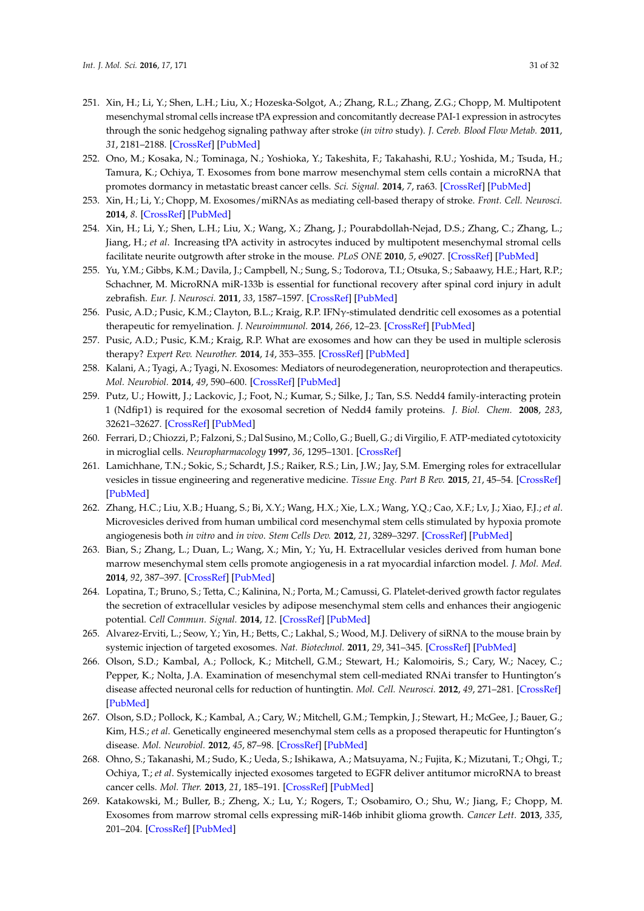251. Xin, H.; Li, Y.; Shen, L.H.; Liu, X.; Hozeska-Solgot, A.; Zhang, R.L.; Zhang, Z.G.; Chopp, M. Multipotent mesenchymal stromal cells increase tPA expression and concomitantly decrease PAI-1 expression in astrocytes through the sonic hedgehog signaling pathway after stroke (*in vitro* study). *J. Cereb. Blood Flow Metab.* **2011**, *31*, 2181–2188. [CrossRef] [PubMed]
252. Ono, M.; Kosaka, N.; Tominaga, N.; Yoshioka, Y.; Takeshita, F.; Takahashi, R.U.; Yoshida, M.; Tsuda, H.; Tamura, K.; Ochiya, T. Exosomes from bone marrow mesenchymal stem cells contain a microRNA that promotes dormancy in metastatic breast cancer cells. *Sci. Signal.* **2014**, *7*, ra63. [CrossRef] [PubMed]
253. Xin, H.; Li, Y.; Chopp, M. Exosomes/miRNAs as mediating cell-based therapy of stroke. *Front. Cell. Neurosci.* **2014**, *8*. [CrossRef] [PubMed]
254. Xin, H.; Li, Y.; Shen, L.H.; Liu, X.; Wang, X.; Zhang, J.; Pourabdollah-Nejad, D.S.; Zhang, C.; Zhang, L.; Jiang, H.; *et al*. Increasing tPA activity in astrocytes induced by multipotent mesenchymal stromal cells facilitate neurite outgrowth after stroke in the mouse. *PLoS ONE* **2010**, *5*, e9027. [CrossRef] [PubMed]
255. Yu, Y.M.; Gibbs, K.M.; Davila, J.; Campbell, N.; Sung, S.; Todorova, T.I.; Otsuka, S.; Sabaawy, H.E.; Hart, R.P.; Schachner, M. MicroRNA miR-133b is essential for functional recovery after spinal cord injury in adult zebrafish. *Eur. J. Neurosci.* **2011**, *33*, 1587–1597. [CrossRef] [PubMed]
256. Pusic, A.D.; Pusic, K.M.; Clayton, B.L.; Kraig, R.P. IFNγ-stimulated dendritic cell exosomes as a potential therapeutic for remyelination. *J. Neuroimmunol.* **2014**, *266*, 12–23. [CrossRef] [PubMed]
257. Pusic, A.D.; Pusic, K.M.; Kraig, R.P. What are exosomes and how can they be used in multiple sclerosis therapy? *Expert Rev. Neurother.* **2014**, *14*, 353–355. [CrossRef] [PubMed]
258. Kalani, A.; Tyagi, A.; Tyagi, N. Exosomes: Mediators of neurodegeneration, neuroprotection and therapeutics. *Mol. Neurobiol.* **2014**, *49*, 590–600. [CrossRef] [PubMed]
259. Putz, U.; Howitt, J.; Lackovic, J.; Foot, N.; Kumar, S.; Silke, J.; Tan, S.S. Nedd4 family-interacting protein 1 (Ndfip1) is required for the exosomal secretion of Nedd4 family proteins. *J. Biol. Chem.* **2008**, *283*, 32621–32627. [CrossRef] [PubMed]
260. Ferrari, D.; Chiozzi, P.; Falzoni, S.; Dal Susino, M.; Collo, G.; Buell, G.; di Virgilio, F. ATP-mediated cytotoxicity in microglial cells. *Neuropharmacology* **1997**, *36*, 1295–1301. [CrossRef]
261. Lamichhane, T.N.; Sokic, S.; Schardt, J.S.; Raiker, R.S.; Lin, J.W.; Jay, S.M. Emerging roles for extracellular vesicles in tissue engineering and regenerative medicine. *Tissue Eng. Part B Rev.* **2015**, *21*, 45–54. [CrossRef] [PubMed]
262. Zhang, H.C.; Liu, X.B.; Huang, S.; Bi, X.Y.; Wang, H.X.; Xie, L.X.; Wang, Y.Q.; Cao, X.F.; Lv, J.; Xiao, F.J.; *et al*. Microvesicles derived from human umbilical cord mesenchymal stem cells stimulated by hypoxia promote angiogenesis both *in vitro* and *in vivo*. *Stem Cells Dev.* **2012**, *21*, 3289–3297. [CrossRef] [PubMed]
263. Bian, S.; Zhang, L.; Duan, L.; Wang, X.; Min, Y.; Yu, H. Extracellular vesicles derived from human bone marrow mesenchymal stem cells promote angiogenesis in a rat myocardial infarction model. *J. Mol. Med.* **2014**, *92*, 387–397. [CrossRef] [PubMed]
264. Lopatina, T.; Bruno, S.; Tetta, C.; Kalinina, N.; Porta, M.; Camussi, G. Platelet-derived growth factor regulates the secretion of extracellular vesicles by adipose mesenchymal stem cells and enhances their angiogenic potential. *Cell Commun. Signal.* **2014**, *12*. [CrossRef] [PubMed]
265. Alvarez-Erviti, L.; Seow, Y.; Yin, H.; Betts, C.; Lakhal, S.; Wood, M.J. Delivery of siRNA to the mouse brain by systemic injection of targeted exosomes. *Nat. Biotechnol.* **2011**, *29*, 341–345. [CrossRef] [PubMed]
266. Olson, S.D.; Kambal, A.; Pollock, K.; Mitchell, G.M.; Stewart, H.; Kalomoiris, S.; Cary, W.; Nacey, C.; Pepper, K.; Nolta, J.A. Examination of mesenchymal stem cell-mediated RNAi transfer to Huntington's disease affected neuronal cells for reduction of huntingtin. *Mol. Cell. Neurosci.* **2012**, *49*, 271–281. [CrossRef] [PubMed]
267. Olson, S.D.; Pollock, K.; Kambal, A.; Cary, W.; Mitchell, G.M.; Tempkin, J.; Stewart, H.; McGee, J.; Bauer, G.; Kim, H.S.; *et al*. Genetically engineered mesenchymal stem cells as a proposed therapeutic for Huntington's disease. *Mol. Neurobiol.* **2012**, *45*, 87–98. [CrossRef] [PubMed]
268. Ohno, S.; Takanashi, M.; Sudo, K.; Ueda, S.; Ishikawa, A.; Matsuyama, N.; Fujita, K.; Mizutani, T.; Ohgi, T.; Ochiya, T.; *et al*. Systemically injected exosomes targeted to EGFR deliver antitumor microRNA to breast cancer cells. *Mol. Ther.* **2013**, *21*, 185–191. [CrossRef] [PubMed]
269. Katakowski, M.; Buller, B.; Zheng, X.; Lu, Y.; Rogers, T.; Osobamiro, O.; Shu, W.; Jiang, F.; Chopp, M. Exosomes from marrow stromal cells expressing miR-146b inhibit glioma growth. *Cancer Lett.* **2013**, *335*, 201–204. [CrossRef] [PubMed]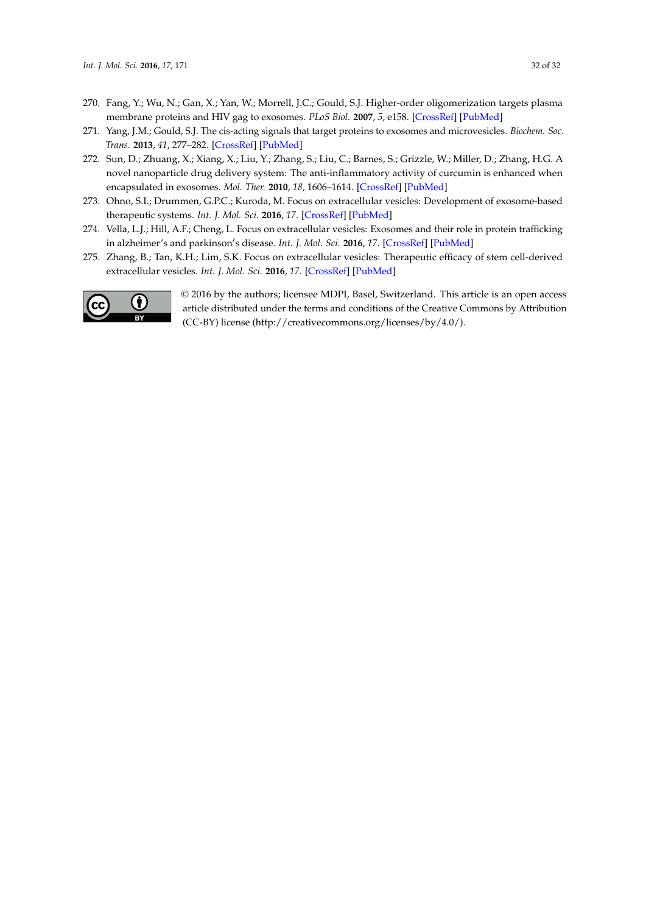270. Fang, Y.; Wu, N.; Gan, X.; Yan, W.; Morrell, J.C.; Gould, S.J. Higher-order oligomerization targets plasma membrane proteins and HIV gag to exosomes. *PLoS Biol.* **2007**, *5*, e158. [CrossRef] [PubMed]
271. Yang, J.M.; Gould, S.J. The cis-acting signals that target proteins to exosomes and microvesicles. *Biochem. Soc. Trans.* **2013**, *41*, 277–282. [CrossRef] [PubMed]
272. Sun, D.; Zhuang, X.; Xiang, X.; Liu, Y.; Zhang, S.; Liu, C.; Barnes, S.; Grizzle, W.; Miller, D.; Zhang, H.G. A novel nanoparticle drug delivery system: The anti-inflammatory activity of curcumin is enhanced when encapsulated in exosomes. *Mol. Ther.* **2010**, *18*, 1606–1614. [CrossRef] [PubMed]
273. Ohno, S.I.; Drummen, G.P.C.; Kuroda, M. Focus on extracellular vesicles: Development of exosome-based therapeutic systems. *Int. J. Mol. Sci.* **2016**, *17*. [CrossRef] [PubMed]
274. Vella, L.J.; Hill, A.F.; Cheng, L. Focus on extracellular vesicles: Exosomes and their role in protein trafficking in alzheimer's and parkinson's disease. *Int. J. Mol. Sci.* **2016**, *17*. [CrossRef] [PubMed]
275. Zhang, B.; Tan, K.H.; Lim, S.K. Focus on extracellular vesicles: Therapeutic efficacy of stem cell-derived extracellular vesicles. *Int. J. Mol. Sci.* **2016**, *17*. [CrossRef] [PubMed]

© 2016 by the authors; licensee MDPI, Basel, Switzerland. This article is an open access article distributed under the terms and conditions of the Creative Commons by Attribution (CC-BY) license (http://creativecommons.org/licenses/by/4.0/).